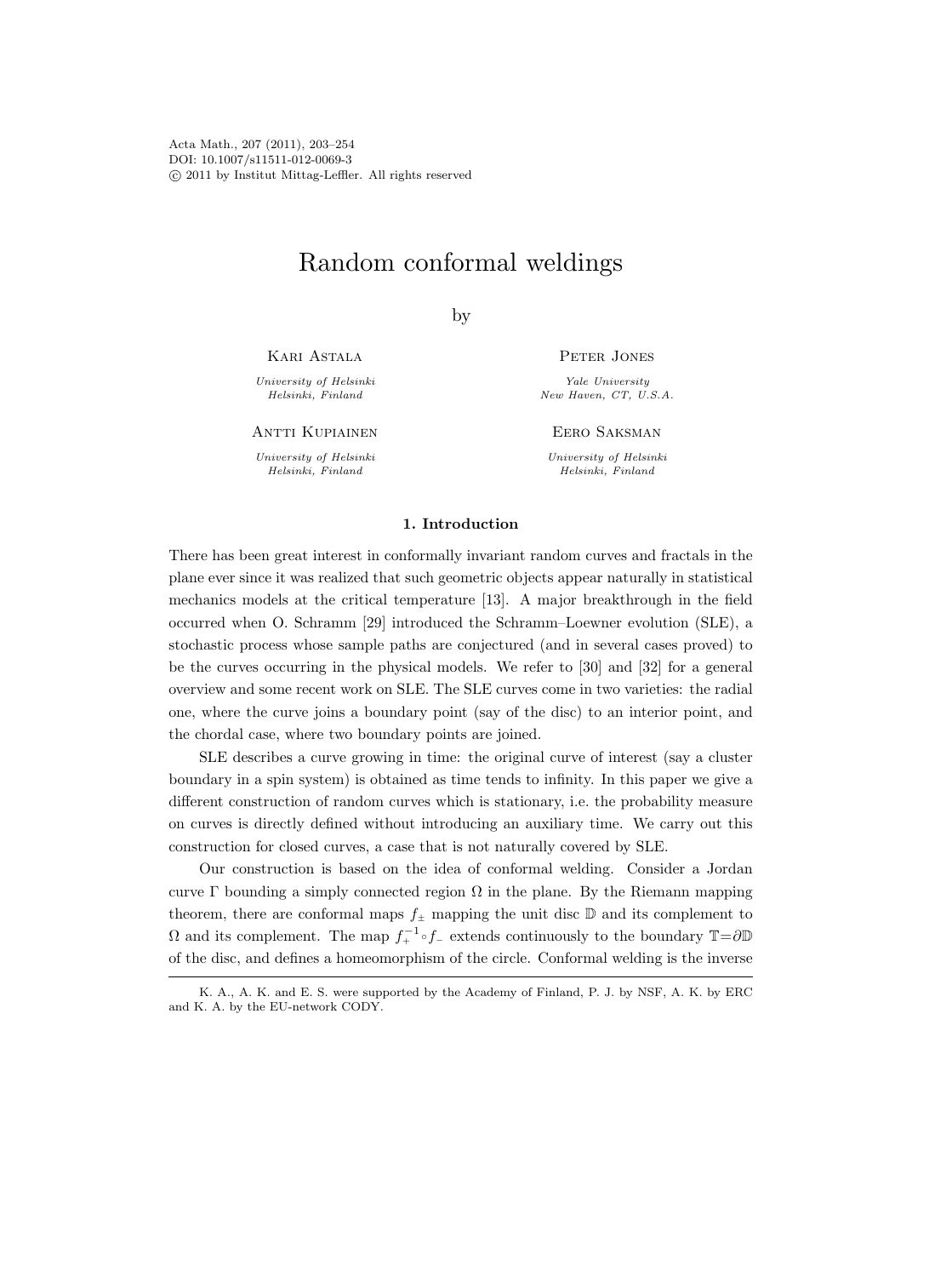# Random conformal weldings

by

Kari Astala
*University of Helsinki*
*Helsinki, Finland*

Peter Jones
*Yale University*
*New Haven, CT, U.S.A.*

Antti Kupiainen
*University of Helsinki*
*Helsinki, Finland*

Eero Saksman
*University of Helsinki*
*Helsinki, Finland*

## 1. Introduction

There has been great interest in conformally invariant random curves and fractals in the plane ever since it was realized that such geometric objects appear naturally in statistical mechanics models at the critical temperature [13]. A major breakthrough in the field occurred when O. Schramm [29] introduced the Schramm–Loewner evolution (SLE), a stochastic process whose sample paths are conjectured (and in several cases proved) to be the curves occurring in the physical models. We refer to [30] and [32] for a general overview and some recent work on SLE. The SLE curves come in two varieties: the radial one, where the curve joins a boundary point (say of the disc) to an interior point, and the chordal case, where two boundary points are joined.

SLE describes a curve growing in time: the original curve of interest (say a cluster boundary in a spin system) is obtained as time tends to infinity. In this paper we give a different construction of random curves which is stationary, i.e. the probability measure on curves is directly defined without introducing an auxiliary time. We carry out this construction for closed curves, a case that is not naturally covered by SLE.

Our construction is based on the idea of conformal welding. Consider a Jordan curve $\Gamma$ bounding a simply connected region $\Omega$ in the plane. By the Riemann mapping theorem, there are conformal maps $f_\pm$ mapping the unit disc $\mathbb{D}$ and its complement to $\Omega$ and its complement. The map $f_+^{-1} \circ f_-$ extends continuously to the boundary $\mathbb{T}=\partial\mathbb{D}$ of the disc, and defines a homeomorphism of the circle. Conformal welding is the inverse

K. A., A. K. and E. S. were supported by the Academy of Finland, P. J. by NSF, A. K. by ERC and K. A. by the EU-network CODY.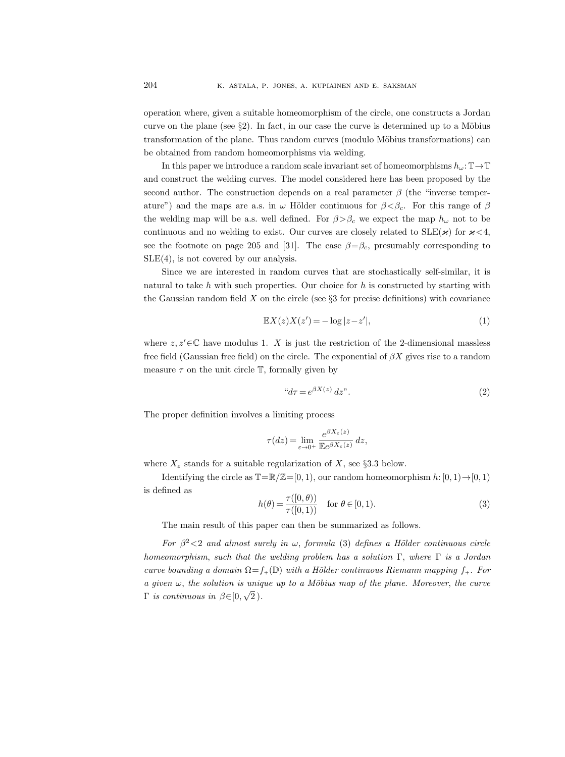operation where, given a suitable homeomorphism of the circle, one constructs a Jordan curve on the plane (see §2). In fact, in our case the curve is determined up to a Möbius transformation of the plane. Thus random curves (modulo Möbius transformations) can be obtained from random homeomorphisms via welding.

In this paper we introduce a random scale invariant set of homeomorphisms $h_\omega:\mathbb{T}\to\mathbb{T}$ and construct the welding curves. The model considered here has been proposed by the second author. The construction depends on a real parameter $\beta$ (the "inverse temperature") and the maps are a.s. in $\omega$ Hölder continuous for $\beta<\beta_c$. For this range of $\beta$ the welding map will be a.s. well defined. For $\beta>\beta_c$ we expect the map $h_\omega$ not to be continuous and no welding to exist. Our curves are closely related to SLE($\varkappa$) for $\varkappa<4$, see the footnote on page 205 and [31]. The case $\beta=\beta_c$, presumably corresponding to SLE(4), is not covered by our analysis.

Since we are interested in random curves that are stochastically self-similar, it is natural to take $h$ with such properties. Our choice for $h$ is constructed by starting with the Gaussian random field $X$ on the circle (see §3 for precise definitions) with covariance

$$\mathbb{E}X(z)X(z')=-\log|z-z'|, \tag{1}$$

where $z,z'\in\mathbb{C}$ have modulus 1. $X$ is just the restriction of the 2-dimensional massless free field (Gaussian free field) on the circle. The exponential of $\beta X$ gives rise to a random measure $\tau$ on the unit circle $\mathbb{T}$, formally given by

$$\text{“}d\tau=e^{\beta X(z)}\,dz\text{”}. \tag{2}$$

The proper definition involves a limiting process

$$\tau(dz)=\lim_{\varepsilon\to 0^+}\frac{e^{\beta X_\varepsilon(z)}}{\mathbb{E}e^{\beta X_\varepsilon(z)}}\,dz,$$

where $X_\varepsilon$ stands for a suitable regularization of $X$, see §3.3 below.

Identifying the circle as $\mathbb{T}=\mathbb{R}/\mathbb{Z}=[0,1)$, our random homeomorphism $h:[0,1)\to[0,1)$ is defined as

$$h(\theta)=\frac{\tau([0,\theta))}{\tau([0,1))}\quad\text{for } \theta\in[0,1). \tag{3}$$

The main result of this paper can then be summarized as follows.

*For $\beta^2<2$ and almost surely in $\omega$, formula (3) defines a Hölder continuous circle homeomorphism, such that the welding problem has a solution $\Gamma$, where $\Gamma$ is a Jordan curve bounding a domain $\Omega=f_+(\mathbb{D})$ with a Hölder continuous Riemann mapping $f_+$. For a given $\omega$, the solution is unique up to a Möbius map of the plane. Moreover, the curve $\Gamma$ is continuous in $\beta\in[0,\sqrt{2}\,)$.*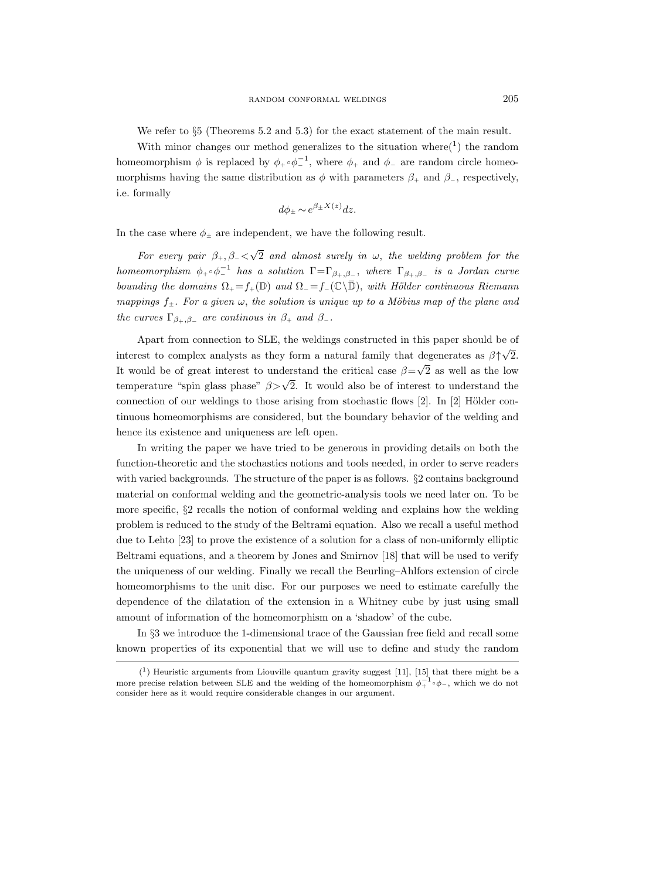We refer to §5 (Theorems 5.2 and 5.3) for the exact statement of the main result.

With minor changes our method generalizes to the situation where[1] the random homeomorphism $\phi$ is replaced by $\phi_+ \circ \phi_-^{-1}$, where $\phi_+$ and $\phi_-$ are random circle homeomorphisms having the same distribution as $\phi$ with parameters $\beta_+$ and $\beta_-$, respectively, i.e. formally

$$d\phi_\pm \sim e^{\beta_\pm X(z)} dz.$$

In the case where $\phi_\pm$ are independent, we have the following result.

*For every pair $\beta_+, \beta_- < \sqrt{2}$ and almost surely in $\omega$, the welding problem for the homeomorphism $\phi_+ \circ \phi_-^{-1}$ has a solution $\Gamma = \Gamma_{\beta_+, \beta_-}$, where $\Gamma_{\beta_+, \beta_-}$ is a Jordan curve bounding the domains $\Omega_+ = f_+(\mathbb{D})$ and $\Omega_- = f_-(\mathbb{C} \setminus \overline{\mathbb{D}})$, with Hölder continuous Riemann mappings $f_\pm$. For a given $\omega$, the solution is unique up to a Möbius map of the plane and the curves $\Gamma_{\beta_+, \beta_-}$ are continous in $\beta_+$ and $\beta_-$.*

Apart from connection to SLE, the weldings constructed in this paper should be of interest to complex analysts as they form a natural family that degenerates as $\beta \uparrow \sqrt{2}$. It would be of great interest to understand the critical case $\beta = \sqrt{2}$ as well as the low temperature "spin glass phase" $\beta > \sqrt{2}$. It would also be of interest to understand the connection of our weldings to those arising from stochastic flows [2]. In [2] Hölder continuous homeomorphisms are considered, but the boundary behavior of the welding and hence its existence and uniqueness are left open.

In writing the paper we have tried to be generous in providing details on both the function-theoretic and the stochastics notions and tools needed, in order to serve readers with varied backgrounds. The structure of the paper is as follows. §2 contains background material on conformal welding and the geometric-analysis tools we need later on. To be more specific, §2 recalls the notion of conformal welding and explains how the welding problem is reduced to the study of the Beltrami equation. Also we recall a useful method due to Lehto [23] to prove the existence of a solution for a class of non-uniformly elliptic Beltrami equations, and a theorem by Jones and Smirnov [18] that will be used to verify the uniqueness of our welding. Finally we recall the Beurling–Ahlfors extension of circle homeomorphisms to the unit disc. For our purposes we need to estimate carefully the dependence of the dilatation of the extension in a Whitney cube by just using small amount of information of the homeomorphism on a 'shadow' of the cube.

In §3 we introduce the 1-dimensional trace of the Gaussian free field and recall some known properties of its exponential that we will use to define and study the random

[1] Heuristic arguments from Liouville quantum gravity suggest [11], [15] that there might be a more precise relation between SLE and the welding of the homeomorphism $\phi_+^{-1} \circ \phi_-$, which we do not consider here as it would require considerable changes in our argument.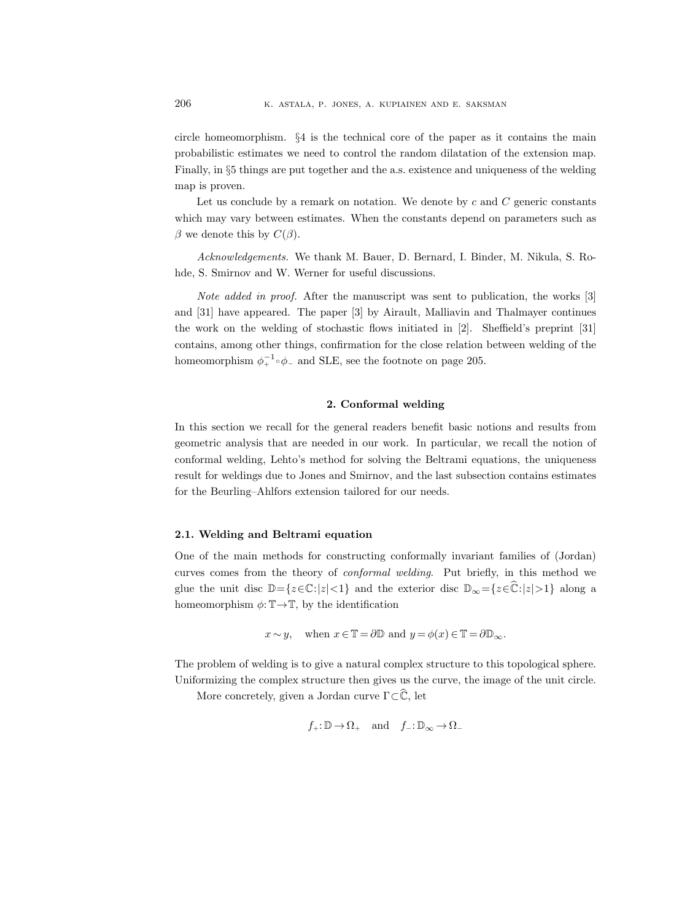circle homeomorphism. §4 is the technical core of the paper as it contains the main probabilistic estimates we need to control the random dilatation of the extension map. Finally, in §5 things are put together and the a.s. existence and uniqueness of the welding map is proven.

Let us conclude by a remark on notation. We denote by $c$ and $C$ generic constants which may vary between estimates. When the constants depend on parameters such as $\beta$ we denote this by $C(\beta)$.

*Acknowledgements.* We thank M. Bauer, D. Bernard, I. Binder, M. Nikula, S. Rohde, S. Smirnov and W. Werner for useful discussions.

*Note added in proof.* After the manuscript was sent to publication, the works [3] and [31] have appeared. The paper [3] by Airault, Malliavin and Thalmayer continues the work on the welding of stochastic flows initiated in [2]. Sheffield's preprint [31] contains, among other things, confirmation for the close relation between welding of the homeomorphism $\phi_+^{-1}\circ\phi_-$ and SLE, see the footnote on page 205.

## 2. Conformal welding

In this section we recall for the general readers benefit basic notions and results from geometric analysis that are needed in our work. In particular, we recall the notion of conformal welding, Lehto's method for solving the Beltrami equations, the uniqueness result for weldings due to Jones and Smirnov, and the last subsection contains estimates for the Beurling–Ahlfors extension tailored for our needs.

### 2.1. Welding and Beltrami equation

One of the main methods for constructing conformally invariant families of (Jordan) curves comes from the theory of *conformal welding*. Put briefly, in this method we glue the unit disc $\mathbb{D}=\{z\in\mathbb{C}:|z|<1\}$ and the exterior disc $\mathbb{D}_\infty=\{z\in\widehat{\mathbb{C}}:|z|>1\}$ along a homeomorphism $\phi:\mathbb{T}\to\mathbb{T}$, by the identification

$$x\sim y,\quad \text{when } x\in\mathbb{T}=\partial\mathbb{D} \text{ and } y=\phi(x)\in\mathbb{T}=\partial\mathbb{D}_\infty.$$

The problem of welding is to give a natural complex structure to this topological sphere. Uniformizing the complex structure then gives us the curve, the image of the unit circle.

More concretely, given a Jordan curve $\Gamma\subset\widehat{\mathbb{C}}$, let

$$f_+:\mathbb{D}\to\Omega_+\quad\text{and}\quad f_-:\mathbb{D}_\infty\to\Omega_-$$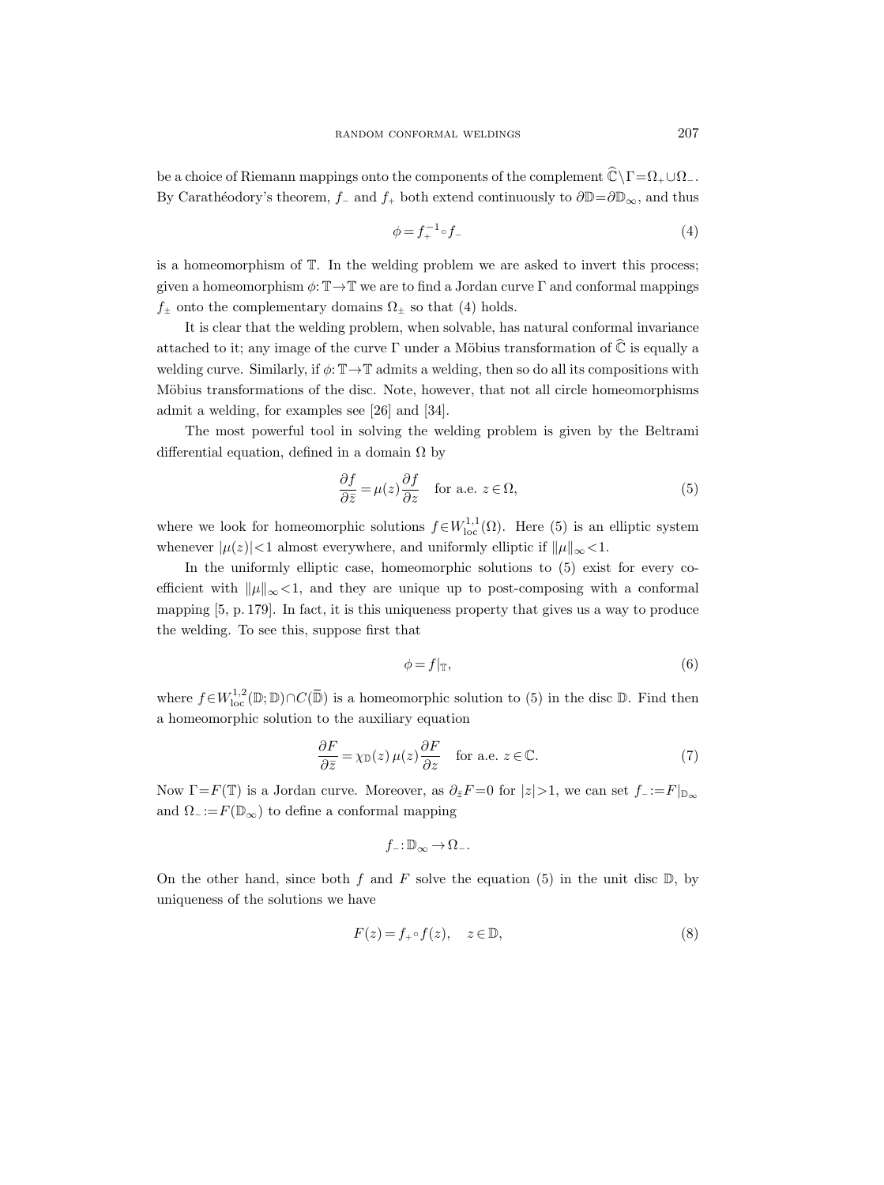be a choice of Riemann mappings onto the components of the complement $\widehat{\mathbb{C}}\setminus\Gamma=\Omega_+\cup\Omega_-$. By Carathéodory's theorem, $f_-$ and $f_+$ both extend continuously to $\partial\mathbb{D}=\partial\mathbb{D}_\infty$, and thus

$$\phi = f_+^{-1}\circ f_- \tag{4}$$

is a homeomorphism of $\mathbb{T}$. In the welding problem we are asked to invert this process; given a homeomorphism $\phi\colon\mathbb{T}\to\mathbb{T}$ we are to find a Jordan curve $\Gamma$ and conformal mappings $f_\pm$ onto the complementary domains $\Omega_\pm$ so that (4) holds.

It is clear that the welding problem, when solvable, has natural conformal invariance attached to it; any image of the curve $\Gamma$ under a Möbius transformation of $\widehat{\mathbb{C}}$ is equally a welding curve. Similarly, if $\phi\colon\mathbb{T}\to\mathbb{T}$ admits a welding, then so do all its compositions with Möbius transformations of the disc. Note, however, that not all circle homeomorphisms admit a welding, for examples see [26] and [34].

The most powerful tool in solving the welding problem is given by the Beltrami differential equation, defined in a domain $\Omega$ by

$$\frac{\partial f}{\partial \bar z} = \mu(z)\frac{\partial f}{\partial z} \quad \text{for a.e. } z\in\Omega, \tag{5}$$

where we look for homeomorphic solutions $f\in W^{1,1}_{\mathrm{loc}}(\Omega)$. Here (5) is an elliptic system whenever $|\mu(z)|<1$ almost everywhere, and uniformly elliptic if $\|\mu\|_\infty<1$.

In the uniformly elliptic case, homeomorphic solutions to (5) exist for every coefficient with $\|\mu\|_\infty<1$, and they are unique up to post-composing with a conformal mapping [5, p. 179]. In fact, it is this uniqueness property that gives us a way to produce the welding. To see this, suppose first that

$$\phi = f|_{\mathbb{T}}, \tag{6}$$

where $f\in W^{1,2}_{\mathrm{loc}}(\mathbb{D};\mathbb{D})\cap C(\overline{\mathbb{D}})$ is a homeomorphic solution to (5) in the disc $\mathbb{D}$. Find then a homeomorphic solution to the auxiliary equation

$$\frac{\partial F}{\partial \bar z} = \chi_{\mathbb{D}}(z)\,\mu(z)\frac{\partial F}{\partial z} \quad \text{for a.e. } z\in\mathbb{C}. \tag{7}$$

Now $\Gamma=F(\mathbb{T})$ is a Jordan curve. Moreover, as $\partial_{\bar z}F=0$ for $|z|>1$, we can set $f_-:=F|_{\mathbb{D}_\infty}$ and $\Omega_-:=F(\mathbb{D}_\infty)$ to define a conformal mapping

$$f_-\colon \mathbb{D}_\infty \to \Omega_-.$$

On the other hand, since both $f$ and $F$ solve the equation (5) in the unit disc $\mathbb{D}$, by uniqueness of the solutions we have

$$F(z) = f_+\circ f(z), \quad z\in\mathbb{D}, \tag{8}$$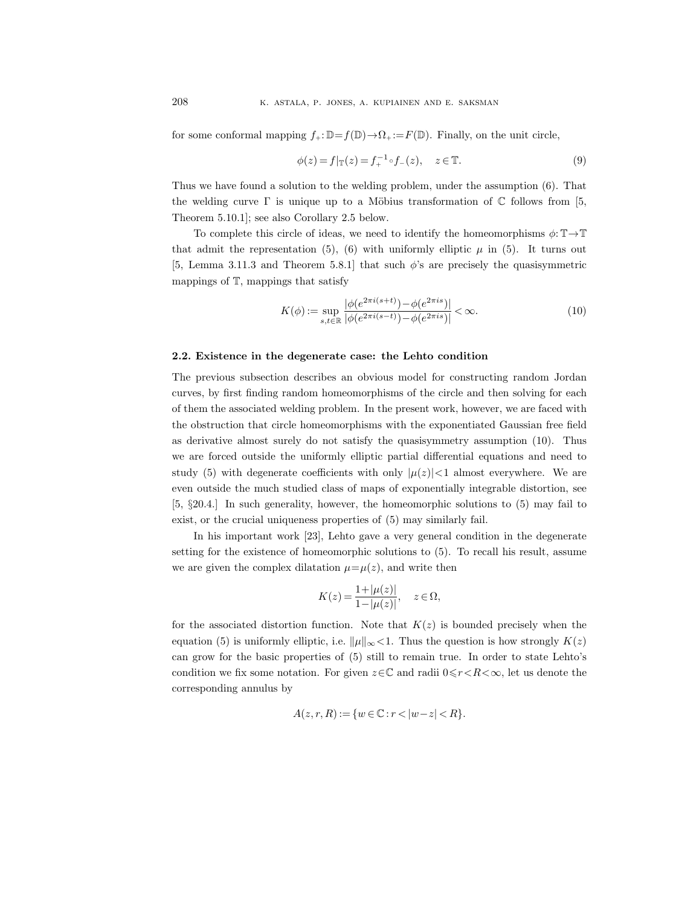for some conformal mapping $f_+: \mathbb{D}=f(\mathbb{D})\to\Omega_+:=F(\mathbb{D})$. Finally, on the unit circle,

$$\phi(z)=f|_{\mathbb{T}}(z)=f_+^{-1}\circ f_-(z), \quad z\in\mathbb{T}. \tag{9}$$

Thus we have found a solution to the welding problem, under the assumption (6). That the welding curve $\Gamma$ is unique up to a Möbius transformation of $\mathbb{C}$ follows from [5, Theorem 5.10.1]; see also Corollary 2.5 below.

To complete this circle of ideas, we need to identify the homeomorphisms $\phi:\mathbb{T}\to\mathbb{T}$ that admit the representation (5), (6) with uniformly elliptic $\mu$ in (5). It turns out [5, Lemma 3.11.3 and Theorem 5.8.1] that such $\phi$'s are precisely the quasisymmetric mappings of $\mathbb{T}$, mappings that satisfy

$$K(\phi):=\sup_{s,t\in\mathbb{R}}\frac{|\phi(e^{2\pi i(s+t)})-\phi(e^{2\pi is})|}{|\phi(e^{2\pi i(s-t)})-\phi(e^{2\pi is})|}<\infty. \tag{10}$$

### 2.2. Existence in the degenerate case: the Lehto condition

The previous subsection describes an obvious model for constructing random Jordan curves, by first finding random homeomorphisms of the circle and then solving for each of them the associated welding problem. In the present work, however, we are faced with the obstruction that circle homeomorphisms with the exponentiated Gaussian free field as derivative almost surely do not satisfy the quasisymmetry assumption (10). Thus we are forced outside the uniformly elliptic partial differential equations and need to study (5) with degenerate coefficients with only $|\mu(z)|<1$ almost everywhere. We are even outside the much studied class of maps of exponentially integrable distortion, see [5, §20.4.] In such generality, however, the homeomorphic solutions to (5) may fail to exist, or the crucial uniqueness properties of (5) may similarly fail.

In his important work [23], Lehto gave a very general condition in the degenerate setting for the existence of homeomorphic solutions to (5). To recall his result, assume we are given the complex dilatation $\mu=\mu(z)$, and write then

$$K(z)=\frac{1+|\mu(z)|}{1-|\mu(z)|}, \quad z\in\Omega,$$

for the associated distortion function. Note that $K(z)$ is bounded precisely when the equation (5) is uniformly elliptic, i.e. $\|\mu\|_\infty<1$. Thus the question is how strongly $K(z)$ can grow for the basic properties of (5) still to remain true. In order to state Lehto's condition we fix some notation. For given $z\in\mathbb{C}$ and radii $0\leqslant r<R<\infty$, let us denote the corresponding annulus by

$$A(z,r,R):=\{w\in\mathbb{C}: r<|w-z|<R\}.$$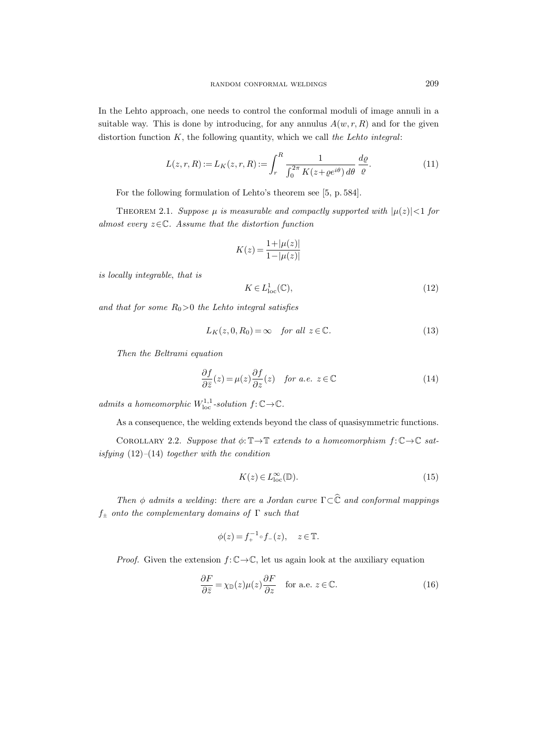In the Lehto approach, one needs to control the conformal moduli of image annuli in a suitable way. This is done by introducing, for any annulus $A(w,r,R)$ and for the given distortion function $K$, the following quantity, which we call *the Lehto integral*:

$$L(z,r,R) := L_K(z,r,R) := \int_r^R \frac{1}{\int_0^{2\pi} K(z+\varrho e^{i\theta})\,d\theta}\,\frac{d\varrho}{\varrho}. \tag{11}$$

For the following formulation of Lehto's theorem see [5, p. 584].

THEOREM 2.1. *Suppose $\mu$ is measurable and compactly supported with $|\mu(z)|<1$ for almost every $z\in\mathbb{C}$. Assume that the distortion function*

$$K(z) = \frac{1+|\mu(z)|}{1-|\mu(z)|}$$

*is locally integrable, that is*

$$K \in L^1_{\mathrm{loc}}(\mathbb{C}), \tag{12}$$

*and that for some $R_0>0$ the Lehto integral satisfies*

$$L_K(z,0,R_0) = \infty \quad \text{for all } z\in\mathbb{C}. \tag{13}$$

*Then the Beltrami equation*

$$\frac{\partial f}{\partial \bar z}(z) = \mu(z)\frac{\partial f}{\partial z}(z) \quad \text{for a.e. } z\in\mathbb{C} \tag{14}$$

*admits a homeomorphic $W^{1,1}_{\mathrm{loc}}$-solution $f:\mathbb{C}\to\mathbb{C}$.*

As a consequence, the welding extends beyond the class of quasisymmetric functions.

COROLLARY 2.2. *Suppose that $\phi:\mathbb{T}\to\mathbb{T}$ extends to a homeomorphism $f:\mathbb{C}\to\mathbb{C}$ satisfying (12)–(14) together with the condition*

$$K(z) \in L^\infty_{\mathrm{loc}}(\mathbb{D}). \tag{15}$$

*Then $\phi$ admits a welding: there are a Jordan curve $\Gamma\subset\widehat{\mathbb{C}}$ and conformal mappings $f_\pm$ onto the complementary domains of $\Gamma$ such that*

$$\phi(z) = f_+^{-1}\circ f_-(z), \quad z\in\mathbb{T}.$$

*Proof.* Given the extension $f:\mathbb{C}\to\mathbb{C}$, let us again look at the auxiliary equation

$$\frac{\partial F}{\partial \bar z} = \chi_{\mathbb{D}}(z)\mu(z)\frac{\partial F}{\partial z} \quad \text{for a.e. } z\in\mathbb{C}. \tag{16}$$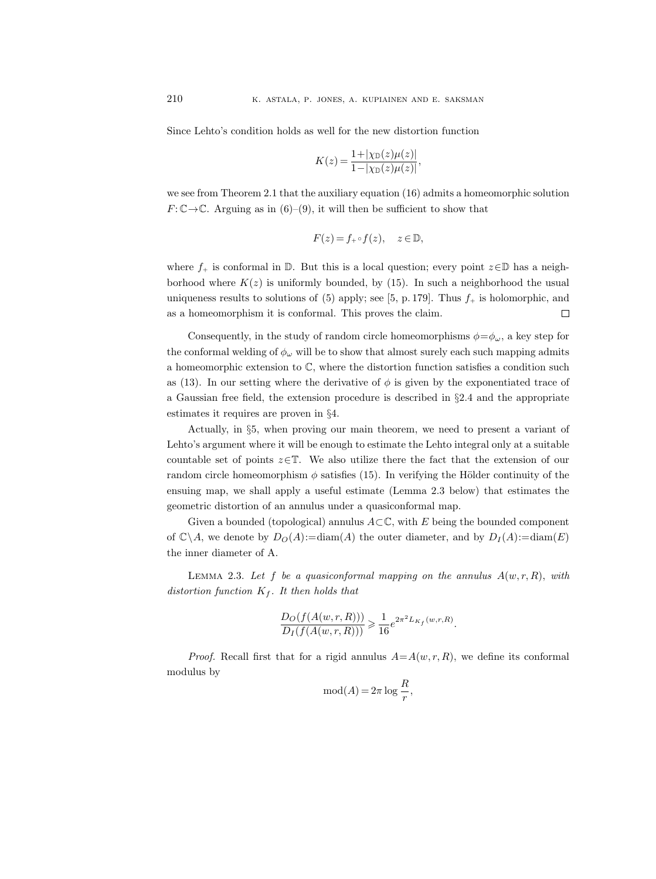Since Lehto's condition holds as well for the new distortion function

$$K(z) = \frac{1+|\chi_{\mathbb{D}}(z)\mu(z)|}{1-|\chi_{\mathbb{D}}(z)\mu(z)|},$$

we see from Theorem 2.1 that the auxiliary equation (16) admits a homeomorphic solution $F: \mathbb{C} \to \mathbb{C}$. Arguing as in (6)–(9), it will then be sufficient to show that

$$F(z) = f_+ \circ f(z), \quad z \in \mathbb{D},$$

where $f_+$ is conformal in $\mathbb{D}$. But this is a local question; every point $z \in \mathbb{D}$ has a neighborhood where $K(z)$ is uniformly bounded, by (15). In such a neighborhood the usual uniqueness results to solutions of (5) apply; see [5, p. 179]. Thus $f_+$ is holomorphic, and as a homeomorphism it is conformal. This proves the claim. $\square$

Consequently, in the study of random circle homeomorphisms $\phi = \phi_\omega$, a key step for the conformal welding of $\phi_\omega$ will be to show that almost surely each such mapping admits a homeomorphic extension to $\mathbb{C}$, where the distortion function satisfies a condition such as (13). In our setting where the derivative of $\phi$ is given by the exponentiated trace of a Gaussian free field, the extension procedure is described in §2.4 and the appropriate estimates it requires are proven in §4.

Actually, in §5, when proving our main theorem, we need to present a variant of Lehto's argument where it will be enough to estimate the Lehto integral only at a suitable countable set of points $z \in \mathbb{T}$. We also utilize there the fact that the extension of our random circle homeomorphism $\phi$ satisfies (15). In verifying the Hölder continuity of the ensuing map, we shall apply a useful estimate (Lemma 2.3 below) that estimates the geometric distortion of an annulus under a quasiconformal map.

Given a bounded (topological) annulus $A \subset \mathbb{C}$, with $E$ being the bounded component of $\mathbb{C} \setminus A$, we denote by $D_O(A) := \operatorname{diam}(A)$ the outer diameter, and by $D_I(A) := \operatorname{diam}(E)$ the inner diameter of A.

Lemma 2.3. *Let $f$ be a quasiconformal mapping on the annulus $A(w, r, R)$, with distortion function $K_f$. It then holds that*

$$\frac{D_O(f(A(w,r,R)))}{D_I(f(A(w,r,R)))} \geqslant \frac{1}{16} e^{2\pi^2 L_{K_f}(w,r,R)}.$$

*Proof.* Recall first that for a rigid annulus $A = A(w, r, R)$, we define its conformal modulus by

$$\operatorname{mod}(A) = 2\pi \log \frac{R}{r},$$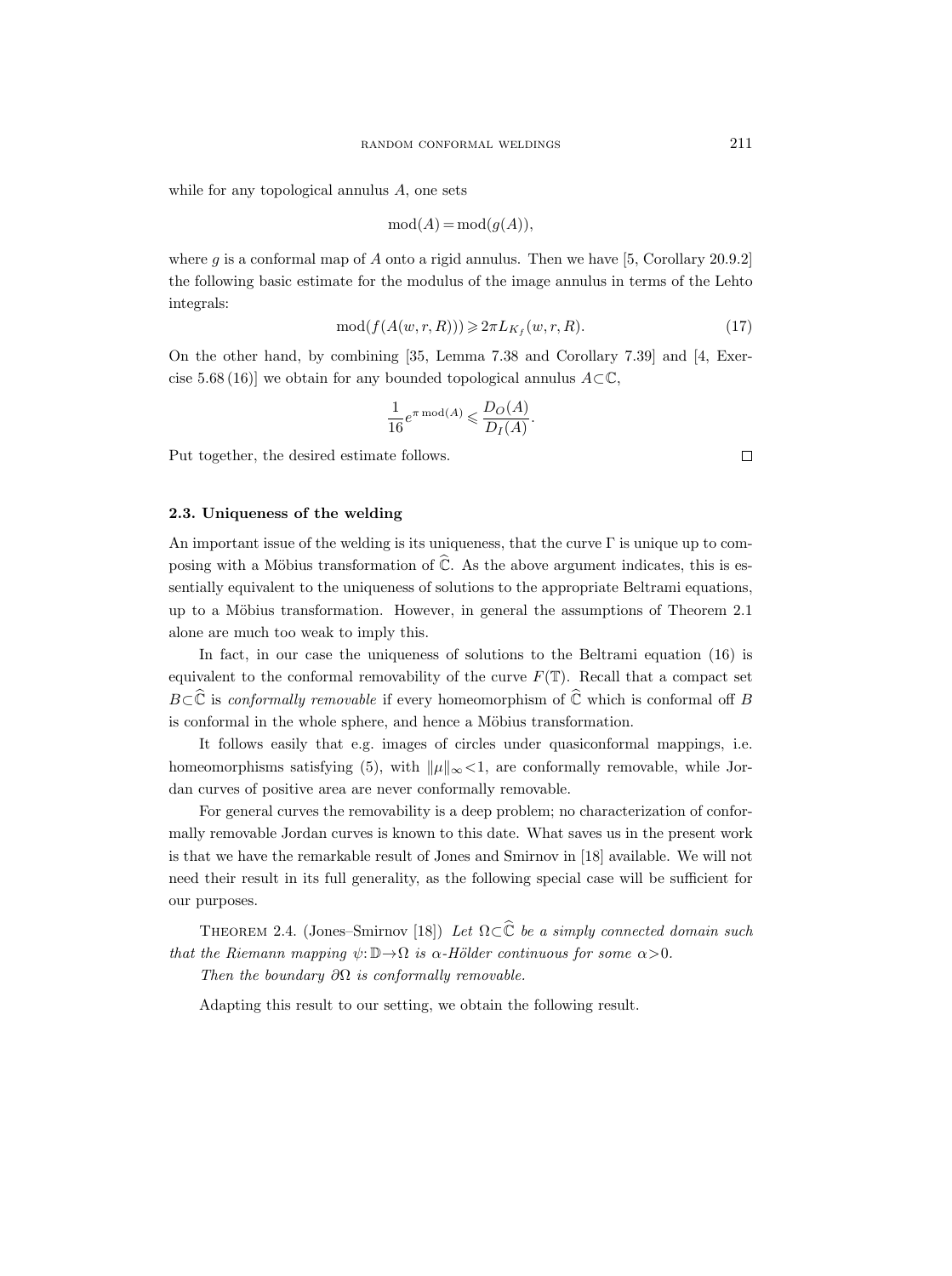while for any topological annulus $A$, one sets

$$\mathrm{mod}(A) = \mathrm{mod}(g(A)),$$

where $g$ is a conformal map of $A$ onto a rigid annulus. Then we have [5, Corollary 20.9.2] the following basic estimate for the modulus of the image annulus in terms of the Lehto integrals:

$$\mathrm{mod}(f(A(w,r,R))) \geqslant 2\pi L_{K_f}(w,r,R). \tag{17}$$

On the other hand, by combining [35, Lemma 7.38 and Corollary 7.39] and [4, Exercise 5.68 (16)] we obtain for any bounded topological annulus $A \subset \mathbb{C}$,

$$\frac{1}{16} e^{\pi \,\mathrm{mod}(A)} \leqslant \frac{D_O(A)}{D_I(A)}.$$

Put together, the desired estimate follows. $\square$

### 2.3. Uniqueness of the welding

An important issue of the welding is its uniqueness, that the curve $\Gamma$ is unique up to composing with a Möbius transformation of $\widehat{\mathbb{C}}$. As the above argument indicates, this is essentially equivalent to the uniqueness of solutions to the appropriate Beltrami equations, up to a Möbius transformation. However, in general the assumptions of Theorem 2.1 alone are much too weak to imply this.

In fact, in our case the uniqueness of solutions to the Beltrami equation (16) is equivalent to the conformal removability of the curve $F(\mathbb{T})$. Recall that a compact set $B \subset \widehat{\mathbb{C}}$ is *conformally removable* if every homeomorphism of $\widehat{\mathbb{C}}$ which is conformal off $B$ is conformal in the whole sphere, and hence a Möbius transformation.

It follows easily that e.g. images of circles under quasiconformal mappings, i.e. homeomorphisms satisfying (5), with $\|\mu\|_\infty < 1$, are conformally removable, while Jordan curves of positive area are never conformally removable.

For general curves the removability is a deep problem; no characterization of conformally removable Jordan curves is known to this date. What saves us in the present work is that we have the remarkable result of Jones and Smirnov in [18] available. We will not need their result in its full generality, as the following special case will be sufficient for our purposes.

THEOREM 2.4. (Jones–Smirnov [18]) *Let $\Omega \subset \widehat{\mathbb{C}}$ be a simply connected domain such that the Riemann mapping $\psi: \mathbb{D} \to \Omega$ is $\alpha$-Hölder continuous for some $\alpha > 0$.*

*Then the boundary $\partial\Omega$ is conformally removable.*

Adapting this result to our setting, we obtain the following result.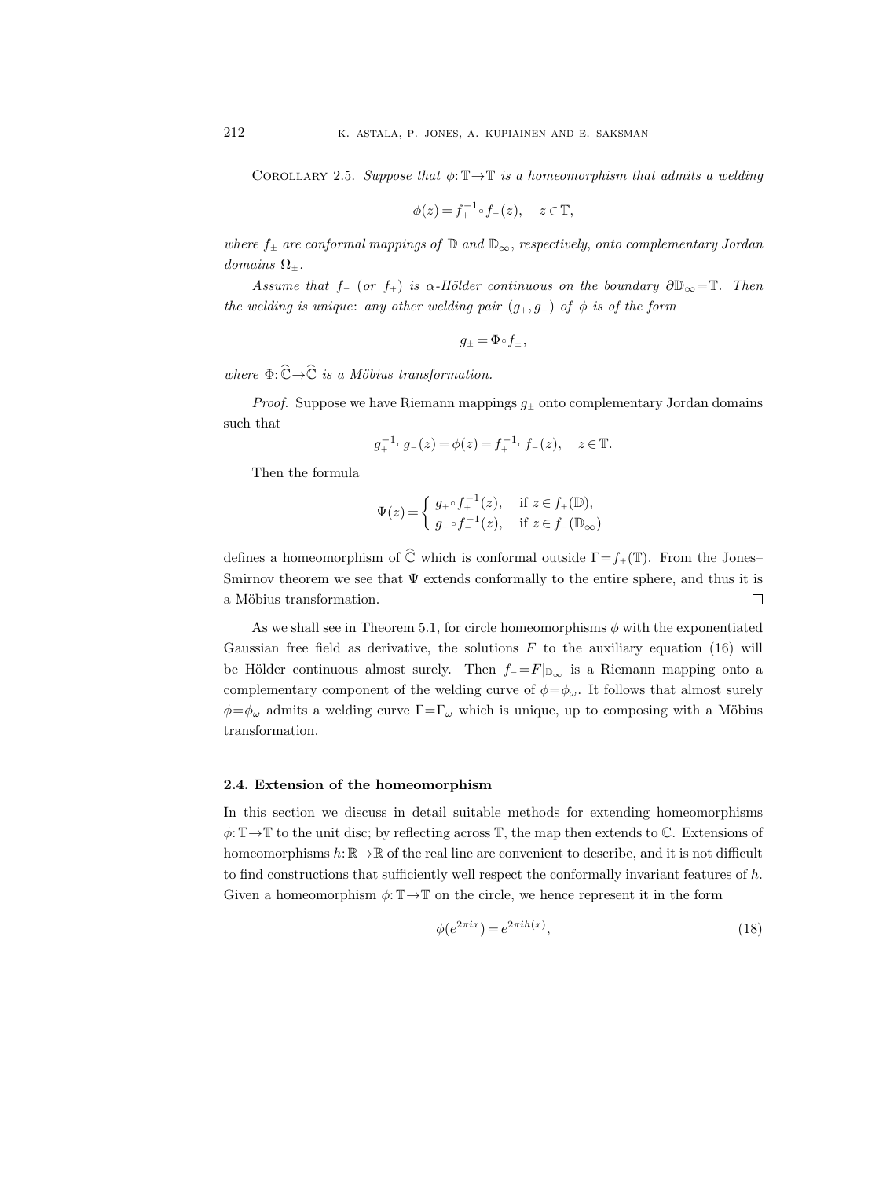Corollary 2.5. *Suppose that $\phi\colon \mathbb{T}\to\mathbb{T}$ is a homeomorphism that admits a welding*

$$\phi(z) = f_+^{-1} \circ f_-(z), \quad z \in \mathbb{T},$$

*where $f_\pm$ are conformal mappings of $\mathbb{D}$ and $\mathbb{D}_\infty$, respectively, onto complementary Jordan domains $\Omega_\pm$.*

*Assume that $f_-$ (or $f_+$) is $\alpha$-Hölder continuous on the boundary $\partial\mathbb{D}_\infty = \mathbb{T}$. Then the welding is unique: any other welding pair $(g_+, g_-)$ of $\phi$ is of the form*

$$g_\pm = \Phi \circ f_\pm,$$

*where $\Phi\colon \widehat{\mathbb{C}} \to \widehat{\mathbb{C}}$ is a Möbius transformation.*

*Proof.* Suppose we have Riemann mappings $g_\pm$ onto complementary Jordan domains such that

$$g_+^{-1} \circ g_-(z) = \phi(z) = f_+^{-1} \circ f_-(z), \quad z \in \mathbb{T}.$$

Then the formula

$$\Psi(z) = \begin{cases} g_+ \circ f_+^{-1}(z), & \text{if } z \in f_+(\mathbb{D}), \\ g_- \circ f_-^{-1}(z), & \text{if } z \in f_-(\mathbb{D}_\infty) \end{cases}$$

defines a homeomorphism of $\widehat{\mathbb{C}}$ which is conformal outside $\Gamma = f_\pm(\mathbb{T})$. From the Jones–Smirnov theorem we see that $\Psi$ extends conformally to the entire sphere, and thus it is a Möbius transformation. $\square$

As we shall see in Theorem 5.1, for circle homeomorphisms $\phi$ with the exponentiated Gaussian free field as derivative, the solutions $F$ to the auxiliary equation (16) will be Hölder continuous almost surely. Then $f_- = F|_{\mathbb{D}_\infty}$ is a Riemann mapping onto a complementary component of the welding curve of $\phi = \phi_\omega$. It follows that almost surely $\phi = \phi_\omega$ admits a welding curve $\Gamma = \Gamma_\omega$ which is unique, up to composing with a Möbius transformation.

### 2.4. Extension of the homeomorphism

In this section we discuss in detail suitable methods for extending homeomorphisms $\phi\colon \mathbb{T}\to\mathbb{T}$ to the unit disc; by reflecting across $\mathbb{T}$, the map then extends to $\mathbb{C}$. Extensions of homeomorphisms $h\colon \mathbb{R}\to\mathbb{R}$ of the real line are convenient to describe, and it is not difficult to find constructions that sufficiently well respect the conformally invariant features of $h$. Given a homeomorphism $\phi\colon \mathbb{T}\to\mathbb{T}$ on the circle, we hence represent it in the form

$$\phi(e^{2\pi i x}) = e^{2\pi i h(x)}, \tag{18}$$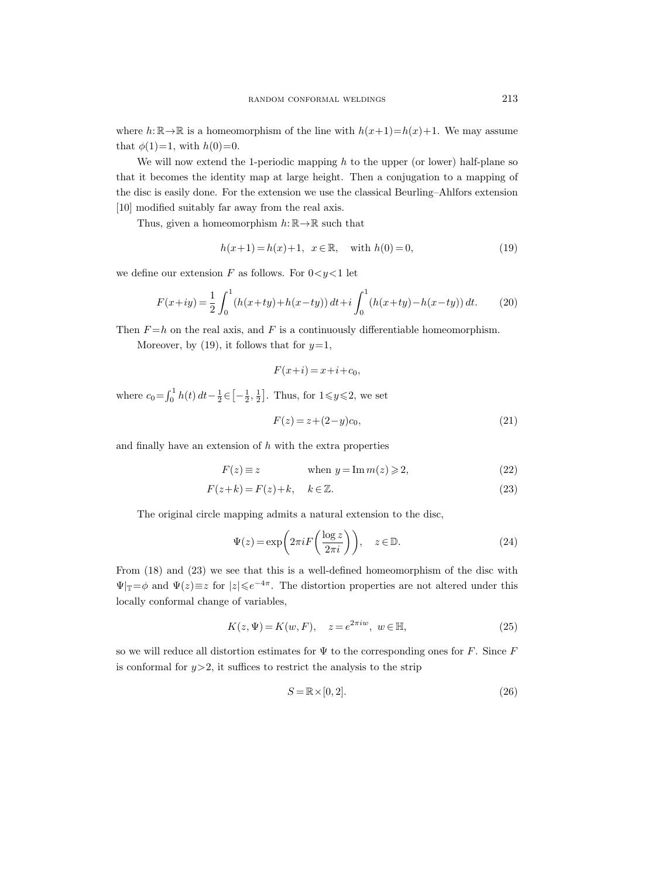where $h:\mathbb{R}\to\mathbb{R}$ is a homeomorphism of the line with $h(x+1)=h(x)+1$. We may assume that $\phi(1)=1$, with $h(0)=0$.

We will now extend the 1-periodic mapping $h$ to the upper (or lower) half-plane so that it becomes the identity map at large height. Then a conjugation to a mapping of the disc is easily done. For the extension we use the classical Beurling–Ahlfors extension [10] modified suitably far away from the real axis.

Thus, given a homeomorphism $h:\mathbb{R}\to\mathbb{R}$ such that

$$h(x+1)=h(x)+1, \quad x\in\mathbb{R}, \quad \text{with } h(0)=0, \tag{19}$$

we define our extension $F$ as follows. For $0<y<1$ let

$$F(x+iy)=\frac{1}{2}\int_0^1 (h(x+ty)+h(x-ty))\,dt+i\int_0^1 (h(x+ty)-h(x-ty))\,dt. \tag{20}$$

Then $F=h$ on the real axis, and $F$ is a continuously differentiable homeomorphism.

Moreover, by (19), it follows that for $y=1$,

$$F(x+i)=x+i+c_0,$$

where $c_0=\int_0^1 h(t)\,dt-\frac{1}{2}\in\left[-\frac{1}{2},\frac{1}{2}\right]$. Thus, for $1\leqslant y\leqslant 2$, we set

$$F(z)=z+(2-y)c_0, \tag{21}$$

and finally have an extension of $h$ with the extra properties

$$F(z)\equiv z \qquad \text{when } y=\operatorname{Im} m(z)\geqslant 2, \tag{22}$$

$$F(z+k)=F(z)+k, \quad k\in\mathbb{Z}. \tag{23}$$

The original circle mapping admits a natural extension to the disc,

$$\Psi(z)=\exp\left(2\pi i F\left(\frac{\log z}{2\pi i}\right)\right), \quad z\in\mathbb{D}. \tag{24}$$

From (18) and (23) we see that this is a well-defined homeomorphism of the disc with $\Psi|_{\mathbb{T}}=\phi$ and $\Psi(z)\equiv z$ for $|z|\leqslant e^{-4\pi}$. The distortion properties are not altered under this locally conformal change of variables,

$$K(z,\Psi)=K(w,F), \quad z=e^{2\pi i w}, \ w\in\mathbb{H}, \tag{25}$$

so we will reduce all distortion estimates for $\Psi$ to the corresponding ones for $F$. Since $F$ is conformal for $y>2$, it suffices to restrict the analysis to the strip

$$S=\mathbb{R}\times[0,2]. \tag{26}$$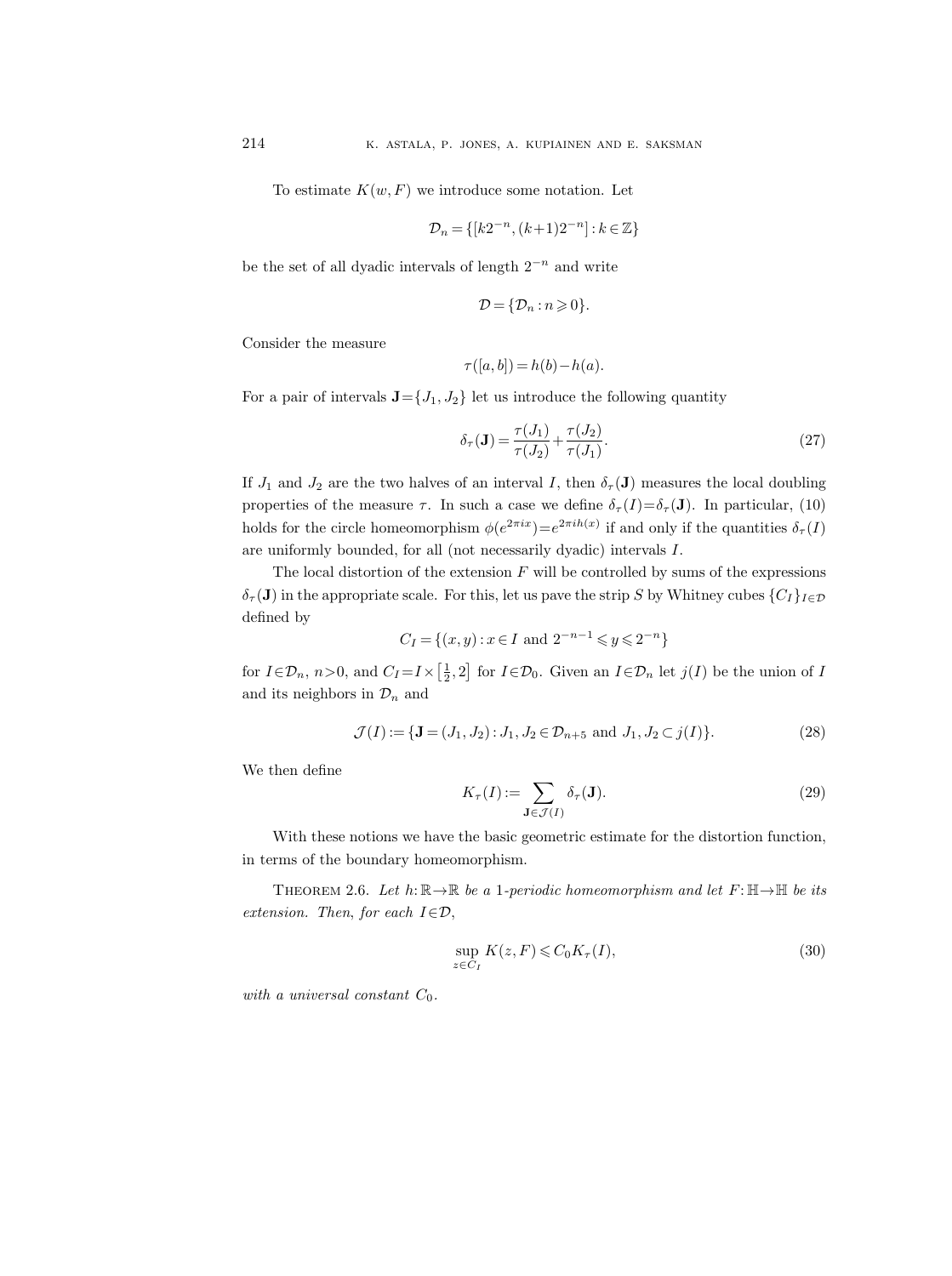To estimate $K(w, F)$ we introduce some notation. Let

$$\mathcal{D}_n = \{[k2^{-n}, (k+1)2^{-n}] : k \in \mathbb{Z}\}$$

be the set of all dyadic intervals of length $2^{-n}$ and write

$$\mathcal{D} = \{\mathcal{D}_n : n \geqslant 0\}.$$

Consider the measure

$$\tau([a,b]) = h(b) - h(a).$$

For a pair of intervals $\mathbf{J} = \{J_1, J_2\}$ let us introduce the following quantity

$$\delta_\tau(\mathbf{J}) = \frac{\tau(J_1)}{\tau(J_2)} + \frac{\tau(J_2)}{\tau(J_1)}. \tag{27}$$

If $J_1$ and $J_2$ are the two halves of an interval $I$, then $\delta_\tau(\mathbf{J})$ measures the local doubling properties of the measure $\tau$. In such a case we define $\delta_\tau(I) = \delta_\tau(\mathbf{J})$. In particular, (10) holds for the circle homeomorphism $\phi(e^{2\pi i x}) = e^{2\pi i h(x)}$ if and only if the quantities $\delta_\tau(I)$ are uniformly bounded, for all (not necessarily dyadic) intervals $I$.

The local distortion of the extension $F$ will be controlled by sums of the expressions $\delta_\tau(\mathbf{J})$ in the appropriate scale. For this, let us pave the strip $S$ by Whitney cubes $\{C_I\}_{I \in \mathcal{D}}$ defined by

$$C_I = \{(x,y) : x \in I \text{ and } 2^{-n-1} \leqslant y \leqslant 2^{-n}\}$$

for $I \in \mathcal{D}_n$, $n > 0$, and $C_I = I \times \left[\frac{1}{2}, 2\right]$ for $I \in \mathcal{D}_0$. Given an $I \in \mathcal{D}_n$ let $j(I)$ be the union of $I$ and its neighbors in $\mathcal{D}_n$ and

$$\mathcal{J}(I) := \{\mathbf{J} = (J_1, J_2) : J_1, J_2 \in \mathcal{D}_{n+5} \text{ and } J_1, J_2 \subset j(I)\}. \tag{28}$$

We then define

$$K_\tau(I) := \sum_{\mathbf{J} \in \mathcal{J}(I)} \delta_\tau(\mathbf{J}). \tag{29}$$

With these notions we have the basic geometric estimate for the distortion function, in terms of the boundary homeomorphism.

Theorem 2.6. *Let $h: \mathbb{R} \to \mathbb{R}$ be a 1-periodic homeomorphism and let $F: \mathbb{H} \to \mathbb{H}$ be its extension. Then, for each $I \in \mathcal{D}$,*

$$\sup_{z \in C_I} K(z, F) \leqslant C_0 K_\tau(I), \tag{30}$$

*with a universal constant $C_0$.*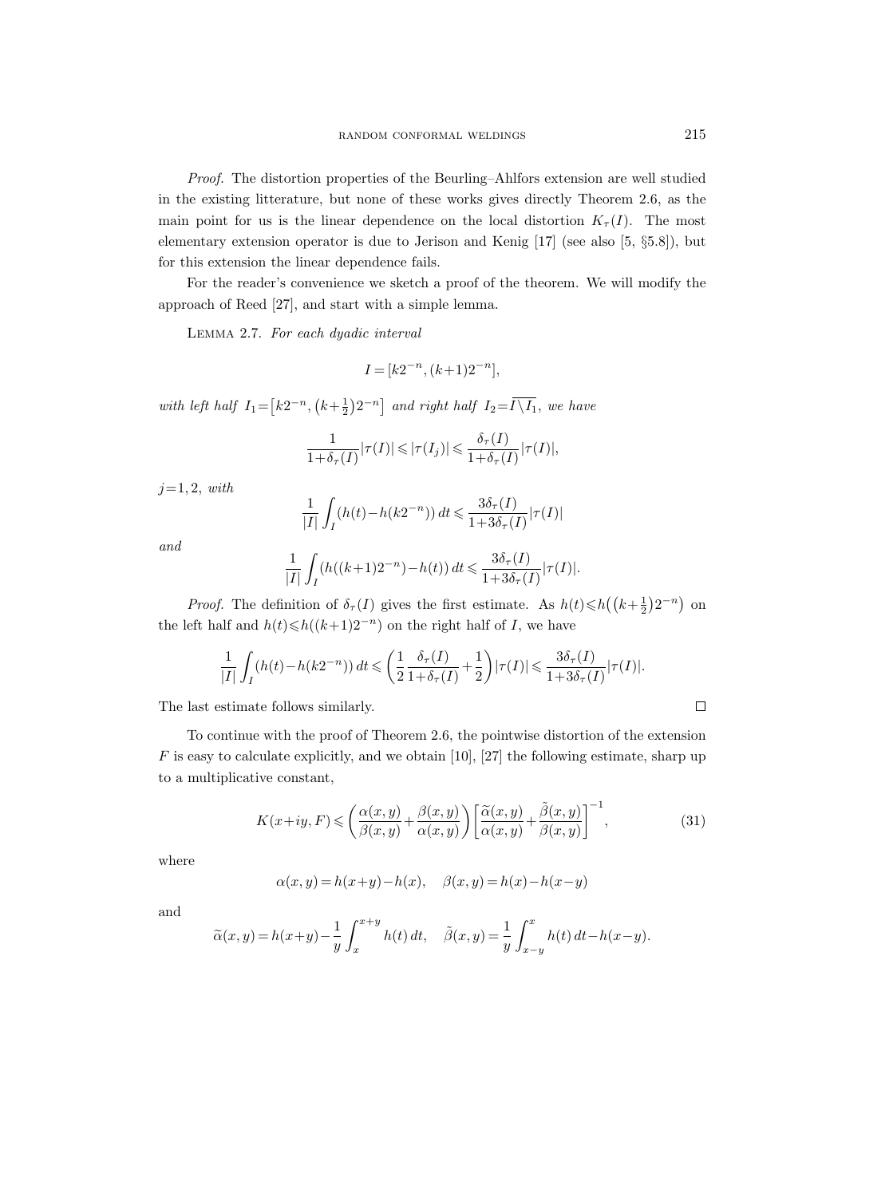*Proof.* The distortion properties of the Beurling–Ahlfors extension are well studied in the existing litterature, but none of these works gives directly Theorem 2.6, as the main point for us is the linear dependence on the local distortion $K_\tau(I)$. The most elementary extension operator is due to Jerison and Kenig [17] (see also [5, §5.8]), but for this extension the linear dependence fails.

For the reader's convenience we sketch a proof of the theorem. We will modify the approach of Reed [27], and start with a simple lemma.

Lemma 2.7. *For each dyadic interval*

$$I=[k2^{-n},(k+1)2^{-n}],$$

*with left half* $I_1=\left[k2^{-n},\left(k+\frac{1}{2}\right)2^{-n}\right]$ *and right half* $I_2=\overline{I\setminus I_1}$, *we have*

$$\frac{1}{1+\delta_\tau(I)}|\tau(I)|\leqslant|\tau(I_j)|\leqslant\frac{\delta_\tau(I)}{1+\delta_\tau(I)}|\tau(I)|,$$

$j=1,2$, *with*

$$\frac{1}{|I|}\int_I(h(t)-h(k2^{-n}))\,dt\leqslant\frac{3\delta_\tau(I)}{1+3\delta_\tau(I)}|\tau(I)|$$

*and*

$$\frac{1}{|I|}\int_I(h((k+1)2^{-n})-h(t))\,dt\leqslant\frac{3\delta_\tau(I)}{1+3\delta_\tau(I)}|\tau(I)|.$$

*Proof.* The definition of $\delta_\tau(I)$ gives the first estimate. As $h(t)\leqslant h\left(\left(k+\frac{1}{2}\right)2^{-n}\right)$ on the left half and $h(t)\leqslant h((k+1)2^{-n})$ on the right half of $I$, we have

$$\frac{1}{|I|}\int_I(h(t)-h(k2^{-n}))\,dt\leqslant\left(\frac{1}{2}\frac{\delta_\tau(I)}{1+\delta_\tau(I)}+\frac{1}{2}\right)|\tau(I)|\leqslant\frac{3\delta_\tau(I)}{1+3\delta_\tau(I)}|\tau(I)|.$$

The last estimate follows similarly. $\square$

To continue with the proof of Theorem 2.6, the pointwise distortion of the extension $F$ is easy to calculate explicitly, and we obtain [10], [27] the following estimate, sharp up to a multiplicative constant,

$$K(x+iy,F)\leqslant\left(\frac{\alpha(x,y)}{\beta(x,y)}+\frac{\beta(x,y)}{\alpha(x,y)}\right)\left[\frac{\widetilde{\alpha}(x,y)}{\alpha(x,y)}+\frac{\tilde{\beta}(x,y)}{\beta(x,y)}\right]^{-1},\tag{31}$$

where

$$\alpha(x,y)=h(x+y)-h(x),\quad \beta(x,y)=h(x)-h(x-y)$$

and

$$\widetilde{\alpha}(x,y)=h(x+y)-\frac{1}{y}\int_x^{x+y}h(t)\,dt,\quad \tilde{\beta}(x,y)=\frac{1}{y}\int_{x-y}^{x}h(t)\,dt-h(x-y).$$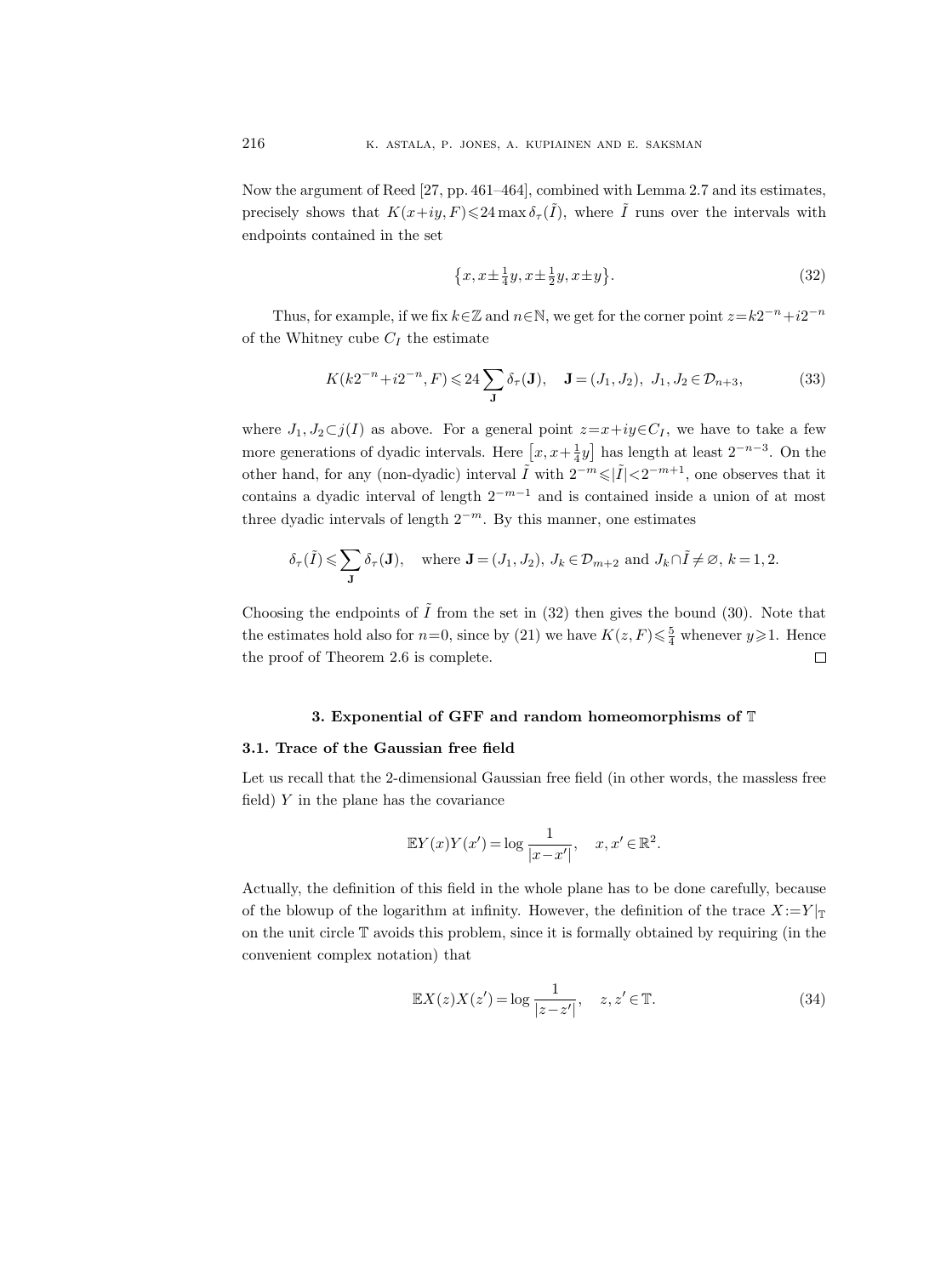Now the argument of Reed [27, pp. 461–464], combined with Lemma 2.7 and its estimates, precisely shows that $K(x+iy, F) \leqslant 24 \max \delta_\tau(\tilde{I})$, where $\tilde{I}$ runs over the intervals with endpoints contained in the set

$$\left\{x, x \pm \tfrac{1}{4}y, x \pm \tfrac{1}{2}y, x \pm y\right\}. \tag{32}$$

Thus, for example, if we fix $k \in \mathbb{Z}$ and $n \in \mathbb{N}$, we get for the corner point $z = k2^{-n} + i2^{-n}$ of the Whitney cube $C_I$ the estimate

$$K(k2^{-n} + i2^{-n}, F) \leqslant 24 \sum_{\mathbf{J}} \delta_\tau(\mathbf{J}), \quad \mathbf{J} = (J_1, J_2),\ J_1, J_2 \in \mathcal{D}_{n+3}, \tag{33}$$

where $J_1, J_2 \subset j(I)$ as above. For a general point $z = x + iy \in C_I$, we have to take a few more generations of dyadic intervals. Here $\left[x, x + \frac{1}{4}y\right]$ has length at least $2^{-n-3}$. On the other hand, for any (non-dyadic) interval $\tilde{I}$ with $2^{-m} \leqslant |\tilde{I}| < 2^{-m+1}$, one observes that it contains a dyadic interval of length $2^{-m-1}$ and is contained inside a union of at most three dyadic intervals of length $2^{-m}$. By this manner, one estimates

$$\delta_\tau(\tilde{I}) \leqslant \sum_{\mathbf{J}} \delta_\tau(\mathbf{J}), \quad \text{where } \mathbf{J} = (J_1, J_2),\ J_k \in \mathcal{D}_{m+2} \text{ and } J_k \cap \tilde{I} \neq \varnothing,\ k = 1, 2.$$

Choosing the endpoints of $\tilde{I}$ from the set in (32) then gives the bound (30). Note that the estimates hold also for $n=0$, since by (21) we have $K(z, F) \leqslant \frac{5}{4}$ whenever $y \geqslant 1$. Hence the proof of Theorem 2.6 is complete. $\square$

## 3. Exponential of GFF and random homeomorphisms of $\mathbb{T}$

### 3.1. Trace of the Gaussian free field

Let us recall that the 2-dimensional Gaussian free field (in other words, the massless free field) $Y$ in the plane has the covariance

$$\mathbb{E}Y(x)Y(x') = \log \frac{1}{|x - x'|}, \quad x, x' \in \mathbb{R}^2.$$

Actually, the definition of this field in the whole plane has to be done carefully, because of the blowup of the logarithm at infinity. However, the definition of the trace $X := Y|_{\mathbb{T}}$ on the unit circle $\mathbb{T}$ avoids this problem, since it is formally obtained by requiring (in the convenient complex notation) that

$$\mathbb{E}X(z)X(z') = \log \frac{1}{|z - z'|}, \quad z, z' \in \mathbb{T}. \tag{34}$$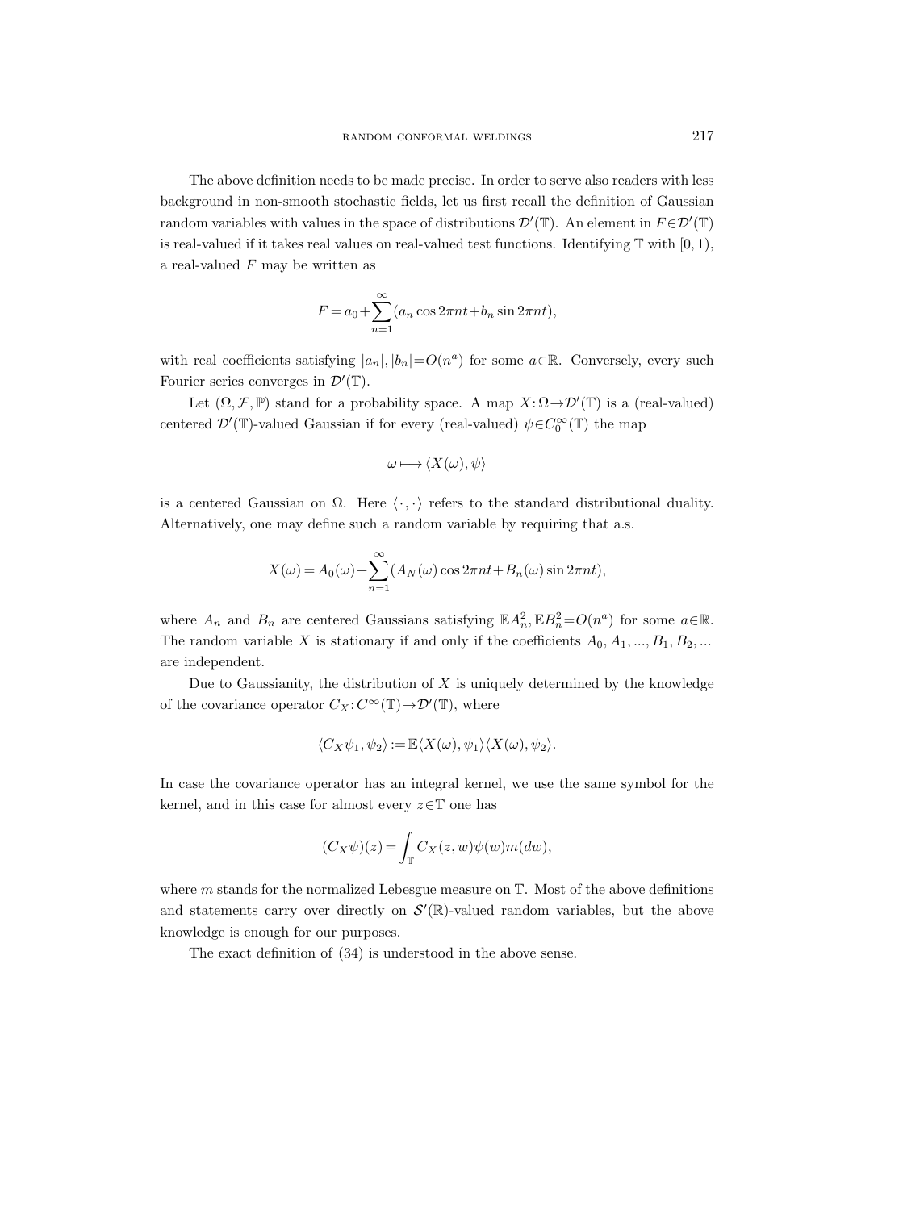The above definition needs to be made precise. In order to serve also readers with less background in non-smooth stochastic fields, let us first recall the definition of Gaussian random variables with values in the space of distributions $\mathcal{D}'(\mathbb{T})$. An element in $F\in\mathcal{D}'(\mathbb{T})$ is real-valued if it takes real values on real-valued test functions. Identifying $\mathbb{T}$ with $[0,1)$, a real-valued $F$ may be written as

$$F = a_0 + \sum_{n=1}^{\infty}(a_n \cos 2\pi nt + b_n \sin 2\pi nt),$$

with real coefficients satisfying $|a_n|, |b_n| = O(n^a)$ for some $a\in\mathbb{R}$. Conversely, every such Fourier series converges in $\mathcal{D}'(\mathbb{T})$.

Let $(\Omega, \mathcal{F}, \mathbb{P})$ stand for a probability space. A map $X\colon\Omega\to\mathcal{D}'(\mathbb{T})$ is a (real-valued) centered $\mathcal{D}'(\mathbb{T})$-valued Gaussian if for every (real-valued) $\psi\in C_0^\infty(\mathbb{T})$ the map

$$\omega \longmapsto \langle X(\omega), \psi\rangle$$

is a centered Gaussian on $\Omega$. Here $\langle\cdot,\cdot\rangle$ refers to the standard distributional duality. Alternatively, one may define such a random variable by requiring that a.s.

$$X(\omega) = A_0(\omega) + \sum_{n=1}^{\infty}(A_N(\omega)\cos 2\pi nt + B_n(\omega)\sin 2\pi nt),$$

where $A_n$ and $B_n$ are centered Gaussians satisfying $\mathbb{E}A_n^2, \mathbb{E}B_n^2 = O(n^a)$ for some $a\in\mathbb{R}$. The random variable $X$ is stationary if and only if the coefficients $A_0, A_1, ..., B_1, B_2, ...$ are independent.

Due to Gaussianity, the distribution of $X$ is uniquely determined by the knowledge of the covariance operator $C_X\colon C^\infty(\mathbb{T})\to\mathcal{D}'(\mathbb{T})$, where

$$\langle C_X\psi_1, \psi_2\rangle := \mathbb{E}\langle X(\omega), \psi_1\rangle\langle X(\omega), \psi_2\rangle.$$

In case the covariance operator has an integral kernel, we use the same symbol for the kernel, and in this case for almost every $z\in\mathbb{T}$ one has

$$(C_X\psi)(z) = \int_{\mathbb{T}} C_X(z,w)\psi(w)m(dw),$$

where $m$ stands for the normalized Lebesgue measure on $\mathbb{T}$. Most of the above definitions and statements carry over directly on $\mathcal{S}'(\mathbb{R})$-valued random variables, but the above knowledge is enough for our purposes.

The exact definition of (34) is understood in the above sense.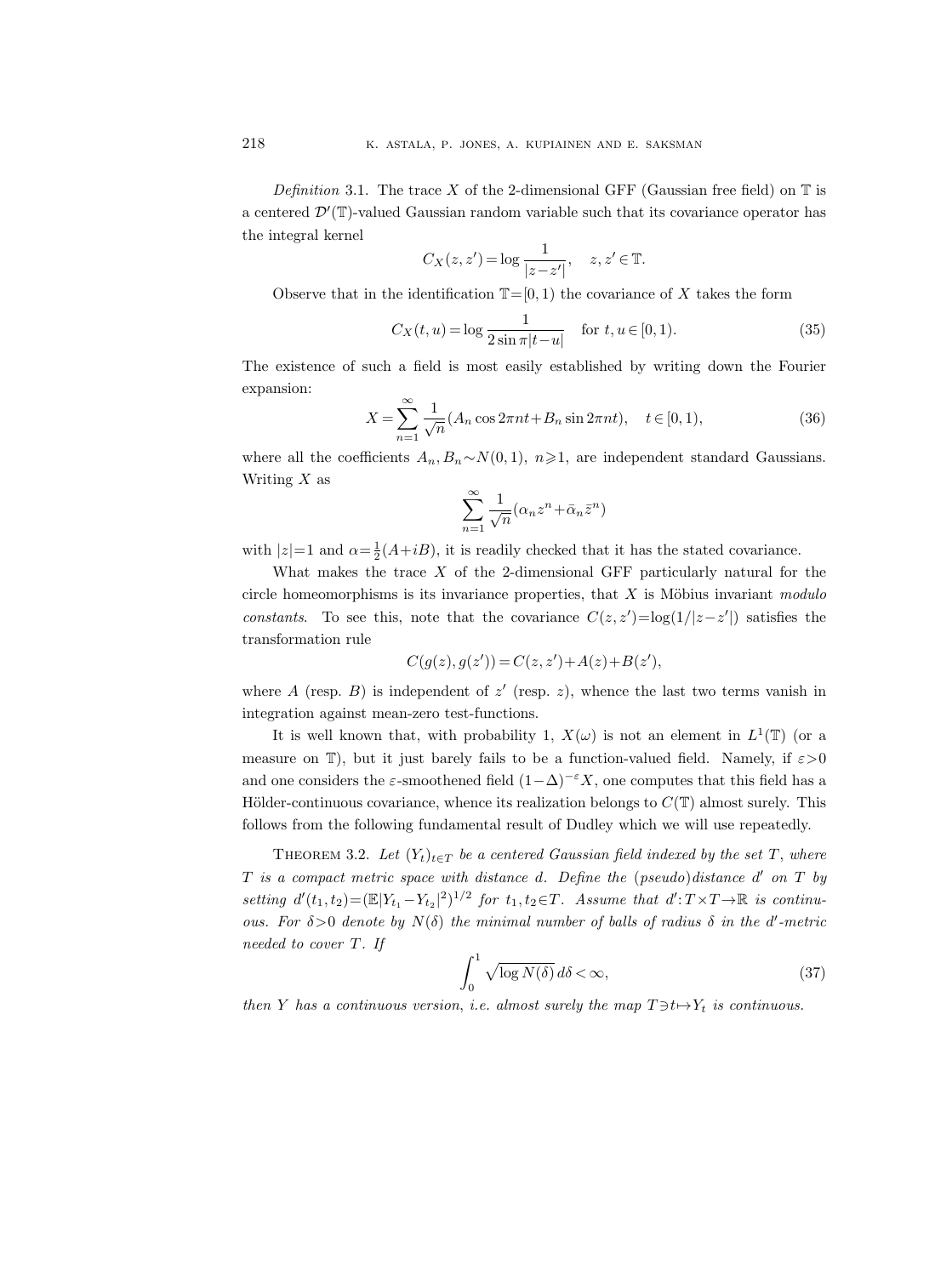*Definition* 3.1. The trace $X$ of the 2-dimensional GFF (Gaussian free field) on $\mathbb{T}$ is a centered $\mathcal{D}'(\mathbb{T})$-valued Gaussian random variable such that its covariance operator has the integral kernel

$$C_X(z,z') = \log\frac{1}{|z-z'|}, \quad z,z' \in \mathbb{T}.$$

Observe that in the identification $\mathbb{T}=[0,1)$ the covariance of $X$ takes the form

$$C_X(t,u) = \log\frac{1}{2\sin\pi|t-u|} \quad \text{for } t,u\in[0,1). \tag{35}$$

The existence of such a field is most easily established by writing down the Fourier expansion:

$$X = \sum_{n=1}^{\infty}\frac{1}{\sqrt{n}}(A_n\cos 2\pi nt + B_n\sin 2\pi nt), \quad t\in[0,1), \tag{36}$$

where all the coefficients $A_n, B_n \sim N(0,1)$, $n\geqslant 1$, are independent standard Gaussians. Writing $X$ as

$$\sum_{n=1}^{\infty}\frac{1}{\sqrt{n}}(\alpha_n z^n + \bar{\alpha}_n \bar{z}^n)$$

with $|z|=1$ and $\alpha=\frac{1}{2}(A+iB)$, it is readily checked that it has the stated covariance.

What makes the trace $X$ of the 2-dimensional GFF particularly natural for the circle homeomorphisms is its invariance properties, that $X$ is Möbius invariant *modulo constants*. To see this, note that the covariance $C(z,z')=\log(1/|z-z'|)$ satisfies the transformation rule

$$C(g(z),g(z')) = C(z,z') + A(z) + B(z'),$$

where $A$ (resp. $B$) is independent of $z'$ (resp. $z$), whence the last two terms vanish in integration against mean-zero test-functions.

It is well known that, with probability 1, $X(\omega)$ is not an element in $L^1(\mathbb{T})$ (or a measure on $\mathbb{T}$), but it just barely fails to be a function-valued field. Namely, if $\varepsilon>0$ and one considers the $\varepsilon$-smoothened field $(1-\Delta)^{-\varepsilon}X$, one computes that this field has a Hölder-continuous covariance, whence its realization belongs to $C(\mathbb{T})$ almost surely. This follows from the following fundamental result of Dudley which we will use repeatedly.

Theorem 3.2. *Let $(Y_t)_{t\in T}$ be a centered Gaussian field indexed by the set $T$, where $T$ is a compact metric space with distance $d$. Define the (pseudo)distance $d'$ on $T$ by setting $d'(t_1,t_2)=(\mathbb{E}|Y_{t_1}-Y_{t_2}|^2)^{1/2}$ for $t_1,t_2\in T$. Assume that $d'\colon T\times T\to\mathbb{R}$ is continuous. For $\delta>0$ denote by $N(\delta)$ the minimal number of balls of radius $\delta$ in the $d'$-metric needed to cover $T$. If*

$$\int_0^1 \sqrt{\log N(\delta)}\,d\delta < \infty, \tag{37}$$

*then $Y$ has a continuous version, i.e. almost surely the map $T\ni t\mapsto Y_t$ is continuous.*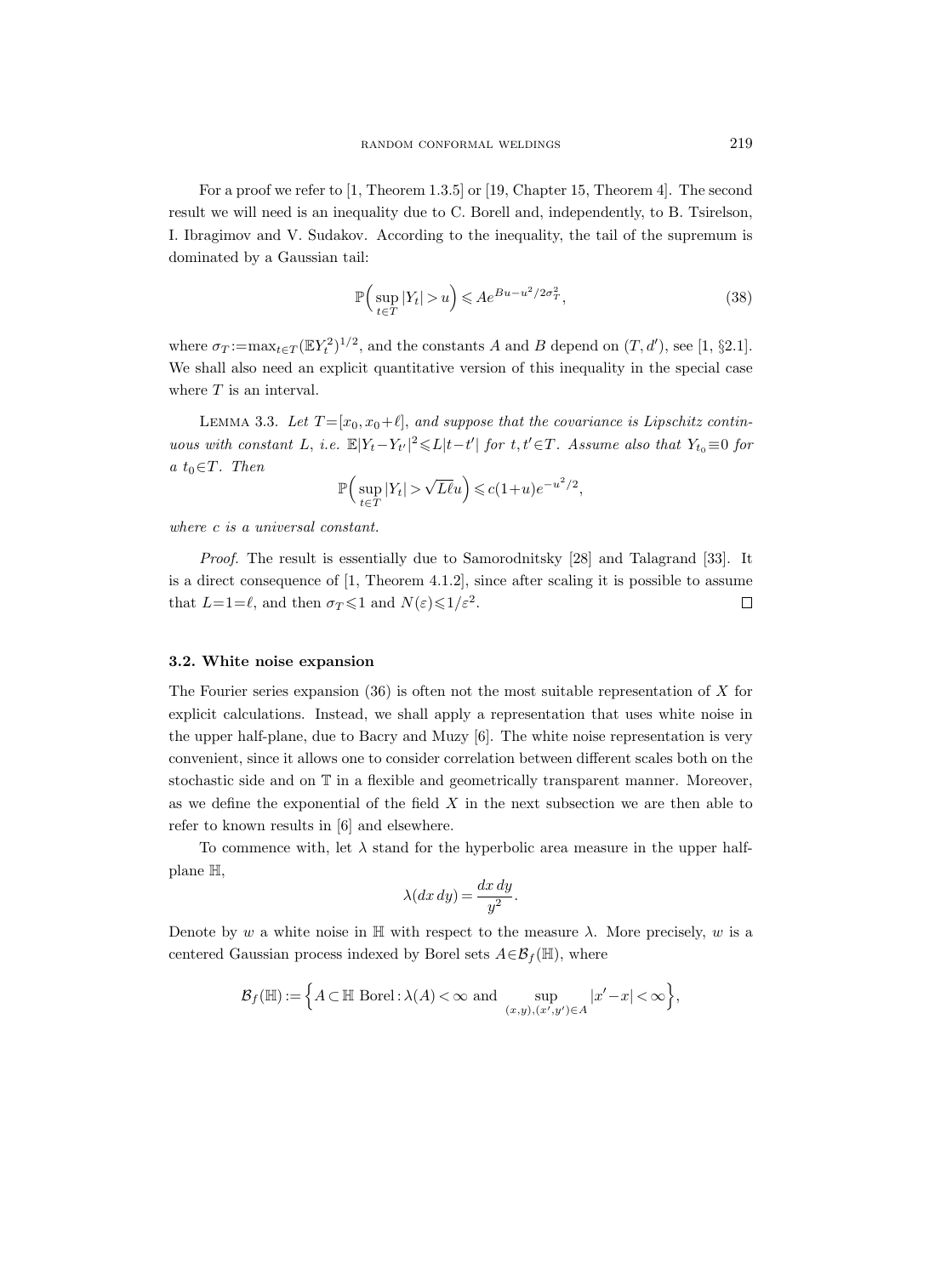For a proof we refer to [1, Theorem 1.3.5] or [19, Chapter 15, Theorem 4]. The second result we will need is an inequality due to C. Borell and, independently, to B. Tsirelson, I. Ibragimov and V. Sudakov. According to the inequality, the tail of the supremum is dominated by a Gaussian tail:

$$\mathbb{P}\Big(\sup_{t\in T}|Y_t| > u\Big) \leqslant Ae^{Bu-u^2/2\sigma_T^2}, \tag{38}$$

where $\sigma_T := \max_{t\in T}(\mathbb{E}Y_t^2)^{1/2}$, and the constants $A$ and $B$ depend on $(T,d')$, see [1, §2.1]. We shall also need an explicit quantitative version of this inequality in the special case where $T$ is an interval.

Lemma 3.3. *Let $T=[x_0,x_0+\ell]$, and suppose that the covariance is Lipschitz continuous with constant $L$, i.e. $\mathbb{E}|Y_t-Y_{t'}|^2 \leqslant L|t-t'|$ for $t,t'\in T$. Assume also that $Y_{t_0}\equiv 0$ for a $t_0\in T$. Then*

$$\mathbb{P}\Big(\sup_{t\in T}|Y_t| > \sqrt{L\ell}u\Big) \leqslant c(1+u)e^{-u^2/2},$$

*where $c$ is a universal constant.*

*Proof.* The result is essentially due to Samorodnitsky [28] and Talagrand [33]. It is a direct consequence of [1, Theorem 4.1.2], since after scaling it is possible to assume that $L=1=\ell$, and then $\sigma_T\leqslant 1$ and $N(\varepsilon)\leqslant 1/\varepsilon^2$. □

### 3.2. White noise expansion

The Fourier series expansion (36) is often not the most suitable representation of $X$ for explicit calculations. Instead, we shall apply a representation that uses white noise in the upper half-plane, due to Bacry and Muzy [6]. The white noise representation is very convenient, since it allows one to consider correlation between different scales both on the stochastic side and on $\mathbb{T}$ in a flexible and geometrically transparent manner. Moreover, as we define the exponential of the field $X$ in the next subsection we are then able to refer to known results in [6] and elsewhere.

To commence with, let $\lambda$ stand for the hyperbolic area measure in the upper half-plane $\mathbb{H}$,

$$\lambda(dx\,dy) = \frac{dx\,dy}{y^2}.$$

Denote by $w$ a white noise in $\mathbb{H}$ with respect to the measure $\lambda$. More precisely, $w$ is a centered Gaussian process indexed by Borel sets $A\in\mathcal{B}_f(\mathbb{H})$, where

$$\mathcal{B}_f(\mathbb{H}) := \Big\{A\subset\mathbb{H} \text{ Borel}: \lambda(A)<\infty \text{ and } \sup_{(x,y),(x',y')\in A}|x'-x|<\infty\Big\},$$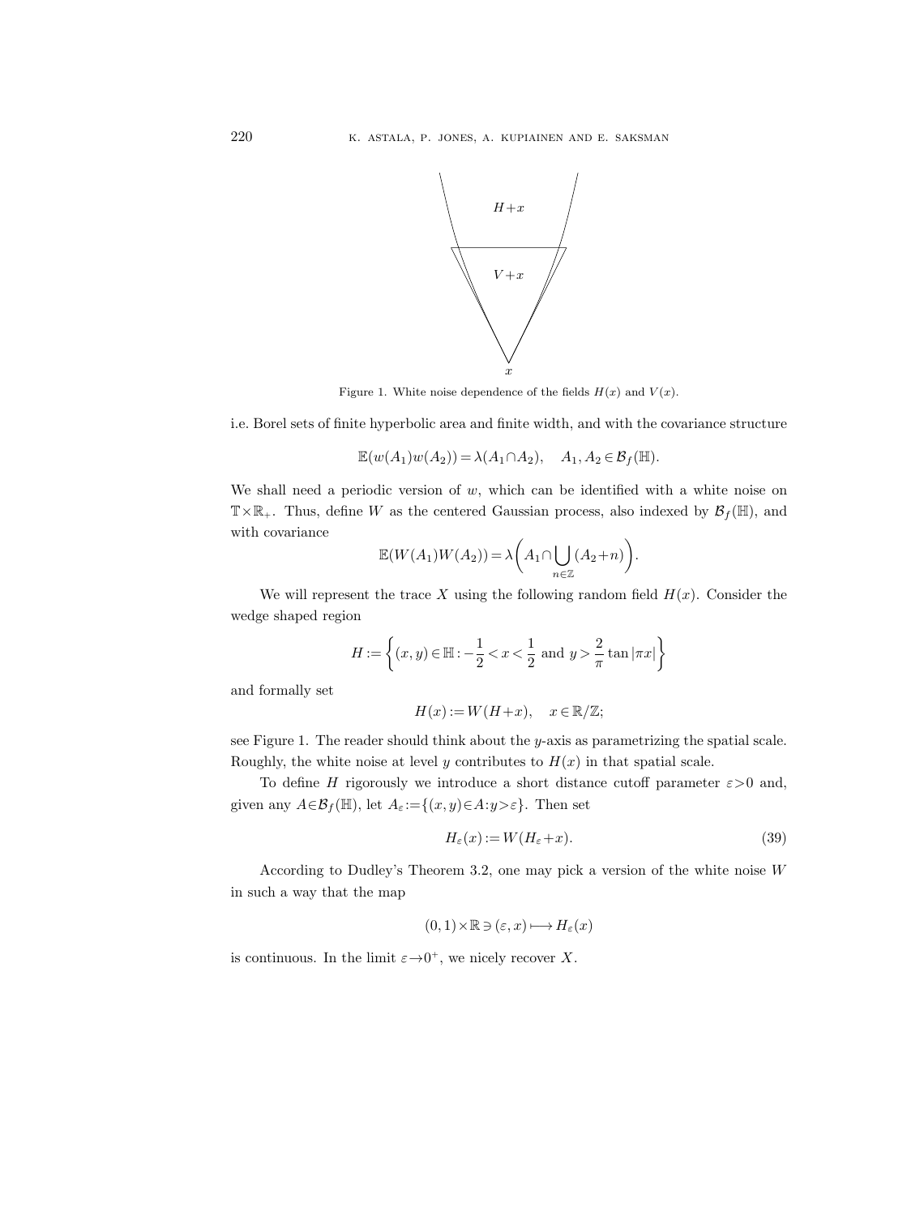Figure 1. White noise dependence of the fields $H(x)$ and $V(x)$.

i.e. Borel sets of finite hyperbolic area and finite width, and with the covariance structure

$$\mathbb{E}(w(A_1)w(A_2)) = \lambda(A_1 \cap A_2), \quad A_1, A_2 \in \mathcal{B}_f(\mathbb{H}).$$

We shall need a periodic version of $w$, which can be identified with a white noise on $\mathbb{T}\times\mathbb{R}_+$. Thus, define $W$ as the centered Gaussian process, also indexed by $\mathcal{B}_f(\mathbb{H})$, and with covariance

$$\mathbb{E}(W(A_1)W(A_2)) = \lambda\biggl(A_1 \cap \bigcup_{n\in\mathbb{Z}} (A_2+n)\biggr).$$

We will represent the trace $X$ using the following random field $H(x)$. Consider the wedge shaped region

$$H := \left\{(x,y)\in\mathbb{H} : -\frac{1}{2} < x < \frac{1}{2} \text{ and } y > \frac{2}{\pi}\tan|\pi x|\right\}$$

and formally set

$$H(x) := W(H+x), \quad x \in \mathbb{R}/\mathbb{Z};$$

see Figure 1. The reader should think about the $y$-axis as parametrizing the spatial scale. Roughly, the white noise at level $y$ contributes to $H(x)$ in that spatial scale.

To define $H$ rigorously we introduce a short distance cutoff parameter $\varepsilon>0$ and, given any $A\in\mathcal{B}_f(\mathbb{H})$, let $A_\varepsilon := \{(x,y)\in A : y>\varepsilon\}$. Then set

$$H_\varepsilon(x) := W(H_\varepsilon + x). \tag{39}$$

According to Dudley's Theorem 3.2, one may pick a version of the white noise $W$ in such a way that the map

$$(0,1)\times\mathbb{R} \ni (\varepsilon, x) \longmapsto H_\varepsilon(x)$$

is continuous. In the limit $\varepsilon\to 0^+$, we nicely recover $X$.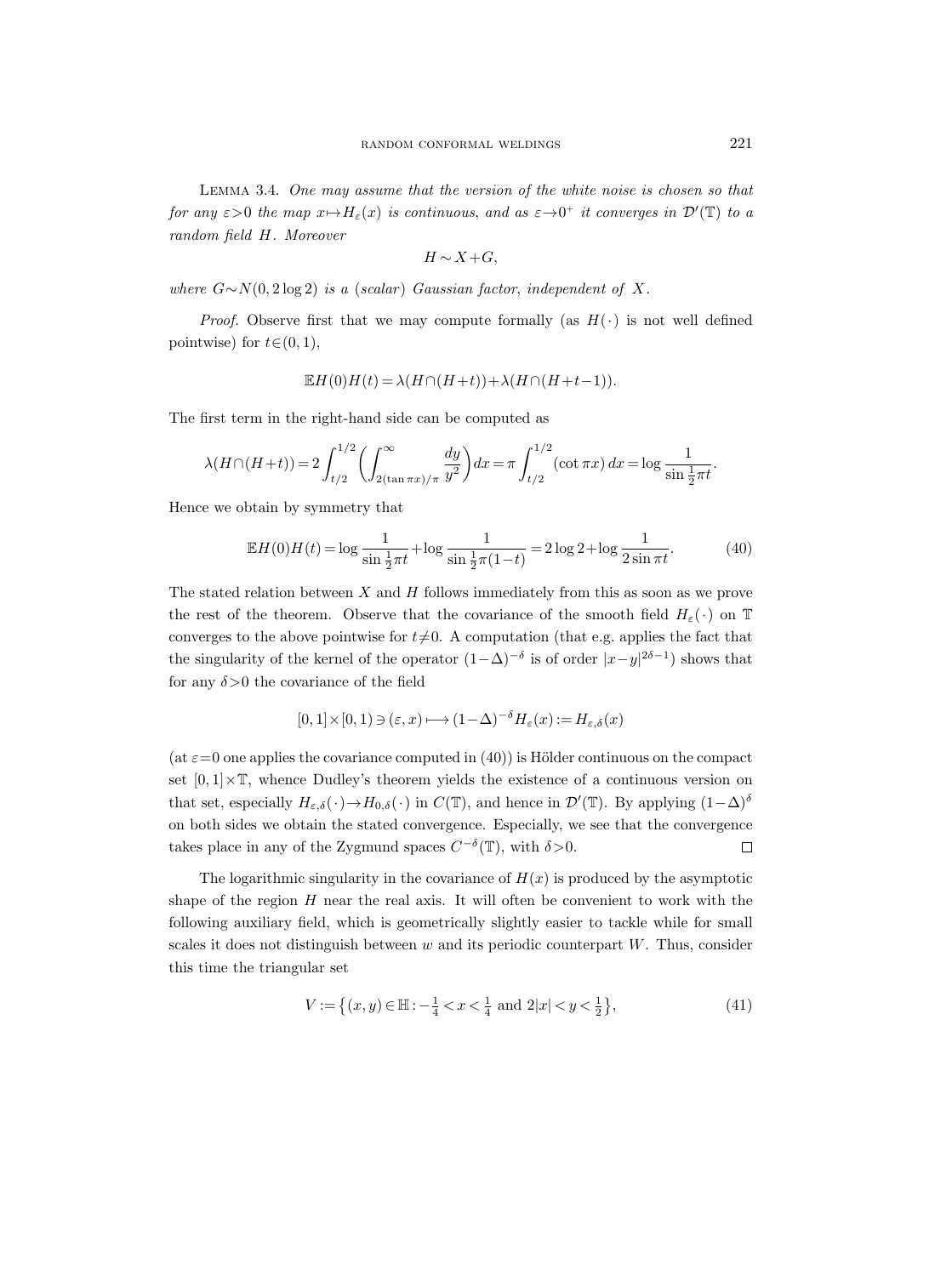Lemma 3.4. *One may assume that the version of the white noise is chosen so that for any $\varepsilon>0$ the map $x\mapsto H_\varepsilon(x)$ is continuous, and as $\varepsilon\to 0^+$ it converges in $\mathcal{D}'(\mathbb{T})$ to a random field $H$. Moreover*

$$H\sim X+G,$$

*where $G\sim N(0,2\log 2)$ is a (scalar) Gaussian factor, independent of $X$.*

*Proof.* Observe first that we may compute formally (as $H(\cdot)$ is not well defined pointwise) for $t\in(0,1)$,

$$\mathbb{E}H(0)H(t)=\lambda(H\cap(H+t))+\lambda(H\cap(H+t-1)).$$

The first term in the right-hand side can be computed as

$$\lambda(H\cap(H+t))=2\int_{t/2}^{1/2}\left(\int_{2(\tan\pi x)/\pi}^{\infty}\frac{dy}{y^2}\right)dx=\pi\int_{t/2}^{1/2}(\cot\pi x)\,dx=\log\frac{1}{\sin\frac{1}{2}\pi t}.$$

Hence we obtain by symmetry that

$$\mathbb{E}H(0)H(t)=\log\frac{1}{\sin\frac{1}{2}\pi t}+\log\frac{1}{\sin\frac{1}{2}\pi(1-t)}=2\log 2+\log\frac{1}{2\sin\pi t}. \tag{40}$$

The stated relation between $X$ and $H$ follows immediately from this as soon as we prove the rest of the theorem. Observe that the covariance of the smooth field $H_\varepsilon(\cdot)$ on $\mathbb{T}$ converges to the above pointwise for $t\neq 0$. A computation (that e.g. applies the fact that the singularity of the kernel of the operator $(1-\Delta)^{-\delta}$ is of order $|x-y|^{2\delta-1}$) shows that for any $\delta>0$ the covariance of the field

$$[0,1]\times[0,1)\ni(\varepsilon,x)\longmapsto(1-\Delta)^{-\delta}H_\varepsilon(x):=H_{\varepsilon,\delta}(x)$$

(at $\varepsilon=0$ one applies the covariance computed in (40)) is Hölder continuous on the compact set $[0,1]\times\mathbb{T}$, whence Dudley's theorem yields the existence of a continuous version on that set, especially $H_{\varepsilon,\delta}(\cdot)\to H_{0,\delta}(\cdot)$ in $C(\mathbb{T})$, and hence in $\mathcal{D}'(\mathbb{T})$. By applying $(1-\Delta)^{\delta}$ on both sides we obtain the stated convergence. Especially, we see that the convergence takes place in any of the Zygmund spaces $C^{-\delta}(\mathbb{T})$, with $\delta>0$. $\square$

The logarithmic singularity in the covariance of $H(x)$ is produced by the asymptotic shape of the region $H$ near the real axis. It will often be convenient to work with the following auxiliary field, which is geometrically slightly easier to tackle while for small scales it does not distinguish between $w$ and its periodic counterpart $W$. Thus, consider this time the triangular set

$$V:=\left\{(x,y)\in\mathbb{H}:-\tfrac{1}{4}<x<\tfrac{1}{4}\text{ and }2|x|<y<\tfrac{1}{2}\right\}, \tag{41}$$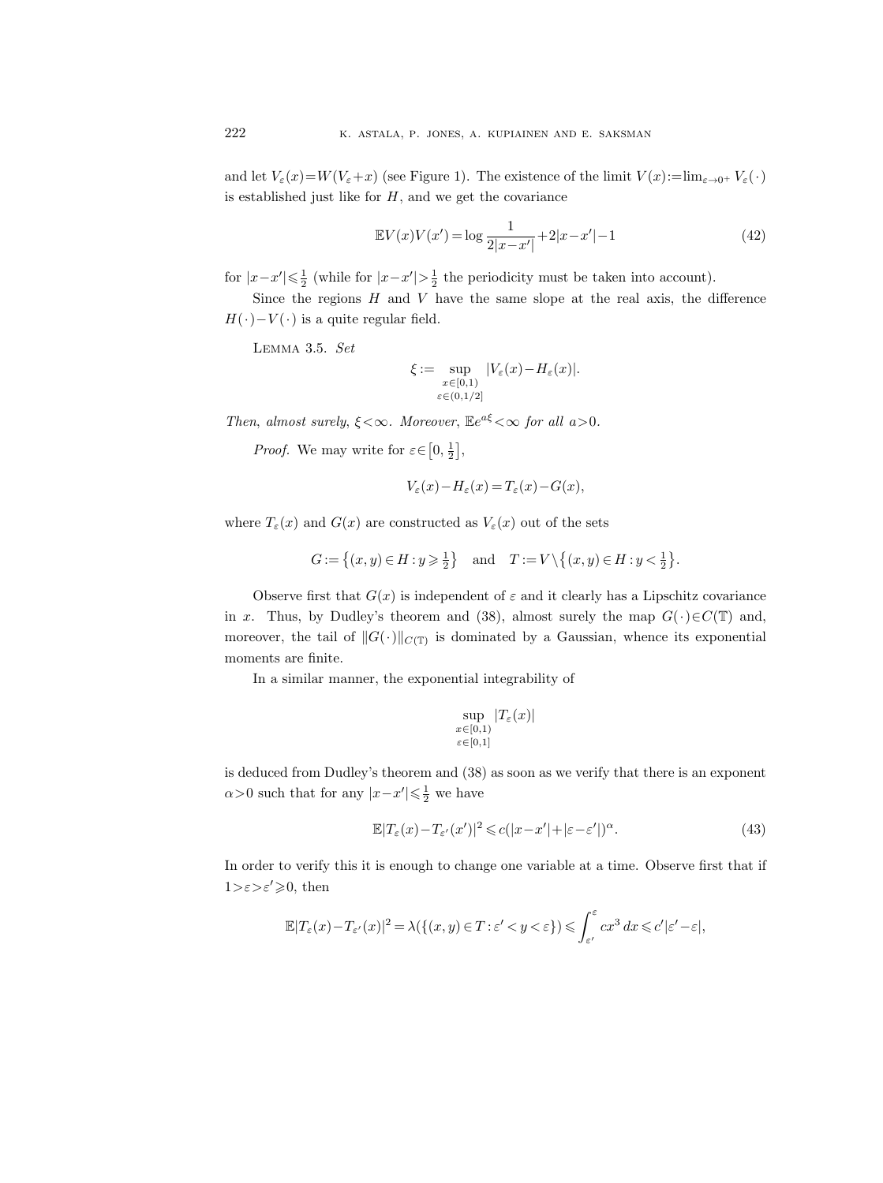and let $V_\varepsilon(x)=W(V_\varepsilon+x)$ (see Figure 1). The existence of the limit $V(x):=\lim_{\varepsilon\to 0^+} V_\varepsilon(\cdot)$ is established just like for $H$, and we get the covariance

$$\mathbb{E}V(x)V(x') = \log\frac{1}{2|x-x'|}+2|x-x'|-1 \tag{42}$$

for $|x-x'|\leqslant\frac{1}{2}$ (while for $|x-x'|>\frac{1}{2}$ the periodicity must be taken into account).

Since the regions $H$ and $V$ have the same slope at the real axis, the difference $H(\cdot)-V(\cdot)$ is a quite regular field.

Lemma 3.5. *Set*

$$\xi := \sup_{\substack{x\in[0,1)\\ \varepsilon\in(0,1/2]}} |V_\varepsilon(x)-H_\varepsilon(x)|.$$

*Then, almost surely, $\xi<\infty$. Moreover, $\mathbb{E}e^{a\xi}<\infty$ for all $a>0$.*

*Proof.* We may write for $\varepsilon\in\left[0,\frac{1}{2}\right]$,

$$V_\varepsilon(x)-H_\varepsilon(x) = T_\varepsilon(x)-G(x),$$

where $T_\varepsilon(x)$ and $G(x)$ are constructed as $V_\varepsilon(x)$ out of the sets

$$G:=\left\{(x,y)\in H: y\geqslant\tfrac{1}{2}\right\} \quad\text{and}\quad T:=V\setminus\left\{(x,y)\in H: y<\tfrac{1}{2}\right\}.$$

Observe first that $G(x)$ is independent of $\varepsilon$ and it clearly has a Lipschitz covariance in $x$. Thus, by Dudley's theorem and (38), almost surely the map $G(\cdot)\in C(\mathbb{T})$ and, moreover, the tail of $\|G(\cdot)\|_{C(\mathbb{T})}$ is dominated by a Gaussian, whence its exponential moments are finite.

In a similar manner, the exponential integrability of

$$\sup_{\substack{x\in[0,1)\\ \varepsilon\in[0,1]}} |T_\varepsilon(x)|$$

is deduced from Dudley's theorem and (38) as soon as we verify that there is an exponent $\alpha>0$ such that for any $|x-x'|\leqslant\frac{1}{2}$ we have

$$\mathbb{E}|T_\varepsilon(x)-T_{\varepsilon'}(x')|^2 \leqslant c(|x-x'|+|\varepsilon-\varepsilon'|)^\alpha. \tag{43}$$

In order to verify this it is enough to change one variable at a time. Observe first that if $1>\varepsilon>\varepsilon'\geqslant 0$, then

$$\mathbb{E}|T_\varepsilon(x)-T_{\varepsilon'}(x)|^2 = \lambda(\{(x,y)\in T:\varepsilon'<y<\varepsilon\}) \leqslant \int_{\varepsilon'}^{\varepsilon} cx^3\,dx \leqslant c'|\varepsilon'-\varepsilon|,$$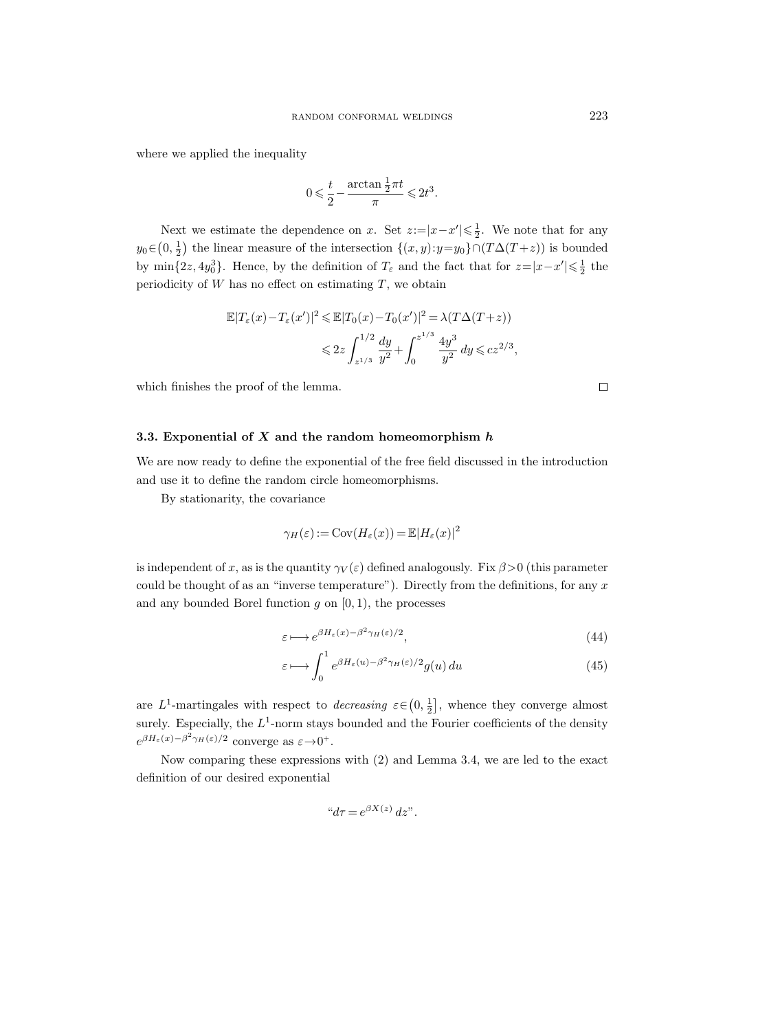where we applied the inequality

$$0 \leqslant \frac{t}{2} - \frac{\arctan \frac{1}{2}\pi t}{\pi} \leqslant 2t^3.$$

Next we estimate the dependence on $x$. Set $z := |x - x'| \leqslant \frac{1}{2}$. We note that for any $y_0 \in \left(0, \frac{1}{2}\right)$ the linear measure of the intersection $\{(x,y) : y = y_0\} \cap (T \Delta (T+z))$ is bounded by $\min\{2z, 4y_0^3\}$. Hence, by the definition of $T_\varepsilon$ and the fact that for $z = |x - x'| \leqslant \frac{1}{2}$ the periodicity of $W$ has no effect on estimating $T$, we obtain

$$\begin{aligned}\mathbb{E}|T_\varepsilon(x) - T_\varepsilon(x')|^2 \leqslant \mathbb{E}|T_0(x) - T_0(x')|^2 &= \lambda(T \Delta (T+z)) \\ &\leqslant 2z \int_{z^{1/3}}^{1/2} \frac{dy}{y^2} + \int_0^{z^{1/3}} \frac{4y^3}{y^2}\, dy \leqslant c z^{2/3},\end{aligned}$$

which finishes the proof of the lemma. $\square$

### 3.3. Exponential of $X$ and the random homeomorphism $h$

We are now ready to define the exponential of the free field discussed in the introduction and use it to define the random circle homeomorphisms.

By stationarity, the covariance

$$\gamma_H(\varepsilon) := \operatorname{Cov}(H_\varepsilon(x)) = \mathbb{E}|H_\varepsilon(x)|^2$$

is independent of $x$, as is the quantity $\gamma_V(\varepsilon)$ defined analogously. Fix $\beta > 0$ (this parameter could be thought of as an "inverse temperature"). Directly from the definitions, for any $x$ and any bounded Borel function $g$ on $[0,1)$, the processes

$$\varepsilon \longmapsto e^{\beta H_\varepsilon(x) - \beta^2 \gamma_H(\varepsilon)/2}, \tag{44}$$

$$\varepsilon \longmapsto \int_0^1 e^{\beta H_\varepsilon(u) - \beta^2 \gamma_H(\varepsilon)/2} g(u)\, du \tag{45}$$

are $L^1$-martingales with respect to *decreasing* $\varepsilon \in \left(0, \frac{1}{2}\right]$, whence they converge almost surely. Especially, the $L^1$-norm stays bounded and the Fourier coefficients of the density $e^{\beta H_\varepsilon(x) - \beta^2 \gamma_H(\varepsilon)/2}$ converge as $\varepsilon \to 0^+$.

Now comparing these expressions with (2) and Lemma 3.4, we are led to the exact definition of our desired exponential

$$\text{“}d\tau = e^{\beta X(z)}\, dz\text{”}.$$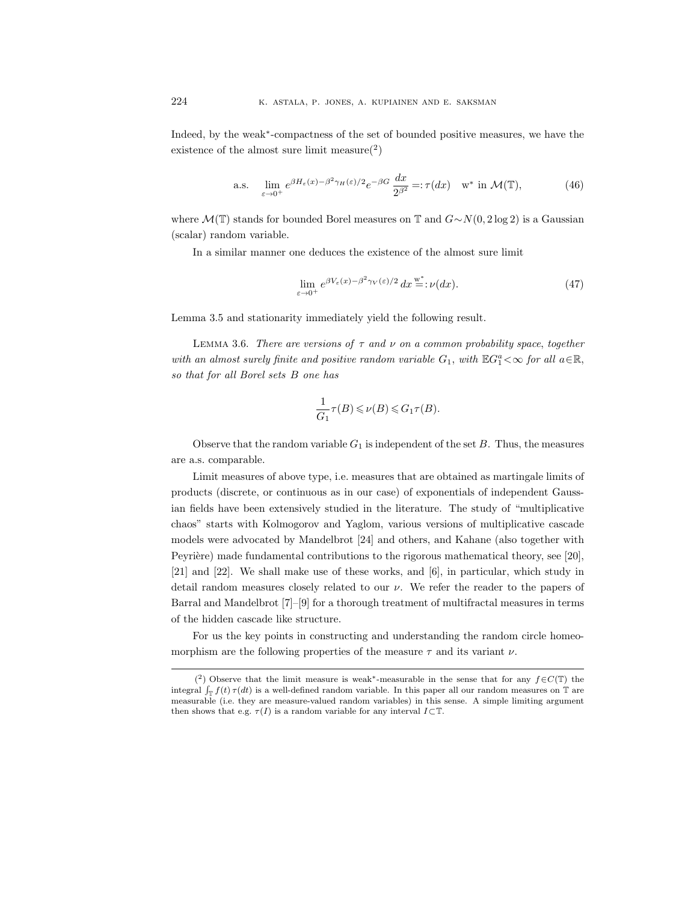Indeed, by the weak*-compactness of the set of bounded positive measures, we have the existence of the almost sure limit measure([2])

$$\text{a.s.} \quad \lim_{\varepsilon\to 0^+} e^{\beta H_\varepsilon(x)-\beta^2\gamma_H(\varepsilon)/2} e^{-\beta G}\,\frac{dx}{2^{\beta^2}} =: \tau(dx) \quad \text{w}^* \text{ in } \mathcal{M}(\mathbb{T}), \tag{46}$$

where $\mathcal{M}(\mathbb{T})$ stands for bounded Borel measures on $\mathbb{T}$ and $G\sim N(0, 2\log 2)$ is a Gaussian (scalar) random variable.

In a similar manner one deduces the existence of the almost sure limit

$$\lim_{\varepsilon\to 0^+} e^{\beta V_\varepsilon(x)-\beta^2\gamma_V(\varepsilon)/2}\,dx \overset{\text{w}^*}{=}: \nu(dx). \tag{47}$$

Lemma 3.5 and stationarity immediately yield the following result.

LEMMA 3.6. *There are versions of $\tau$ and $\nu$ on a common probability space, together with an almost surely finite and positive random variable $G_1$, with $\mathbb{E}G_1^a<\infty$ for all $a\in\mathbb{R}$, so that for all Borel sets $B$ one has*

$$\frac{1}{G_1}\tau(B) \leqslant \nu(B) \leqslant G_1\tau(B).$$

Observe that the random variable $G_1$ is independent of the set $B$. Thus, the measures are a.s. comparable.

Limit measures of above type, i.e. measures that are obtained as martingale limits of products (discrete, or continuous as in our case) of exponentials of independent Gaussian fields have been extensively studied in the literature. The study of "multiplicative chaos" starts with Kolmogorov and Yaglom, various versions of multiplicative cascade models were advocated by Mandelbrot [24] and others, and Kahane (also together with Peyrière) made fundamental contributions to the rigorous mathematical theory, see [20], [21] and [22]. We shall make use of these works, and [6], in particular, which study in detail random measures closely related to our $\nu$. We refer the reader to the papers of Barral and Mandelbrot [7]–[9] for a thorough treatment of multifractal measures in terms of the hidden cascade like structure.

For us the key points in constructing and understanding the random circle homeomorphism are the following properties of the measure $\tau$ and its variant $\nu$.

---

([2]) Observe that the limit measure is weak*-measurable in the sense that for any $f\in C(\mathbb{T})$ the integral $\int_{\mathbb{T}} f(t)\,\tau(dt)$ is a well-defined random variable. In this paper all our random measures on $\mathbb{T}$ are measurable (i.e. they are measure-valued random variables) in this sense. A simple limiting argument then shows that e.g. $\tau(I)$ is a random variable for any interval $I\subset\mathbb{T}$.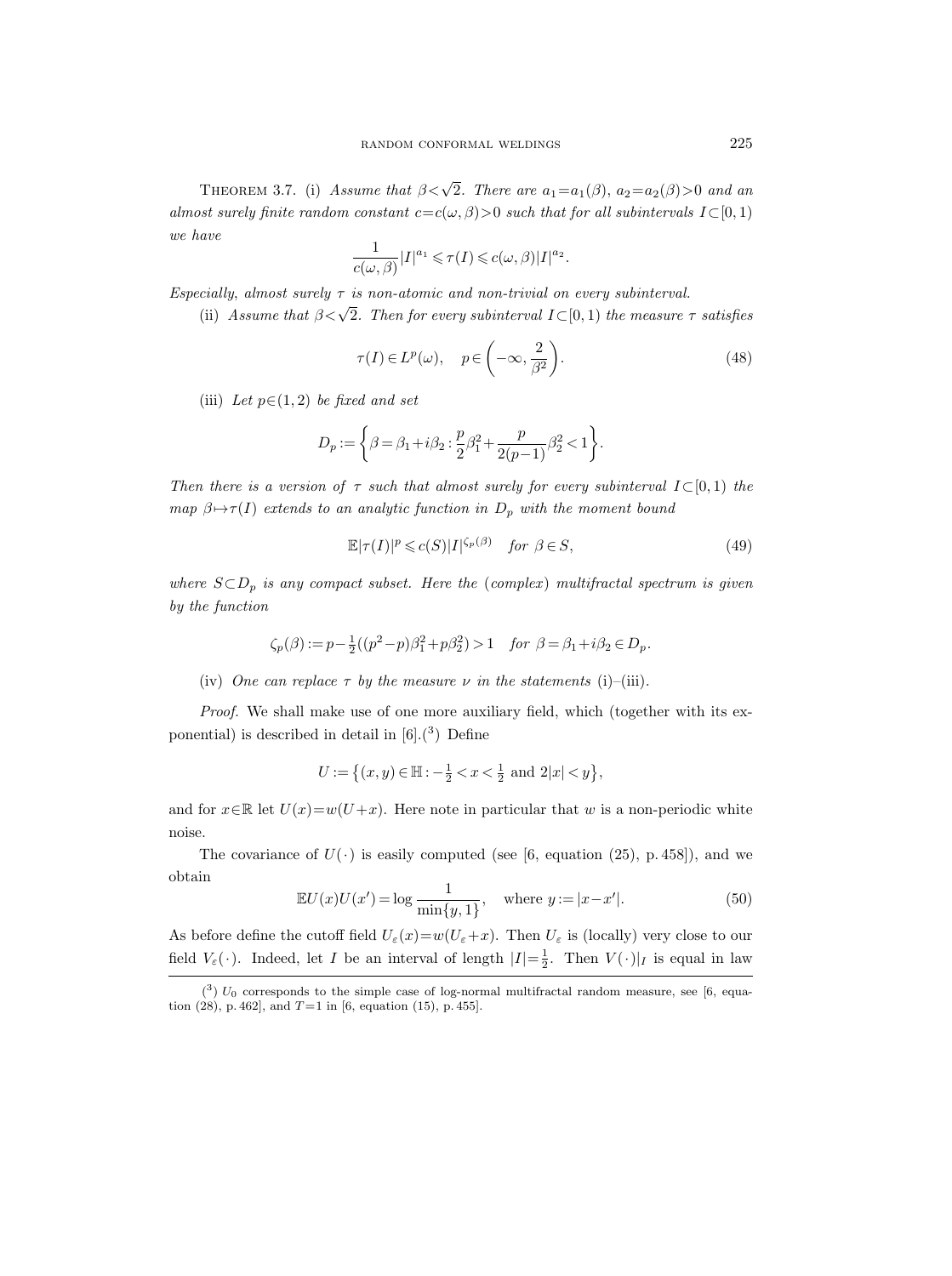**Theorem 3.7.** (i) *Assume that $\beta<\sqrt{2}$. There are $a_1=a_1(\beta)$, $a_2=a_2(\beta)>0$ and an almost surely finite random constant $c=c(\omega,\beta)>0$ such that for all subintervals $I\subset[0,1)$ we have*

$$\frac{1}{c(\omega,\beta)}|I|^{a_1}\leqslant \tau(I)\leqslant c(\omega,\beta)|I|^{a_2}.$$

*Especially, almost surely $\tau$ is non-atomic and non-trivial on every subinterval.*

(ii) *Assume that $\beta<\sqrt{2}$. Then for every subinterval $I\subset[0,1)$ the measure $\tau$ satisfies*

$$\tau(I)\in L^p(\omega),\quad p\in\left(-\infty,\frac{2}{\beta^2}\right). \tag{48}$$

(iii) *Let $p\in(1,2)$ be fixed and set*

$$D_p:=\left\{\beta=\beta_1+i\beta_2:\frac{p}{2}\beta_1^2+\frac{p}{2(p-1)}\beta_2^2<1\right\}.$$

*Then there is a version of $\tau$ such that almost surely for every subinterval $I\subset[0,1)$ the map $\beta\mapsto\tau(I)$ extends to an analytic function in $D_p$ with the moment bound*

$$\mathbb{E}|\tau(I)|^p\leqslant c(S)|I|^{\zeta_p(\beta)}\quad \textit{for } \beta\in S, \tag{49}$$

*where $S\subset D_p$ is any compact subset. Here the (complex) multifractal spectrum is given by the function*

$$\zeta_p(\beta):=p-\tfrac{1}{2}((p^2-p)\beta_1^2+p\beta_2^2)>1\quad \textit{for } \beta=\beta_1+i\beta_2\in D_p.$$

(iv) *One can replace $\tau$ by the measure $\nu$ in the statements* (i)–(iii).

*Proof.* We shall make use of one more auxiliary field, which (together with its exponential) is described in detail in [6].([3]) Define

$$U:=\left\{(x,y)\in\mathbb{H}:-\tfrac{1}{2}<x<\tfrac{1}{2}\text{ and }2|x|<y\right\},$$

and for $x\in\mathbb{R}$ let $U(x)=w(U+x)$. Here note in particular that $w$ is a non-periodic white noise.

The covariance of $U(\cdot)$ is easily computed (see [6, equation (25), p. 458]), and we obtain

$$\mathbb{E}U(x)U(x')=\log\frac{1}{\min\{y,1\}},\quad \text{where } y:=|x-x'|. \tag{50}$$

As before define the cutoff field $U_\varepsilon(x)=w(U_\varepsilon+x)$. Then $U_\varepsilon$ is (locally) very close to our field $V_\varepsilon(\cdot)$. Indeed, let $I$ be an interval of length $|I|=\frac{1}{2}$. Then $V(\cdot)|_I$ is equal in law

([3]) $U_0$ corresponds to the simple case of log-normal multifractal random measure, see [6, equation (28), p. 462], and $T=1$ in [6, equation (15), p. 455].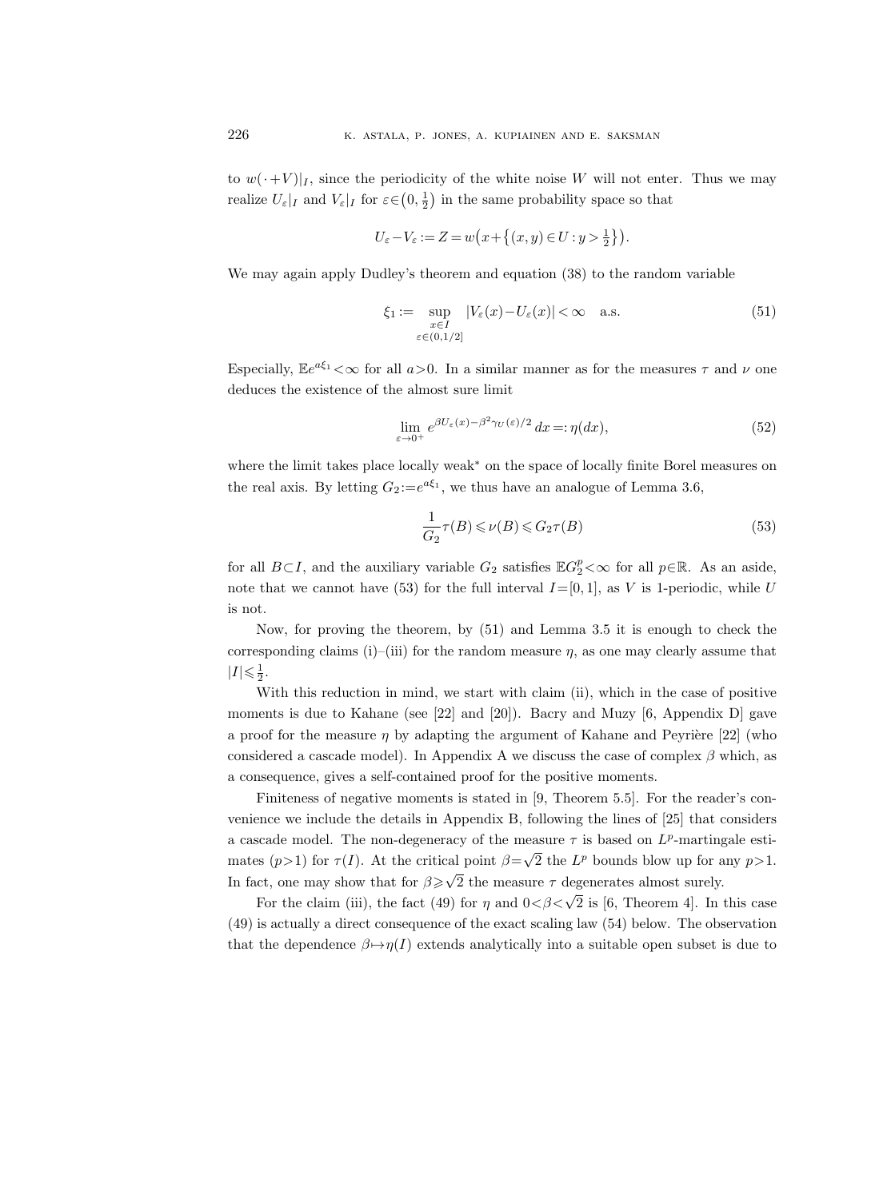to $w(\cdot+V)|_I$, since the periodicity of the white noise $W$ will not enter. Thus we may realize $U_\varepsilon|_I$ and $V_\varepsilon|_I$ for $\varepsilon\in\left(0,\frac{1}{2}\right)$ in the same probability space so that

$$U_\varepsilon - V_\varepsilon := Z = w\big(x+\{(x,y)\in U : y>\tfrac{1}{2}\}\big).$$

We may again apply Dudley's theorem and equation (38) to the random variable

$$\xi_1 := \sup_{\substack{x\in I\\ \varepsilon\in(0,1/2]}} |V_\varepsilon(x)-U_\varepsilon(x)| < \infty \quad \text{a.s.} \tag{51}$$

Especially, $\mathbb{E}e^{a\xi_1}<\infty$ for all $a>0$. In a similar manner as for the measures $\tau$ and $\nu$ one deduces the existence of the almost sure limit

$$\lim_{\varepsilon\to 0^+} e^{\beta U_\varepsilon(x)-\beta^2\gamma_U(\varepsilon)/2}\,dx =: \eta(dx), \tag{52}$$

where the limit takes place locally weak* on the space of locally finite Borel measures on the real axis. By letting $G_2:=e^{a\xi_1}$, we thus have an analogue of Lemma 3.6,

$$\frac{1}{G_2}\tau(B) \leqslant \nu(B) \leqslant G_2\tau(B) \tag{53}$$

for all $B\subset I$, and the auxiliary variable $G_2$ satisfies $\mathbb{E}G_2^p<\infty$ for all $p\in\mathbb{R}$. As an aside, note that we cannot have (53) for the full interval $I=[0,1]$, as $V$ is 1-periodic, while $U$ is not.

Now, for proving the theorem, by (51) and Lemma 3.5 it is enough to check the corresponding claims (i)–(iii) for the random measure $\eta$, as one may clearly assume that $|I|\leqslant\frac{1}{2}$.

With this reduction in mind, we start with claim (ii), which in the case of positive moments is due to Kahane (see [22] and [20]). Bacry and Muzy [6, Appendix D] gave a proof for the measure $\eta$ by adapting the argument of Kahane and Peyrière [22] (who considered a cascade model). In Appendix A we discuss the case of complex $\beta$ which, as a consequence, gives a self-contained proof for the positive moments.

Finiteness of negative moments is stated in [9, Theorem 5.5]. For the reader's convenience we include the details in Appendix B, following the lines of [25] that considers a cascade model. The non-degeneracy of the measure $\tau$ is based on $L^p$-martingale estimates ($p>1$) for $\tau(I)$. At the critical point $\beta=\sqrt{2}$ the $L^p$ bounds blow up for any $p>1$. In fact, one may show that for $\beta\geqslant\sqrt{2}$ the measure $\tau$ degenerates almost surely.

For the claim (iii), the fact (49) for $\eta$ and $0<\beta<\sqrt{2}$ is [6, Theorem 4]. In this case (49) is actually a direct consequence of the exact scaling law (54) below. The observation that the dependence $\beta\mapsto\eta(I)$ extends analytically into a suitable open subset is due to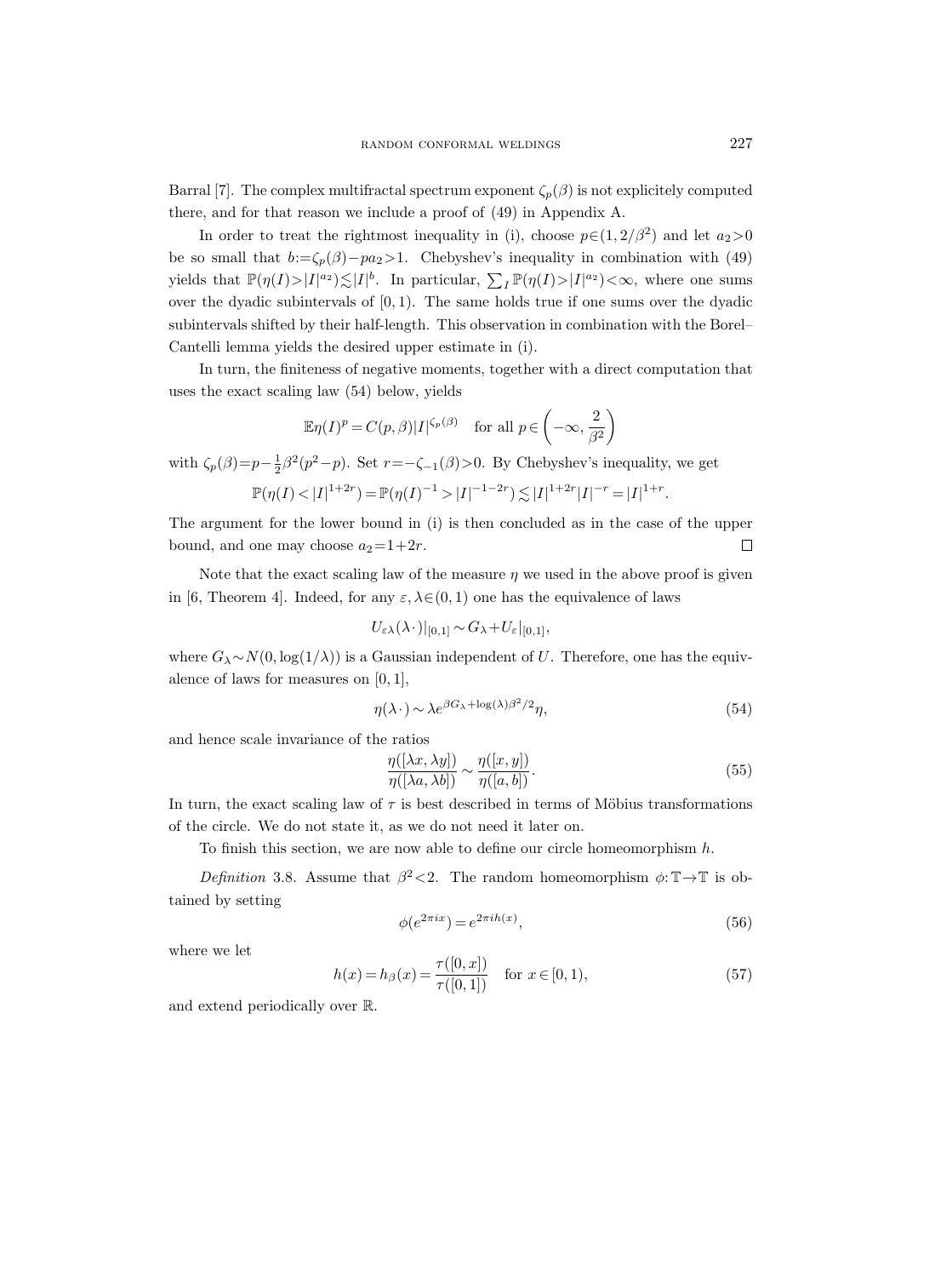Barral [7]. The complex multifractal spectrum exponent $\zeta_p(\beta)$ is not explicitely computed there, and for that reason we include a proof of (49) in Appendix A.

In order to treat the rightmost inequality in (i), choose $p\in(1,2/\beta^2)$ and let $a_2>0$ be so small that $b:=\zeta_p(\beta)-pa_2>1$. Chebyshev's inequality in combination with (49) yields that $\mathbb{P}(\eta(I)>|I|^{a_2})\lesssim|I|^b$. In particular, $\sum_I \mathbb{P}(\eta(I)>|I|^{a_2})<\infty$, where one sums over the dyadic subintervals of $[0,1)$. The same holds true if one sums over the dyadic subintervals shifted by their half-length. This observation in combination with the Borel–Cantelli lemma yields the desired upper estimate in (i).

In turn, the finiteness of negative moments, together with a direct computation that uses the exact scaling law (54) below, yields

$$\mathbb{E}\eta(I)^p = C(p,\beta)|I|^{\zeta_p(\beta)} \quad \text{for all } p\in\left(-\infty, \frac{2}{\beta^2}\right)$$

with $\zeta_p(\beta)=p-\frac{1}{2}\beta^2(p^2-p)$. Set $r=-\zeta_{-1}(\beta)>0$. By Chebyshev's inequality, we get

$$\mathbb{P}(\eta(I)<|I|^{1+2r}) = \mathbb{P}(\eta(I)^{-1}>|I|^{-1-2r}) \lesssim |I|^{1+2r}|I|^{-r} = |I|^{1+r}.$$

The argument for the lower bound in (i) is then concluded as in the case of the upper bound, and one may choose $a_2=1+2r$. $\square$

Note that the exact scaling law of the measure $\eta$ we used in the above proof is given in [6, Theorem 4]. Indeed, for any $\varepsilon,\lambda\in(0,1)$ one has the equivalence of laws

$$U_{\varepsilon\lambda}(\lambda\,\cdot)|_{[0,1]} \sim G_\lambda + U_\varepsilon|_{[0,1]},$$

where $G_\lambda\sim N(0,\log(1/\lambda))$ is a Gaussian independent of $U$. Therefore, one has the equivalence of laws for measures on $[0,1]$,

$$\eta(\lambda\,\cdot) \sim \lambda e^{\beta G_\lambda + \log(\lambda)\beta^2/2}\eta, \tag{54}$$

and hence scale invariance of the ratios

$$\frac{\eta([\lambda x,\lambda y])}{\eta([\lambda a,\lambda b])} \sim \frac{\eta([x,y])}{\eta([a,b])}. \tag{55}$$

In turn, the exact scaling law of $\tau$ is best described in terms of Möbius transformations of the circle. We do not state it, as we do not need it later on.

To finish this section, we are now able to define our circle homeomorphism $h$.

*Definition* 3.8. Assume that $\beta^2<2$. The random homeomorphism $\phi:\mathbb{T}\to\mathbb{T}$ is obtained by setting

$$\phi(e^{2\pi i x}) = e^{2\pi i h(x)}, \tag{56}$$

where we let

$$h(x) = h_\beta(x) = \frac{\tau([0,x])}{\tau([0,1])} \quad \text{for } x\in[0,1), \tag{57}$$

and extend periodically over $\mathbb{R}$.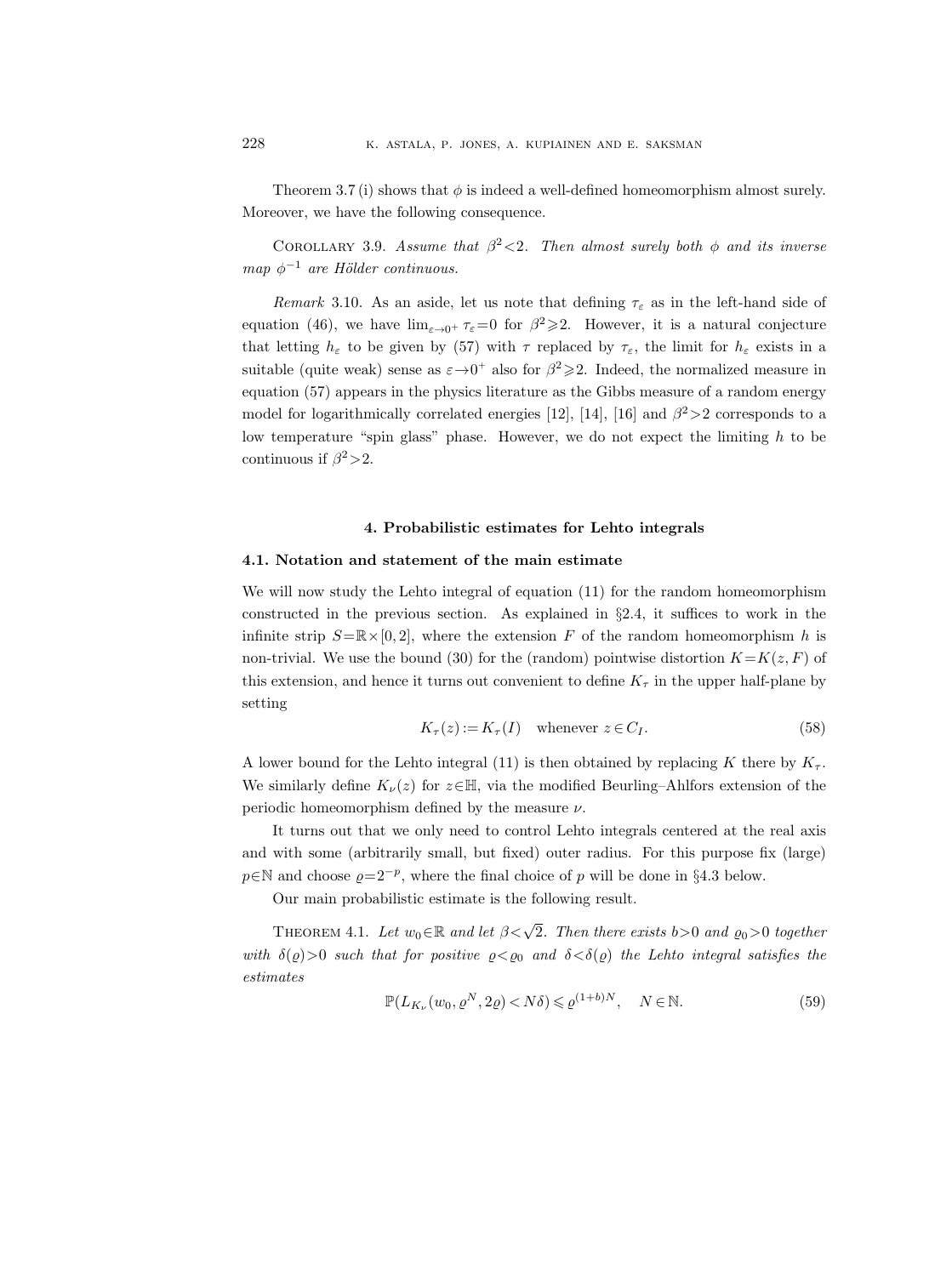Theorem 3.7 (i) shows that $\phi$ is indeed a well-defined homeomorphism almost surely. Moreover, we have the following consequence.

Corollary 3.9. *Assume that $\beta^2<2$. Then almost surely both $\phi$ and its inverse map $\phi^{-1}$ are Hölder continuous.*

*Remark* 3.10. As an aside, let us note that defining $\tau_\varepsilon$ as in the left-hand side of equation (46), we have $\lim_{\varepsilon\to 0^+}\tau_\varepsilon=0$ for $\beta^2\geqslant 2$. However, it is a natural conjecture that letting $h_\varepsilon$ to be given by (57) with $\tau$ replaced by $\tau_\varepsilon$, the limit for $h_\varepsilon$ exists in a suitable (quite weak) sense as $\varepsilon\to 0^+$ also for $\beta^2\geqslant 2$. Indeed, the normalized measure in equation (57) appears in the physics literature as the Gibbs measure of a random energy model for logarithmically correlated energies [12], [14], [16] and $\beta^2>2$ corresponds to a low temperature "spin glass" phase. However, we do not expect the limiting $h$ to be continuous if $\beta^2>2$.

## 4. Probabilistic estimates for Lehto integrals

### 4.1. Notation and statement of the main estimate

We will now study the Lehto integral of equation (11) for the random homeomorphism constructed in the previous section. As explained in §2.4, it suffices to work in the infinite strip $S=\mathbb{R}\times[0,2]$, where the extension $F$ of the random homeomorphism $h$ is non-trivial. We use the bound (30) for the (random) pointwise distortion $K=K(z,F)$ of this extension, and hence it turns out convenient to define $K_\tau$ in the upper half-plane by setting

$$K_\tau(z):=K_\tau(I)\quad\text{whenever } z\in C_I. \tag{58}$$

A lower bound for the Lehto integral (11) is then obtained by replacing $K$ there by $K_\tau$. We similarly define $K_\nu(z)$ for $z\in\mathbb{H}$, via the modified Beurling–Ahlfors extension of the periodic homeomorphism defined by the measure $\nu$.

It turns out that we only need to control Lehto integrals centered at the real axis and with some (arbitrarily small, but fixed) outer radius. For this purpose fix (large) $p\in\mathbb{N}$ and choose $\varrho=2^{-p}$, where the final choice of $p$ will be done in §4.3 below.

Our main probabilistic estimate is the following result.

Theorem 4.1. *Let $w_0\in\mathbb{R}$ and let $\beta<\sqrt{2}$. Then there exists $b>0$ and $\varrho_0>0$ together with $\delta(\varrho)>0$ such that for positive $\varrho<\varrho_0$ and $\delta<\delta(\varrho)$ the Lehto integral satisfies the estimates*

$$\mathbb{P}(L_{K_\nu}(w_0,\varrho^N,2\varrho)<N\delta)\leqslant\varrho^{(1+b)N},\quad N\in\mathbb{N}. \tag{59}$$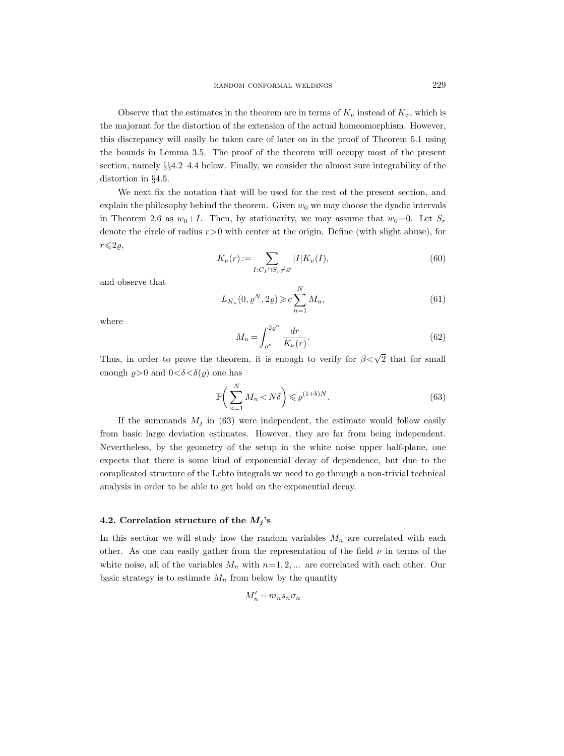Observe that the estimates in the theorem are in terms of $K_\nu$ instead of $K_\tau$, which is the majorant for the distortion of the extension of the actual homeomorphism. However, this discrepancy will easily be taken care of later on in the proof of Theorem 5.1 using the bounds in Lemma 3.5. The proof of the theorem will occupy most of the present section, namely §§4.2–4.4 below. Finally, we consider the almost sure integrability of the distortion in §4.5.

We next fix the notation that will be used for the rest of the present section, and explain the philosophy behind the theorem. Given $w_0$ we may choose the dyadic intervals in Theorem 2.6 as $w_0+I$. Then, by stationarity, we may assume that $w_0=0$. Let $S_r$ denote the circle of radius $r>0$ with center at the origin. Define (with slight abuse), for $r\leqslant 2\varrho$,

$$K_\nu(r):=\sum_{I:C_I\cap S_r\neq\varnothing}|I|K_\nu(I), \tag{60}$$

and observe that

$$L_{K_\nu}(0,\varrho^N,2\varrho)\geqslant c\sum_{n=1}^N M_n, \tag{61}$$

where

$$M_n=\int_{\varrho^n}^{2\varrho^n}\frac{dr}{K_\nu(r)}. \tag{62}$$

Thus, in order to prove the theorem, it is enough to verify for $\beta<\sqrt{2}$ that for small enough $\varrho>0$ and $0<\delta<\delta(\varrho)$ one has

$$\mathbb{P}\bigg(\sum_{n=1}^N M_n<N\delta\bigg)\leqslant\varrho^{(1+b)N}. \tag{63}$$

If the summands $M_j$ in (63) were independent, the estimate would follow easily from basic large deviation estimates. However, they are far from being independent. Nevertheless, by the geometry of the setup in the white noise upper half-plane, one expects that there is some kind of exponential decay of dependence, but due to the complicated structure of the Lehto integrals we need to go through a non-trivial technical analysis in order to be able to get hold on the exponential decay.

### 4.2. Correlation structure of the $M_j$'s

In this section we will study how the random variables $M_n$ are correlated with each other. As one can easily gather from the representation of the field $\nu$ in terms of the white noise, all of the variables $M_n$ with $n=1,2,...$ are correlated with each other. Our basic strategy is to estimate $M_n$ from below by the quantity

$$M_n'=m_n s_n\sigma_n$$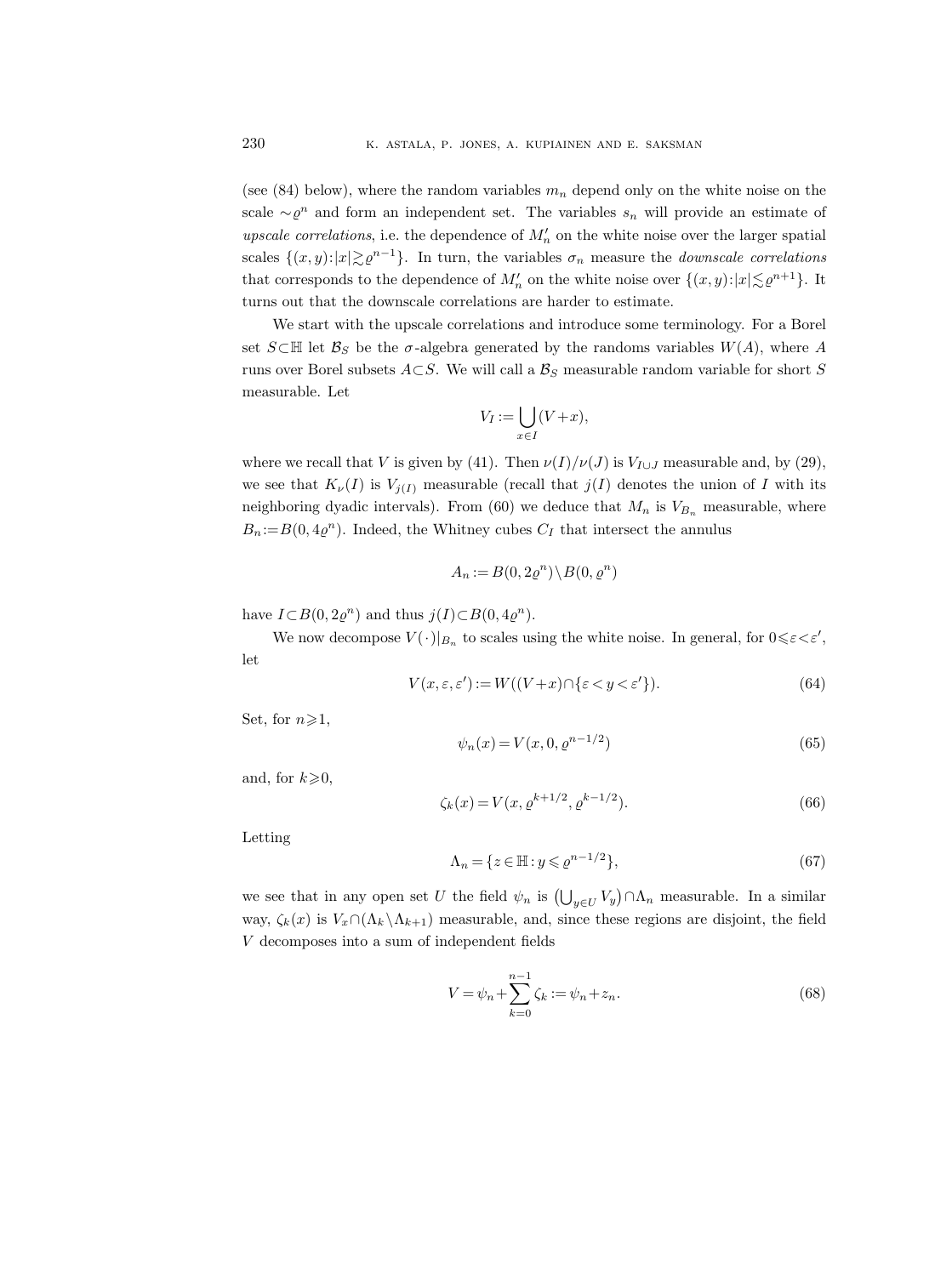(see (84) below), where the random variables $m_n$ depend only on the white noise on the scale $\sim\varrho^n$ and form an independent set. The variables $s_n$ will provide an estimate of *upscale correlations*, i.e. the dependence of $M_n'$ on the white noise over the larger spatial scales $\{(x,y):|x|\gtrsim\varrho^{n-1}\}$. In turn, the variables $\sigma_n$ measure the *downscale correlations* that corresponds to the dependence of $M_n'$ on the white noise over $\{(x,y):|x|\lesssim\varrho^{n+1}\}$. It turns out that the downscale correlations are harder to estimate.

We start with the upscale correlations and introduce some terminology. For a Borel set $S\subset\mathbb{H}$ let $\mathcal{B}_S$ be the $\sigma$-algebra generated by the randoms variables $W(A)$, where $A$ runs over Borel subsets $A\subset S$. We will call a $\mathcal{B}_S$ measurable random variable for short $S$ measurable. Let

$$V_I := \bigcup_{x\in I}(V+x),$$

where we recall that $V$ is given by (41). Then $\nu(I)/\nu(J)$ is $V_{I\cup J}$ measurable and, by (29), we see that $K_\nu(I)$ is $V_{j(I)}$ measurable (recall that $j(I)$ denotes the union of $I$ with its neighboring dyadic intervals). From (60) we deduce that $M_n$ is $V_{B_n}$ measurable, where $B_n := B(0,4\varrho^n)$. Indeed, the Whitney cubes $C_I$ that intersect the annulus

$$A_n := B(0,2\varrho^n)\setminus B(0,\varrho^n)$$

have $I\subset B(0,2\varrho^n)$ and thus $j(I)\subset B(0,4\varrho^n)$.

We now decompose $V(\cdot)|_{B_n}$ to scales using the white noise. In general, for $0\leqslant\varepsilon<\varepsilon'$, let

$$V(x,\varepsilon,\varepsilon') := W((V+x)\cap\{\varepsilon<y<\varepsilon'\}). \tag{64}$$

Set, for $n\geqslant 1$,

$$\psi_n(x) = V(x,0,\varrho^{n-1/2}) \tag{65}$$

and, for $k\geqslant 0$,

$$\zeta_k(x) = V(x,\varrho^{k+1/2},\varrho^{k-1/2}). \tag{66}$$

Letting

$$\Lambda_n = \{z\in\mathbb{H} : y\leqslant\varrho^{n-1/2}\}, \tag{67}$$

we see that in any open set $U$ the field $\psi_n$ is $\big(\bigcup_{y\in U}V_y\big)\cap\Lambda_n$ measurable. In a similar way, $\zeta_k(x)$ is $V_x\cap(\Lambda_k\setminus\Lambda_{k+1})$ measurable, and, since these regions are disjoint, the field $V$ decomposes into a sum of independent fields

$$V = \psi_n + \sum_{k=0}^{n-1}\zeta_k := \psi_n + z_n. \tag{68}$$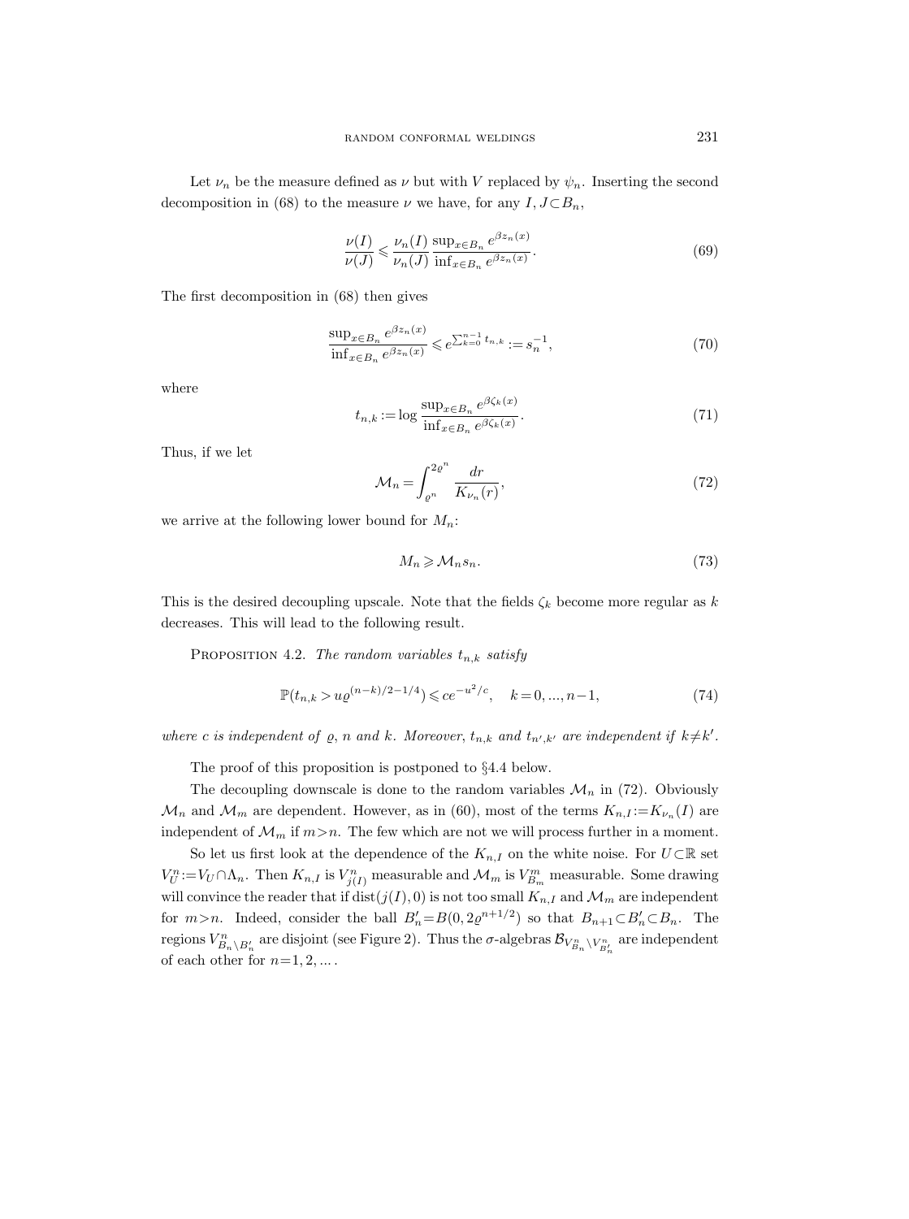Let $\nu_n$ be the measure defined as $\nu$ but with $V$ replaced by $\psi_n$. Inserting the second decomposition in (68) to the measure $\nu$ we have, for any $I, J \subset B_n$,

$$\frac{\nu(I)}{\nu(J)} \leqslant \frac{\nu_n(I)}{\nu_n(J)} \frac{\sup_{x\in B_n} e^{\beta z_n(x)}}{\inf_{x\in B_n} e^{\beta z_n(x)}}. \tag{69}$$

The first decomposition in (68) then gives

$$\frac{\sup_{x\in B_n} e^{\beta z_n(x)}}{\inf_{x\in B_n} e^{\beta z_n(x)}} \leqslant e^{\sum_{k=0}^{n-1} t_{n,k}} := s_n^{-1}, \tag{70}$$

where

$$t_{n,k} := \log \frac{\sup_{x\in B_n} e^{\beta \zeta_k(x)}}{\inf_{x\in B_n} e^{\beta \zeta_k(x)}}. \tag{71}$$

Thus, if we let

$$\mathcal{M}_n = \int_{\varrho^n}^{2\varrho^n} \frac{dr}{K_{\nu_n}(r)}, \tag{72}$$

we arrive at the following lower bound for $M_n$:

$$M_n \geqslant \mathcal{M}_n s_n. \tag{73}$$

This is the desired decoupling upscale. Note that the fields $\zeta_k$ become more regular as $k$ decreases. This will lead to the following result.

Proposition 4.2. *The random variables $t_{n,k}$ satisfy*

$$\mathbb{P}(t_{n,k} > u\varrho^{(n-k)/2-1/4}) \leqslant ce^{-u^2/c}, \quad k=0, ..., n-1, \tag{74}$$

*where $c$ is independent of $\varrho$, $n$ and $k$. Moreover, $t_{n,k}$ and $t_{n',k'}$ are independent if $k \neq k'$.*

The proof of this proposition is postponed to §4.4 below.

The decoupling downscale is done to the random variables $\mathcal{M}_n$ in (72). Obviously $\mathcal{M}_n$ and $\mathcal{M}_m$ are dependent. However, as in (60), most of the terms $K_{n,I} := K_{\nu_n}(I)$ are independent of $\mathcal{M}_m$ if $m > n$. The few which are not we will process further in a moment.

So let us first look at the dependence of the $K_{n,I}$ on the white noise. For $U \subset \mathbb{R}$ set $V_U^n := V_U \cap \Lambda_n$. Then $K_{n,I}$ is $V_{j(I)}^n$ measurable and $\mathcal{M}_m$ is $V_{B_m}^m$ measurable. Some drawing will convince the reader that if $\operatorname{dist}(j(I), 0)$ is not too small $K_{n,I}$ and $\mathcal{M}_m$ are independent for $m > n$. Indeed, consider the ball $B_n' = B(0, 2\varrho^{n+1/2})$ so that $B_{n+1} \subset B_n' \subset B_n$. The regions $V_{B_n \setminus B_n'}^n$ are disjoint (see Figure 2). Thus the $\sigma$-algebras $\mathcal{B}_{V_{B_n}^n \setminus V_{B_n'}^n}$ are independent of each other for $n = 1, 2, ...$.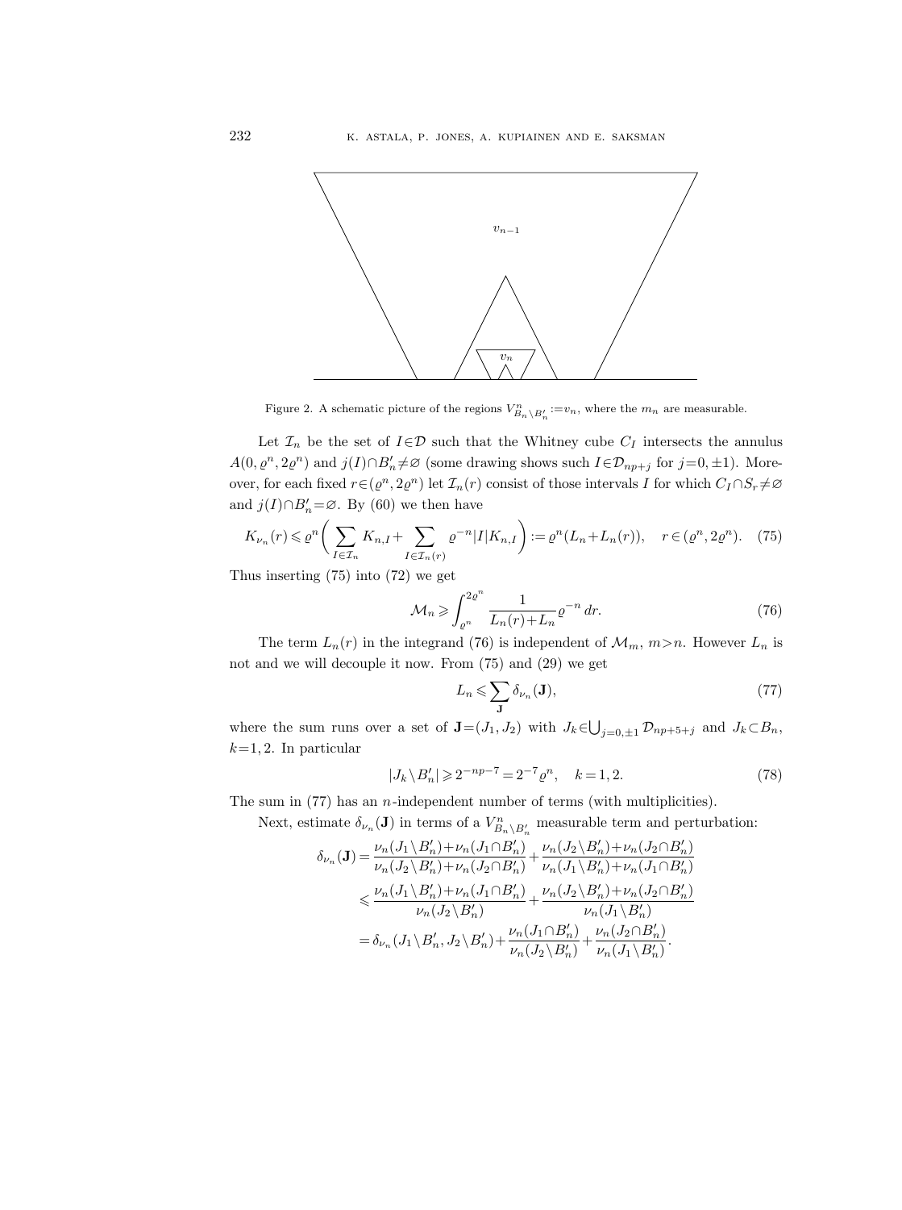Figure 2. A schematic picture of the regions $V^n_{B_n\setminus B'_n} := v_n$, where the $m_n$ are measurable.

Let $\mathcal{I}_n$ be the set of $I\in\mathcal{D}$ such that the Whitney cube $C_I$ intersects the annulus $A(0,\varrho^n,2\varrho^n)$ and $j(I)\cap B'_n\neq\varnothing$ (some drawing shows such $I\in\mathcal{D}_{np+j}$ for $j=0,\pm1$). Moreover, for each fixed $r\in(\varrho^n,2\varrho^n)$ let $\mathcal{I}_n(r)$ consist of those intervals $I$ for which $C_I\cap S_r\neq\varnothing$ and $j(I)\cap B'_n=\varnothing$. By (60) we then have

$$K_{\nu_n}(r)\leqslant\varrho^n\biggl(\sum_{I\in\mathcal{I}_n}K_{n,I}+\sum_{I\in\mathcal{I}_n(r)}\varrho^{-n}|I|K_{n,I}\biggr):=\varrho^n(L_n+L_n(r)),\quad r\in(\varrho^n,2\varrho^n). \tag{75}$$

Thus inserting (75) into (72) we get

$$\mathcal{M}_n\geqslant\int_{\varrho^n}^{2\varrho^n}\frac{1}{L_n(r)+L_n}\varrho^{-n}\,dr. \tag{76}$$

The term $L_n(r)$ in the integrand (76) is independent of $\mathcal{M}_m$, $m>n$. However $L_n$ is not and we will decouple it now. From (75) and (29) we get

$$L_n\leqslant\sum_{\mathbf{J}}\delta_{\nu_n}(\mathbf{J}), \tag{77}$$

where the sum runs over a set of $\mathbf{J}=(J_1,J_2)$ with $J_k\in\bigcup_{j=0,\pm1}\mathcal{D}_{np+5+j}$ and $J_k\subset B_n$, $k=1,2$. In particular

$$|J_k\setminus B'_n|\geqslant 2^{-np-7}=2^{-7}\varrho^n,\quad k=1,2. \tag{78}$$

The sum in (77) has an $n$-independent number of terms (with multiplicities).

Next, estimate $\delta_{\nu_n}(\mathbf{J})$ in terms of a $V^n_{B_n\setminus B'_n}$ measurable term and perturbation:

$$\begin{aligned}
\delta_{\nu_n}(\mathbf{J})&=\frac{\nu_n(J_1\setminus B'_n)+\nu_n(J_1\cap B'_n)}{\nu_n(J_2\setminus B'_n)+\nu_n(J_2\cap B'_n)}+\frac{\nu_n(J_2\setminus B'_n)+\nu_n(J_2\cap B'_n)}{\nu_n(J_1\setminus B'_n)+\nu_n(J_1\cap B'_n)}\\
&\leqslant\frac{\nu_n(J_1\setminus B'_n)+\nu_n(J_1\cap B'_n)}{\nu_n(J_2\setminus B'_n)}+\frac{\nu_n(J_2\setminus B'_n)+\nu_n(J_2\cap B'_n)}{\nu_n(J_1\setminus B'_n)}\\
&=\delta_{\nu_n}(J_1\setminus B'_n,J_2\setminus B'_n)+\frac{\nu_n(J_1\cap B'_n)}{\nu_n(J_2\setminus B'_n)}+\frac{\nu_n(J_2\cap B'_n)}{\nu_n(J_1\setminus B'_n)}.
\end{aligned}$$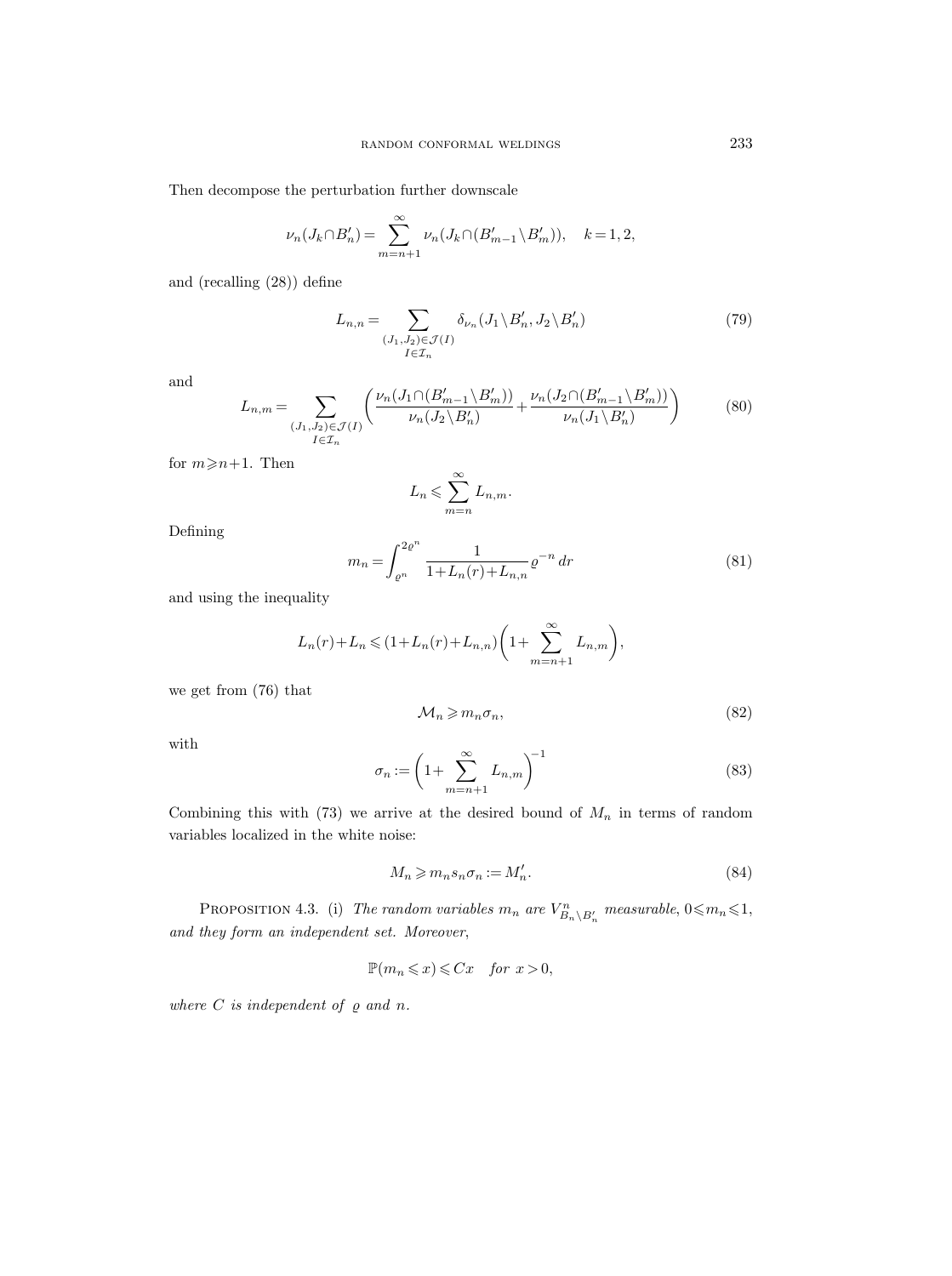Then decompose the perturbation further downscale

$$\nu_n(J_k \cap B'_n) = \sum_{m=n+1}^{\infty} \nu_n(J_k \cap (B'_{m-1} \setminus B'_m)), \quad k = 1, 2,$$

and (recalling (28)) define

$$L_{n,n} = \sum_{\substack{(J_1, J_2) \in \mathcal{J}(I) \\ I \in \mathcal{I}_n}} \delta_{\nu_n}(J_1 \setminus B'_n, J_2 \setminus B'_n) \tag{79}$$

and

$$L_{n,m} = \sum_{\substack{(J_1, J_2) \in \mathcal{J}(I) \\ I \in \mathcal{I}_n}} \left( \frac{\nu_n(J_1 \cap (B'_{m-1} \setminus B'_m))}{\nu_n(J_2 \setminus B'_n)} + \frac{\nu_n(J_2 \cap (B'_{m-1} \setminus B'_m))}{\nu_n(J_1 \setminus B'_n)} \right) \tag{80}$$

for $m \geqslant n+1$. Then

$$L_n \leqslant \sum_{m=n}^{\infty} L_{n,m}.$$

Defining

$$m_n = \int_{\varrho^n}^{2\varrho^n} \frac{1}{1 + L_n(r) + L_{n,n}} \varrho^{-n} \, dr \tag{81}$$

and using the inequality

$$L_n(r) + L_n \leqslant (1 + L_n(r) + L_{n,n}) \left( 1 + \sum_{m=n+1}^{\infty} L_{n,m} \right),$$

we get from (76) that

$$\mathcal{M}_n \geqslant m_n \sigma_n, \tag{82}$$

with

$$\sigma_n := \left( 1 + \sum_{m=n+1}^{\infty} L_{n,m} \right)^{-1} \tag{83}$$

Combining this with (73) we arrive at the desired bound of $M_n$ in terms of random variables localized in the white noise:

$$M_n \geqslant m_n s_n \sigma_n := M'_n. \tag{84}$$

PROPOSITION 4.3. (i) *The random variables $m_n$ are $V^n_{B_n \setminus B'_n}$ measurable*, $0 \leqslant m_n \leqslant 1$, *and they form an independent set. Moreover*,

$$\mathbb{P}(m_n \leqslant x) \leqslant Cx \quad \textit{for } x > 0,$$

*where $C$ is independent of $\varrho$ and $n$.*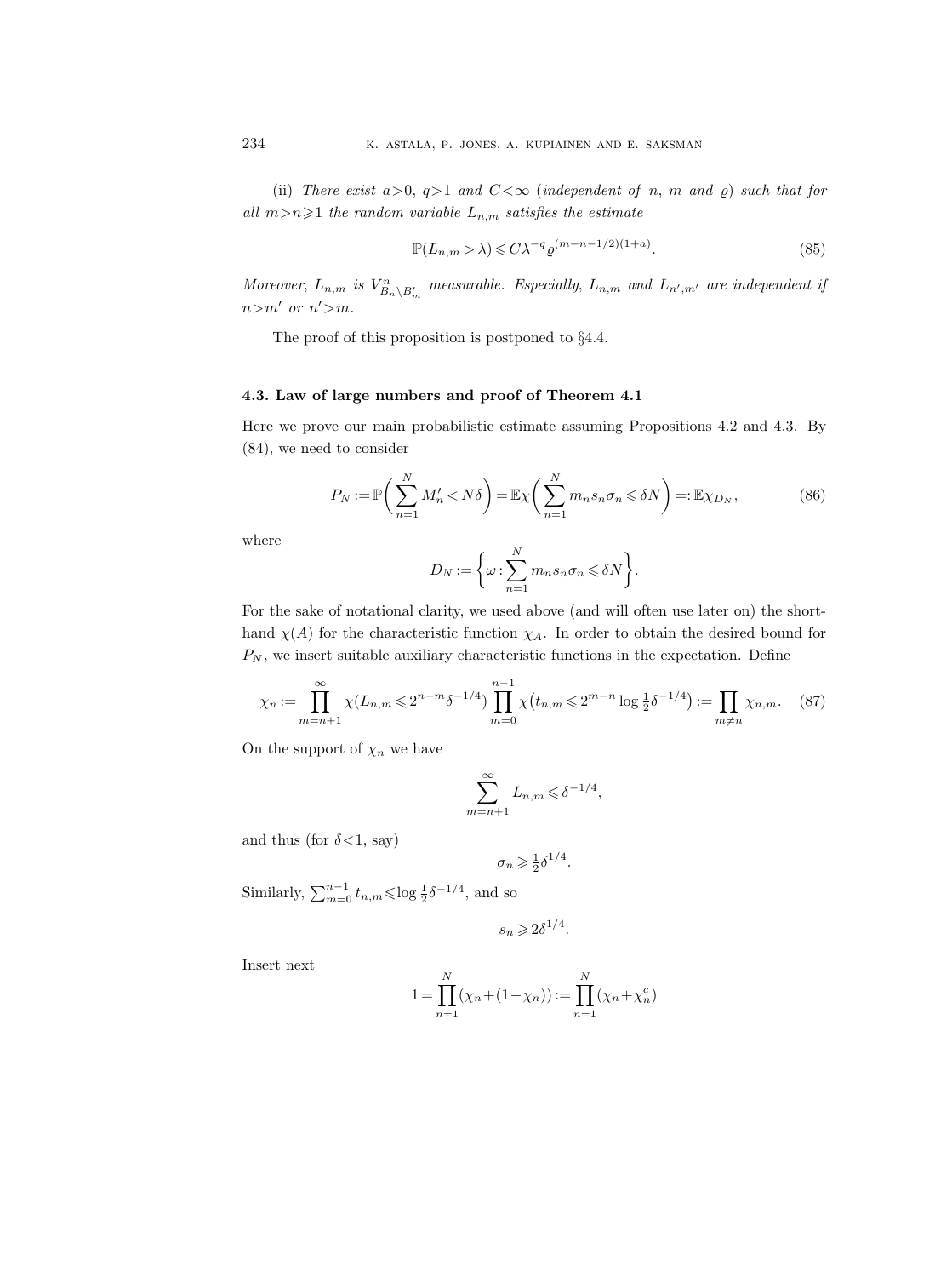(ii) *There exist $a>0$, $q>1$ and $C<\infty$ (independent of $n$, $m$ and $\varrho$) such that for all $m>n\geqslant 1$ the random variable $L_{n,m}$ satisfies the estimate*

$$\mathbb{P}(L_{n,m}>\lambda)\leqslant C\lambda^{-q}\varrho^{(m-n-1/2)(1+a)}. \tag{85}$$

*Moreover, $L_{n,m}$ is $V^n_{B_n\setminus B'_m}$ measurable. Especially, $L_{n,m}$ and $L_{n',m'}$ are independent if $n>m'$ or $n'>m$.*

The proof of this proposition is postponed to §4.4.

### 4.3. Law of large numbers and proof of Theorem 4.1

Here we prove our main probabilistic estimate assuming Propositions 4.2 and 4.3. By (84), we need to consider

$$P_N:=\mathbb{P}\biggl(\sum_{n=1}^N M'_n<N\delta\biggr)=\mathbb{E}\chi\biggl(\sum_{n=1}^N m_ns_n\sigma_n\leqslant\delta N\biggr)=:\mathbb{E}\chi_{D_N}, \tag{86}$$

where

$$D_N:=\biggl\{\omega:\sum_{n=1}^N m_ns_n\sigma_n\leqslant\delta N\biggr\}.$$

For the sake of notational clarity, we used above (and will often use later on) the shorthand $\chi(A)$ for the characteristic function $\chi_A$. In order to obtain the desired bound for $P_N$, we insert suitable auxiliary characteristic functions in the expectation. Define

$$\chi_n:=\prod_{m=n+1}^\infty\chi(L_{n,m}\leqslant 2^{n-m}\delta^{-1/4})\prod_{m=0}^{n-1}\chi\bigl(t_{n,m}\leqslant 2^{m-n}\log\tfrac{1}{2}\delta^{-1/4}\bigr):=\prod_{m\neq n}\chi_{n,m}. \tag{87}$$

On the support of $\chi_n$ we have

$$\sum_{m=n+1}^\infty L_{n,m}\leqslant\delta^{-1/4},$$

and thus (for $\delta<1$, say)

$$\sigma_n\geqslant\tfrac{1}{2}\delta^{1/4}.$$

Similarly, $\sum_{m=0}^{n-1}t_{n,m}\leqslant\log\frac{1}{2}\delta^{-1/4}$, and so

$$s_n\geqslant 2\delta^{1/4}.$$

Insert next

$$1=\prod_{n=1}^N(\chi_n+(1-\chi_n)):=\prod_{n=1}^N(\chi_n+\chi_n^c)$$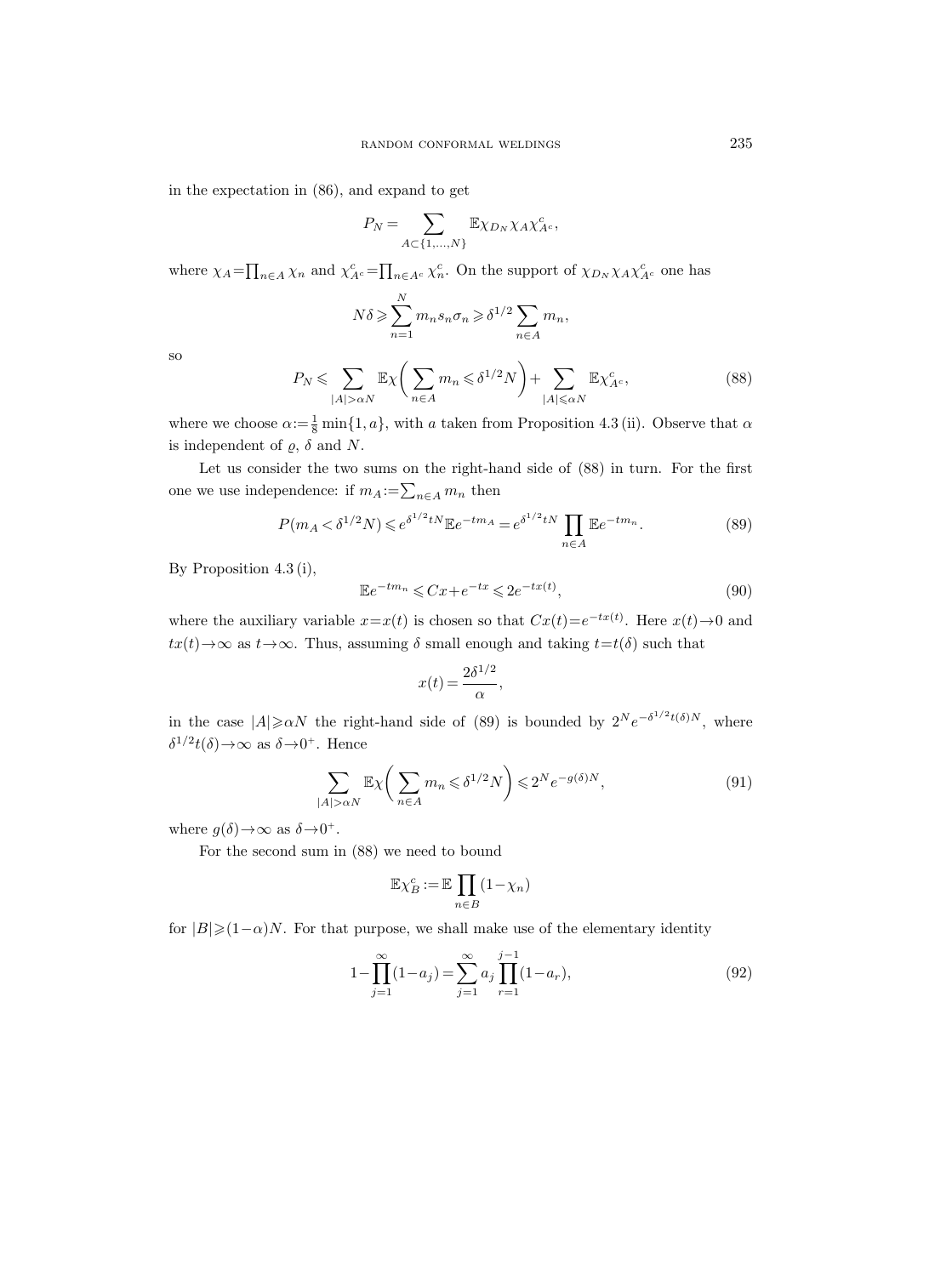in the expectation in (86), and expand to get

$$P_N = \sum_{A\subset\{1,\dots,N\}} \mathbb{E}\chi_{D_N}\chi_A\chi^c_{A^c},$$

where $\chi_A=\prod_{n\in A}\chi_n$ and $\chi^c_{A^c}=\prod_{n\in A^c}\chi^c_n$. On the support of $\chi_{D_N}\chi_A\chi^c_{A^c}$ one has

$$N\delta \geqslant \sum_{n=1}^N m_n s_n \sigma_n \geqslant \delta^{1/2}\sum_{n\in A} m_n,$$

so

$$P_N \leqslant \sum_{|A|>\alpha N} \mathbb{E}\chi\biggl(\sum_{n\in A} m_n \leqslant \delta^{1/2}N\biggr) + \sum_{|A|\leqslant \alpha N} \mathbb{E}\chi^c_{A^c}, \tag{88}$$

where we choose $\alpha:=\frac{1}{8}\min\{1,a\}$, with $a$ taken from Proposition 4.3 (ii). Observe that $\alpha$ is independent of $\varrho$, $\delta$ and $N$.

Let us consider the two sums on the right-hand side of (88) in turn. For the first one we use independence: if $m_A:=\sum_{n\in A} m_n$ then

$$P(m_A<\delta^{1/2}N) \leqslant e^{\delta^{1/2}tN}\mathbb{E}e^{-tm_A} = e^{\delta^{1/2}tN}\prod_{n\in A}\mathbb{E}e^{-tm_n}. \tag{89}$$

By Proposition 4.3 (i),

$$\mathbb{E}e^{-tm_n} \leqslant Cx+e^{-tx} \leqslant 2e^{-tx(t)}, \tag{90}$$

where the auxiliary variable $x=x(t)$ is chosen so that $Cx(t)=e^{-tx(t)}$. Here $x(t)\to 0$ and $tx(t)\to\infty$ as $t\to\infty$. Thus, assuming $\delta$ small enough and taking $t=t(\delta)$ such that

$$x(t)=\frac{2\delta^{1/2}}{\alpha},$$

in the case $|A|\geqslant \alpha N$ the right-hand side of (89) is bounded by $2^N e^{-\delta^{1/2}t(\delta)N}$, where $\delta^{1/2}t(\delta)\to\infty$ as $\delta\to 0^+$. Hence

$$\sum_{|A|>\alpha N} \mathbb{E}\chi\biggl(\sum_{n\in A} m_n \leqslant \delta^{1/2}N\biggr) \leqslant 2^N e^{-g(\delta)N}, \tag{91}$$

where $g(\delta)\to\infty$ as $\delta\to 0^+$.

For the second sum in (88) we need to bound

$$\mathbb{E}\chi^c_B := \mathbb{E}\prod_{n\in B}(1-\chi_n)$$

for $|B|\geqslant(1-\alpha)N$. For that purpose, we shall make use of the elementary identity

$$1-\prod_{j=1}^\infty (1-a_j) = \sum_{j=1}^\infty a_j\prod_{r=1}^{j-1}(1-a_r), \tag{92}$$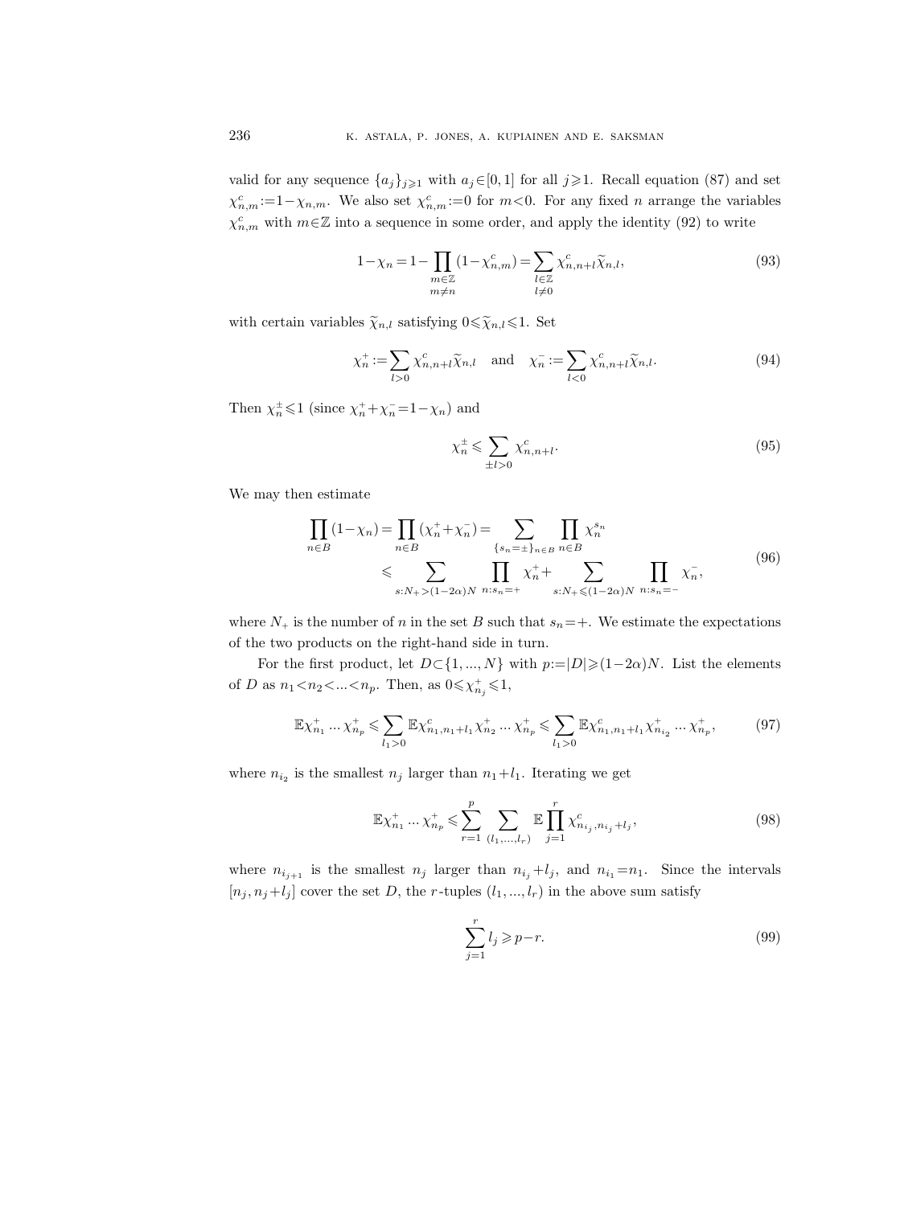valid for any sequence $\{a_j\}_{j\geqslant 1}$ with $a_j\in[0,1]$ for all $j\geqslant 1$. Recall equation (87) and set $\chi^c_{n,m}:=1-\chi_{n,m}$. We also set $\chi^c_{n,m}:=0$ for $m<0$. For any fixed $n$ arrange the variables $\chi^c_{n,m}$ with $m\in\mathbb{Z}$ into a sequence in some order, and apply the identity (92) to write

$$1-\chi_n = 1-\prod_{\substack{m\in\mathbb{Z}\\ m\neq n}}(1-\chi^c_{n,m}) = \sum_{\substack{l\in\mathbb{Z}\\ l\neq 0}}\chi^c_{n,n+l}\widetilde{\chi}_{n,l}, \tag{93}$$

with certain variables $\widetilde{\chi}_{n,l}$ satisfying $0\leqslant\widetilde{\chi}_{n,l}\leqslant 1$. Set

$$\chi^+_n := \sum_{l>0}\chi^c_{n,n+l}\widetilde{\chi}_{n,l} \quad \text{and} \quad \chi^-_n := \sum_{l<0}\chi^c_{n,n+l}\widetilde{\chi}_{n,l}. \tag{94}$$

Then $\chi^\pm_n\leqslant 1$ (since $\chi^+_n+\chi^-_n=1-\chi_n$) and

$$\chi^\pm_n \leqslant \sum_{\pm l>0}\chi^c_{n,n+l}. \tag{95}$$

We may then estimate

$$\begin{aligned}\prod_{n\in B}(1-\chi_n) &= \prod_{n\in B}(\chi^+_n+\chi^-_n) = \sum_{\{s_n=\pm\}_{n\in B}}\prod_{n\in B}\chi^{s_n}_n \\ &\leqslant \sum_{s:N_+>(1-2\alpha)N}\;\prod_{n:s_n=+}\chi^+_n + \sum_{s:N_+\leqslant(1-2\alpha)N}\;\prod_{n:s_n=-}\chi^-_n,\end{aligned} \tag{96}$$

where $N_+$ is the number of $n$ in the set $B$ such that $s_n=+$. We estimate the expectations of the two products on the right-hand side in turn.

For the first product, let $D\subset\{1,...,N\}$ with $p:=|D|\geqslant(1-2\alpha)N$. List the elements of $D$ as $n_1<n_2<...<n_p$. Then, as $0\leqslant\chi^+_{n_j}\leqslant 1$,

$$\mathbb{E}\chi^+_{n_1}...\chi^+_{n_p} \leqslant \sum_{l_1>0}\mathbb{E}\chi^c_{n_1,n_1+l_1}\chi^+_{n_2}...\chi^+_{n_p} \leqslant \sum_{l_1>0}\mathbb{E}\chi^c_{n_1,n_1+l_1}\chi^+_{n_{i_2}}...\chi^+_{n_p}, \tag{97}$$

where $n_{i_2}$ is the smallest $n_j$ larger than $n_1+l_1$. Iterating we get

$$\mathbb{E}\chi^+_{n_1}...\chi^+_{n_p} \leqslant \sum_{r=1}^{p}\sum_{(l_1,...,l_r)}\mathbb{E}\prod_{j=1}^{r}\chi^c_{n_{i_j},n_{i_j}+l_j}, \tag{98}$$

where $n_{i_{j+1}}$ is the smallest $n_j$ larger than $n_{i_j}+l_j$, and $n_{i_1}=n_1$. Since the intervals $[n_j,n_j+l_j]$ cover the set $D$, the $r$-tuples $(l_1,...,l_r)$ in the above sum satisfy

$$\sum_{j=1}^{r}l_j \geqslant p-r. \tag{99}$$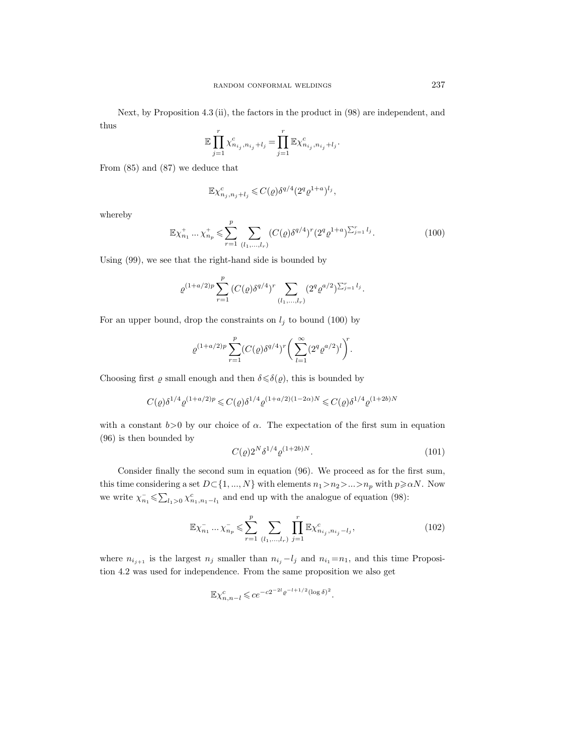Next, by Proposition 4.3 (ii), the factors in the product in (98) are independent, and thus

$$\mathbb{E}\prod_{j=1}^{r}\chi^{c}_{n_{i_j},n_{i_j}+l_j}=\prod_{j=1}^{r}\mathbb{E}\chi^{c}_{n_{i_j},n_{i_j}+l_j}.$$

From (85) and (87) we deduce that

$$\mathbb{E}\chi^{c}_{n_j,n_j+l_j}\leqslant C(\varrho)\delta^{q/4}(2^q\varrho^{1+a})^{l_j},$$

whereby

$$\mathbb{E}\chi^{+}_{n_1}\dots\chi^{+}_{n_p}\leqslant\sum_{r=1}^{p}\sum_{(l_1,\dots,l_r)}(C(\varrho)\delta^{q/4})^r(2^q\varrho^{1+a})^{\sum_{j=1}^{r}l_j}. \tag{100}$$

Using (99), we see that the right-hand side is bounded by

$$\varrho^{(1+a/2)p}\sum_{r=1}^{p}(C(\varrho)\delta^{q/4})^r\sum_{(l_1,\dots,l_r)}(2^q\varrho^{a/2})^{\sum_{j=1}^{r}l_j}.$$

For an upper bound, drop the constraints on $l_j$ to bound (100) by

$$\varrho^{(1+a/2)p}\sum_{r=1}^{p}(C(\varrho)\delta^{q/4})^r\biggl(\sum_{l=1}^{\infty}(2^q\varrho^{a/2})^l\biggr)^r.$$

Choosing first $\varrho$ small enough and then $\delta\leqslant\delta(\varrho)$, this is bounded by

$$C(\varrho)\delta^{1/4}\varrho^{(1+a/2)p}\leqslant C(\varrho)\delta^{1/4}\varrho^{(1+a/2)(1-2\alpha)N}\leqslant C(\varrho)\delta^{1/4}\varrho^{(1+2b)N}$$

with a constant $b>0$ by our choice of $\alpha$. The expectation of the first sum in equation (96) is then bounded by

$$C(\varrho)2^N\delta^{1/4}\varrho^{(1+2b)N}. \tag{101}$$

Consider finally the second sum in equation (96). We proceed as for the first sum, this time considering a set $D\subset\{1,\dots,N\}$ with elements $n_1>n_2>\dots>n_p$ with $p\geqslant\alpha N$. Now we write $\chi^{-}_{n_1}\leqslant\sum_{l_1>0}\chi^{c}_{n_1,n_1-l_1}$ and end up with the analogue of equation (98):

$$\mathbb{E}\chi^{-}_{n_1}\dots\chi^{-}_{n_p}\leqslant\sum_{r=1}^{p}\sum_{(l_1,\dots,l_r)}\prod_{j=1}^{r}\mathbb{E}\chi^{c}_{n_{i_j},n_{i_j}-l_j}, \tag{102}$$

where $n_{i_{j+1}}$ is the largest $n_j$ smaller than $n_{i_j}-l_j$ and $n_{i_1}=n_1$, and this time Proposition 4.2 was used for independence. From the same proposition we also get

$$\mathbb{E}\chi^{c}_{n,n-l}\leqslant ce^{-c2^{-2l}\varrho^{-l+1/2}(\log\delta)^2}.$$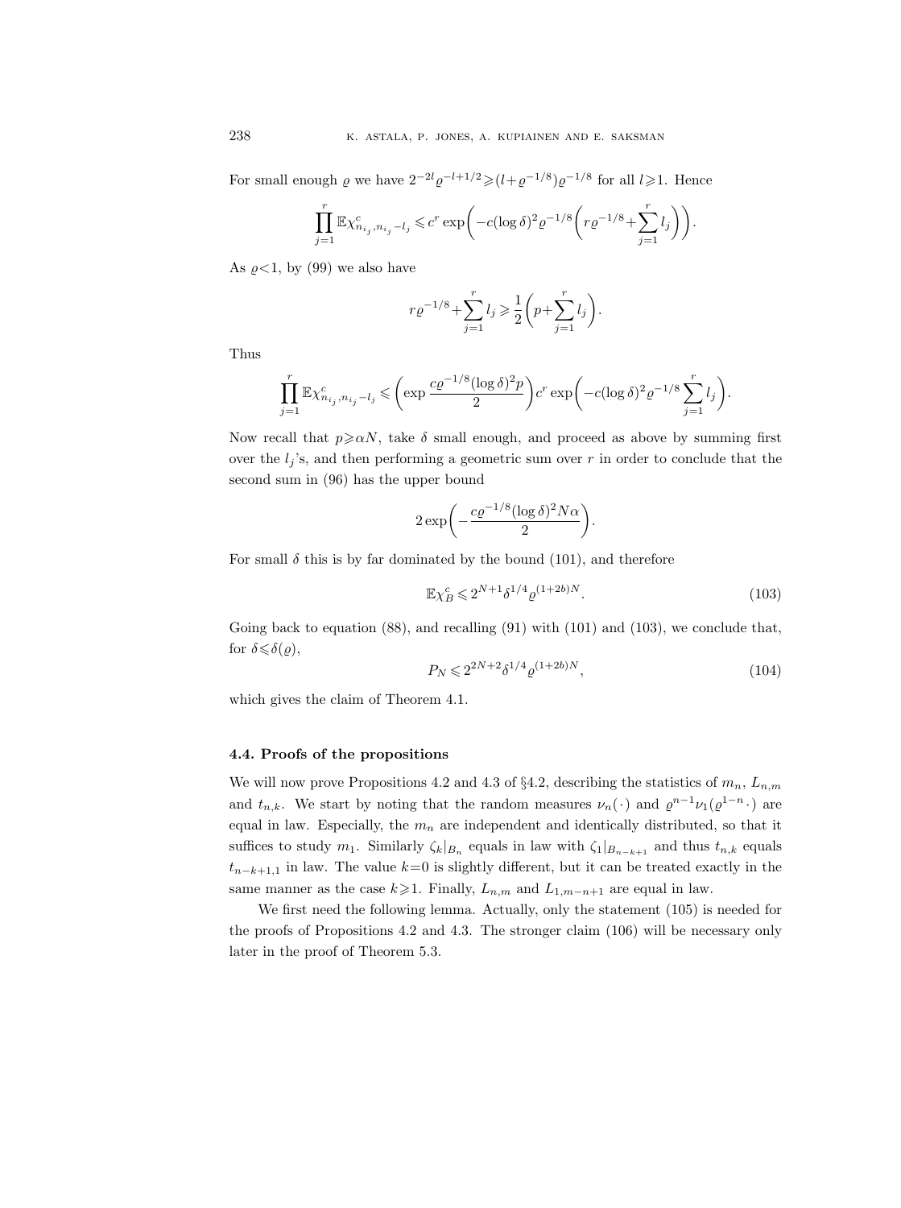For small enough $\varrho$ we have $2^{-2l}\varrho^{-l+1/2} \geqslant (l+\varrho^{-1/8})\varrho^{-1/8}$ for all $l \geqslant 1$. Hence

$$\prod_{j=1}^{r} \mathbb{E}\chi^c_{n_{i_j},n_{i_j}-l_j} \leqslant c^r \exp\biggl(-c(\log\delta)^2\varrho^{-1/8}\biggl(r\varrho^{-1/8}+\sum_{j=1}^{r} l_j\biggr)\biggr).$$

As $\varrho<1$, by (99) we also have

$$r\varrho^{-1/8}+\sum_{j=1}^{r} l_j \geqslant \frac{1}{2}\biggl(p+\sum_{j=1}^{r} l_j\biggr).$$

Thus

$$\prod_{j=1}^{r} \mathbb{E}\chi^c_{n_{i_j},n_{i_j}-l_j} \leqslant \biggl(\exp\frac{c\varrho^{-1/8}(\log\delta)^2 p}{2}\biggr)c^r \exp\biggl(-c(\log\delta)^2\varrho^{-1/8}\sum_{j=1}^{r} l_j\biggr).$$

Now recall that $p \geqslant \alpha N$, take $\delta$ small enough, and proceed as above by summing first over the $l_j$'s, and then performing a geometric sum over $r$ in order to conclude that the second sum in (96) has the upper bound

$$2\exp\biggl(-\frac{c\varrho^{-1/8}(\log\delta)^2 N\alpha}{2}\biggr).$$

For small $\delta$ this is by far dominated by the bound (101), and therefore

$$\mathbb{E}\chi^c_B \leqslant 2^{N+1}\delta^{1/4}\varrho^{(1+2b)N}. \tag{103}$$

Going back to equation (88), and recalling (91) with (101) and (103), we conclude that, for $\delta \leqslant \delta(\varrho)$,

$$P_N \leqslant 2^{2N+2}\delta^{1/4}\varrho^{(1+2b)N}, \tag{104}$$

which gives the claim of Theorem 4.1.

### 4.4. Proofs of the propositions

We will now prove Propositions 4.2 and 4.3 of §4.2, describing the statistics of $m_n$, $L_{n,m}$ and $t_{n,k}$. We start by noting that the random measures $\nu_n(\cdot)$ and $\varrho^{n-1}\nu_1(\varrho^{1-n}\cdot)$ are equal in law. Especially, the $m_n$ are independent and identically distributed, so that it suffices to study $m_1$. Similarly $\zeta_k|_{B_n}$ equals in law with $\zeta_1|_{B_{n-k+1}}$ and thus $t_{n,k}$ equals $t_{n-k+1,1}$ in law. The value $k=0$ is slightly different, but it can be treated exactly in the same manner as the case $k \geqslant 1$. Finally, $L_{n,m}$ and $L_{1,m-n+1}$ are equal in law.

We first need the following lemma. Actually, only the statement (105) is needed for the proofs of Propositions 4.2 and 4.3. The stronger claim (106) will be necessary only later in the proof of Theorem 5.3.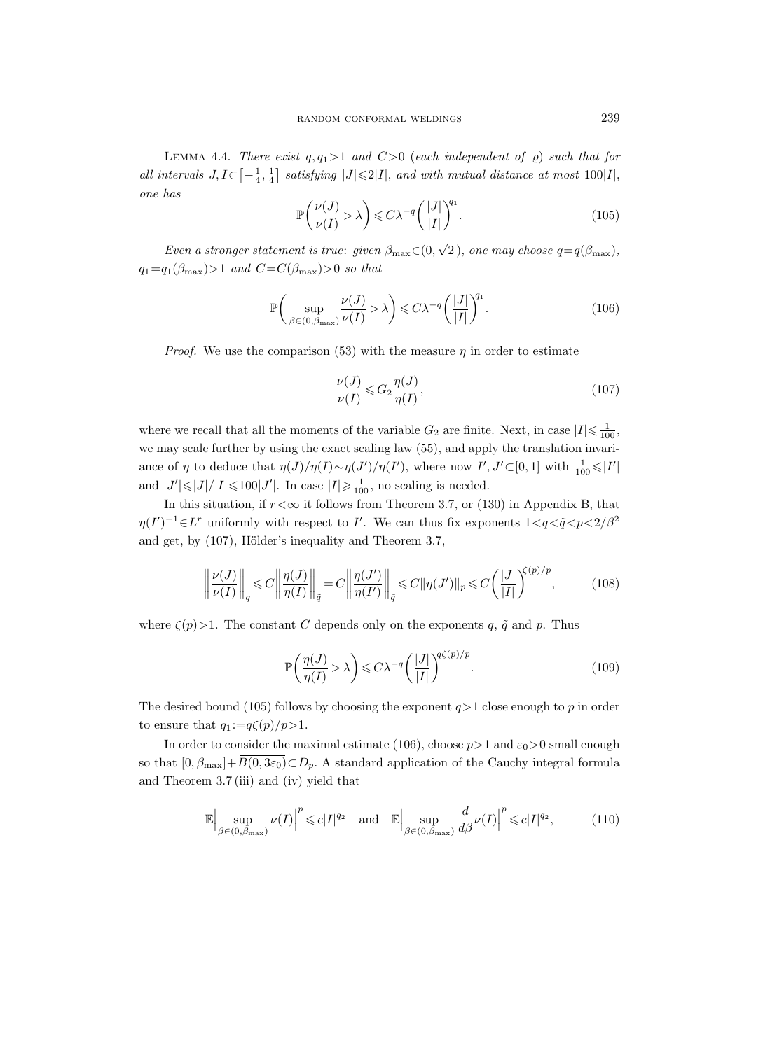LEMMA 4.4. *There exist $q, q_1>1$ and $C>0$ (each independent of $\varrho$) such that for all intervals $J, I\subset\left[-\frac{1}{4}, \frac{1}{4}\right]$ satisfying $|J|\leqslant 2|I|$, and with mutual distance at most $100|I|$, one has*

$$\mathbb{P}\left(\frac{\nu(J)}{\nu(I)}>\lambda\right)\leqslant C\lambda^{-q}\left(\frac{|J|}{|I|}\right)^{q_1}. \tag{105}$$

*Even a stronger statement is true: given $\beta_{\max}\in(0, \sqrt{2}\,)$, one may choose $q=q(\beta_{\max})$, $q_1=q_1(\beta_{\max})>1$ and $C=C(\beta_{\max})>0$ so that*

$$\mathbb{P}\left(\sup_{\beta\in(0,\beta_{\max})}\frac{\nu(J)}{\nu(I)}>\lambda\right)\leqslant C\lambda^{-q}\left(\frac{|J|}{|I|}\right)^{q_1}. \tag{106}$$

*Proof.* We use the comparison (53) with the measure $\eta$ in order to estimate

$$\frac{\nu(J)}{\nu(I)}\leqslant G_2\frac{\eta(J)}{\eta(I)}, \tag{107}$$

where we recall that all the moments of the variable $G_2$ are finite. Next, in case $|I|\leqslant\frac{1}{100}$, we may scale further by using the exact scaling law (55), and apply the translation invariance of $\eta$ to deduce that $\eta(J)/\eta(I)\sim\eta(J')/\eta(I')$, where now $I', J'\subset[0,1]$ with $\frac{1}{100}\leqslant|I'|$ and $|J'|\leqslant|J|/|I|\leqslant 100|J'|$. In case $|I|\geqslant\frac{1}{100}$, no scaling is needed.

In this situation, if $r<\infty$ it follows from Theorem 3.7, or (130) in Appendix B, that $\eta(I')^{-1}\in L^r$ uniformly with respect to $I'$. We can thus fix exponents $1<q<\tilde{q}<p<2/\beta^2$ and get, by (107), Hölder's inequality and Theorem 3.7,

$$\left\|\frac{\nu(J)}{\nu(I)}\right\|_q\leqslant C\left\|\frac{\eta(J)}{\eta(I)}\right\|_{\tilde{q}}=C\left\|\frac{\eta(J')}{\eta(I')}\right\|_{\tilde{q}}\leqslant C\|\eta(J')\|_p\leqslant C\left(\frac{|J|}{|I|}\right)^{\zeta(p)/p}, \tag{108}$$

where $\zeta(p)>1$. The constant $C$ depends only on the exponents $q$, $\tilde{q}$ and $p$. Thus

$$\mathbb{P}\left(\frac{\eta(J)}{\eta(I)}>\lambda\right)\leqslant C\lambda^{-q}\left(\frac{|J|}{|I|}\right)^{q\zeta(p)/p}. \tag{109}$$

The desired bound (105) follows by choosing the exponent $q>1$ close enough to $p$ in order to ensure that $q_1:=q\zeta(p)/p>1$.

In order to consider the maximal estimate (106), choose $p>1$ and $\varepsilon_0>0$ small enough so that $[0,\beta_{\max}]+\overline{B(0,3\varepsilon_0)}\subset D_p$. A standard application of the Cauchy integral formula and Theorem 3.7 (iii) and (iv) yield that

$$\mathbb{E}\Big|\sup_{\beta\in(0,\beta_{\max})}\nu(I)\Big|^p\leqslant c|I|^{q_2}\quad\text{and}\quad\mathbb{E}\Big|\sup_{\beta\in(0,\beta_{\max})}\frac{d}{d\beta}\nu(I)\Big|^p\leqslant c|I|^{q_2}, \tag{110}$$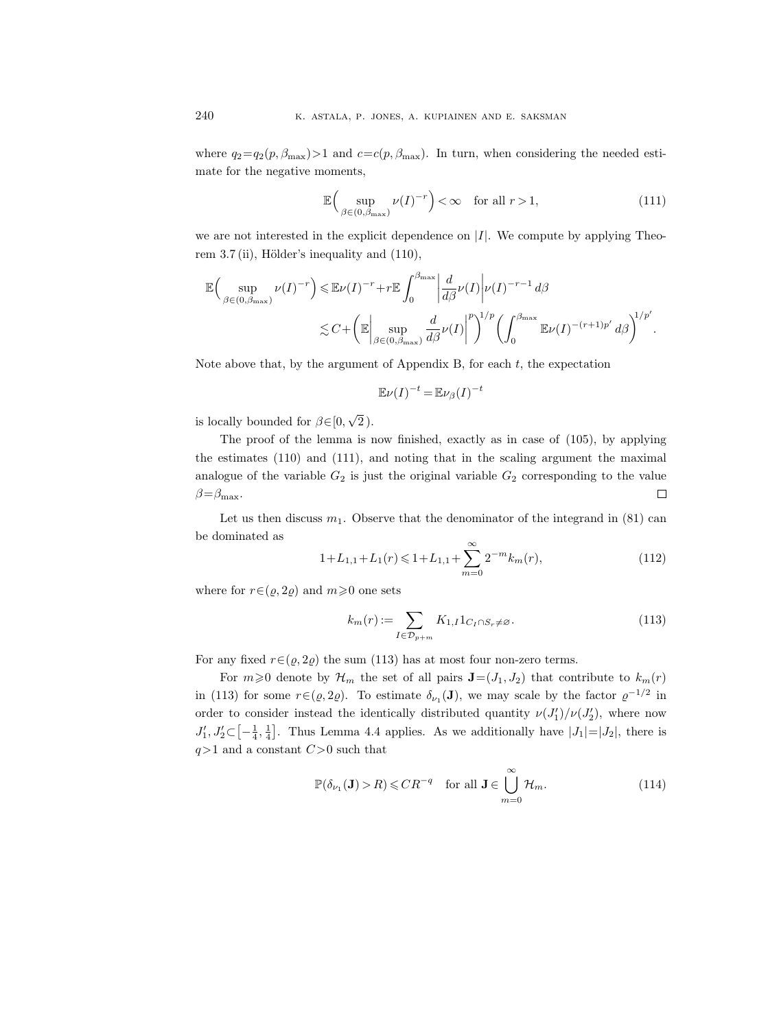where $q_2 = q_2(p, \beta_{\max}) > 1$ and $c = c(p, \beta_{\max})$. In turn, when considering the needed estimate for the negative moments,

$$\mathbb{E}\Big(\sup_{\beta\in(0,\beta_{\max})} \nu(I)^{-r}\Big) < \infty \quad \text{for all } r > 1, \tag{111}$$

we are not interested in the explicit dependence on $|I|$. We compute by applying Theorem 3.7 (ii), Hölder's inequality and (110),

$$\begin{aligned}
\mathbb{E}\Big(\sup_{\beta\in(0,\beta_{\max})} \nu(I)^{-r}\Big) &\leqslant \mathbb{E}\nu(I)^{-r} + r\mathbb{E}\int_0^{\beta_{\max}} \left|\frac{d}{d\beta}\nu(I)\right| \nu(I)^{-r-1}\, d\beta \\
&\lesssim C + \left(\mathbb{E}\left|\sup_{\beta\in(0,\beta_{\max})} \frac{d}{d\beta}\nu(I)\right|^p\right)^{1/p} \left(\int_0^{\beta_{\max}} \mathbb{E}\nu(I)^{-(r+1)p'}\, d\beta\right)^{1/p'}.
\end{aligned}$$

Note above that, by the argument of Appendix B, for each $t$, the expectation

$$\mathbb{E}\nu(I)^{-t} = \mathbb{E}\nu_\beta(I)^{-t}$$

is locally bounded for $\beta\in[0,\sqrt{2}\,)$.

The proof of the lemma is now finished, exactly as in case of (105), by applying the estimates (110) and (111), and noting that in the scaling argument the maximal analogue of the variable $G_2$ is just the original variable $G_2$ corresponding to the value $\beta = \beta_{\max}$. $\square$

Let us then discuss $m_1$. Observe that the denominator of the integrand in (81) can be dominated as

$$1 + L_{1,1} + L_1(r) \leqslant 1 + L_{1,1} + \sum_{m=0}^{\infty} 2^{-m} k_m(r), \tag{112}$$

where for $r\in(\varrho, 2\varrho)$ and $m\geqslant 0$ one sets

$$k_m(r) := \sum_{I\in\mathcal{D}_{p+m}} K_{1,I} 1_{C_I\cap S_r\neq\varnothing}. \tag{113}$$

For any fixed $r\in(\varrho, 2\varrho)$ the sum (113) has at most four non-zero terms.

For $m\geqslant 0$ denote by $\mathcal{H}_m$ the set of all pairs $\mathbf{J} = (J_1, J_2)$ that contribute to $k_m(r)$ in (113) for some $r\in(\varrho, 2\varrho)$. To estimate $\delta_{\nu_1}(\mathbf{J})$, we may scale by the factor $\varrho^{-1/2}$ in order to consider instead the identically distributed quantity $\nu(J_1')/\nu(J_2')$, where now $J_1', J_2' \subset \left[-\frac{1}{4}, \frac{1}{4}\right]$. Thus Lemma 4.4 applies. As we additionally have $|J_1| = |J_2|$, there is $q > 1$ and a constant $C > 0$ such that

$$\mathbb{P}(\delta_{\nu_1}(\mathbf{J}) > R) \leqslant CR^{-q} \quad \text{for all } \mathbf{J} \in \bigcup_{m=0}^{\infty} \mathcal{H}_m. \tag{114}$$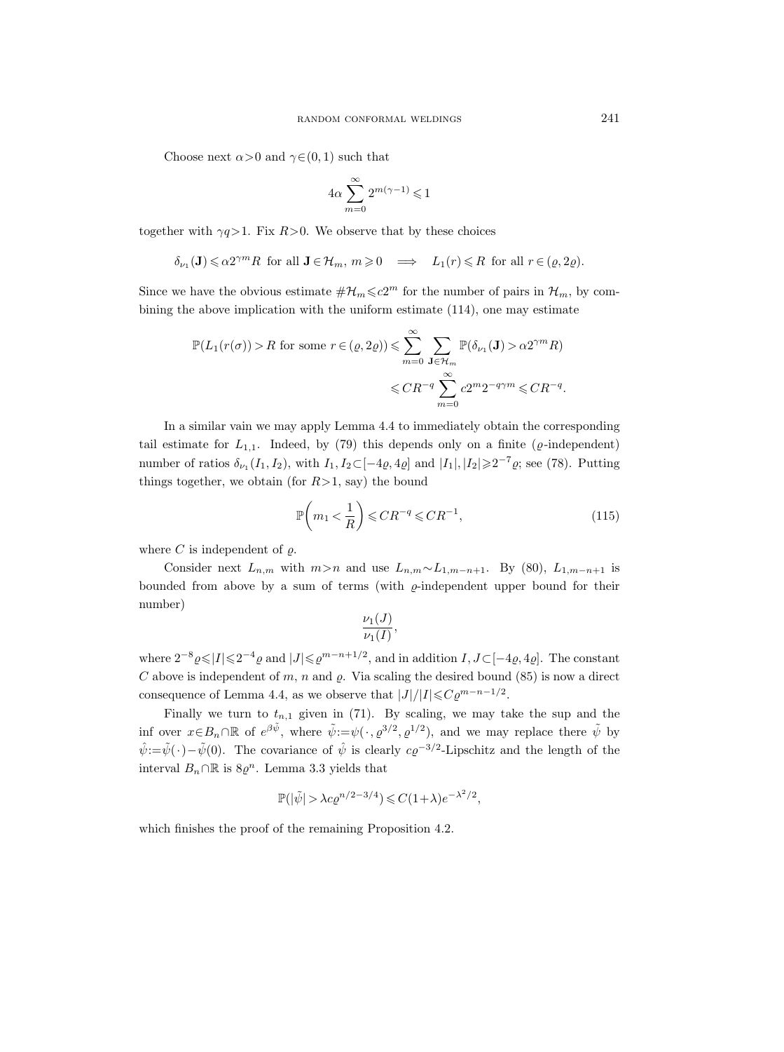Choose next $\alpha>0$ and $\gamma\in(0,1)$ such that

$$4\alpha \sum_{m=0}^{\infty} 2^{m(\gamma-1)} \leqslant 1$$

together with $\gamma q>1$. Fix $R>0$. We observe that by these choices

$$\delta_{\nu_1}(\mathbf{J}) \leqslant \alpha 2^{\gamma m} R \text{ for all } \mathbf{J}\in\mathcal{H}_m,\ m\geqslant 0 \quad\Longrightarrow\quad L_1(r)\leqslant R \text{ for all } r\in(\varrho,2\varrho).$$

Since we have the obvious estimate $\#\mathcal{H}_m\leqslant c2^m$ for the number of pairs in $\mathcal{H}_m$, by combining the above implication with the uniform estimate (114), one may estimate

$$\begin{aligned}\mathbb{P}(L_1(r(\sigma))>R \text{ for some } r\in(\varrho,2\varrho)) &\leqslant \sum_{m=0}^{\infty}\sum_{\mathbf{J}\in\mathcal{H}_m}\mathbb{P}(\delta_{\nu_1}(\mathbf{J})>\alpha 2^{\gamma m}R)\\ &\leqslant CR^{-q}\sum_{m=0}^{\infty} c2^m 2^{-q\gamma m}\leqslant CR^{-q}.\end{aligned}$$

In a similar vain we may apply Lemma 4.4 to immediately obtain the corresponding tail estimate for $L_{1,1}$. Indeed, by (79) this depends only on a finite ($\varrho$-independent) number of ratios $\delta_{\nu_1}(I_1,I_2)$, with $I_1,I_2\subset[-4\varrho,4\varrho]$ and $|I_1|,|I_2|\geqslant 2^{-7}\varrho$; see (78). Putting things together, we obtain (for $R>1$, say) the bound

$$\mathbb{P}\biggl(m_1<\frac{1}{R}\biggr)\leqslant CR^{-q}\leqslant CR^{-1}, \tag{115}$$

where $C$ is independent of $\varrho$.

Consider next $L_{n,m}$ with $m>n$ and use $L_{n,m}\sim L_{1,m-n+1}$. By (80), $L_{1,m-n+1}$ is bounded from above by a sum of terms (with $\varrho$-independent upper bound for their number)

$$\frac{\nu_1(J)}{\nu_1(I)},$$

where $2^{-8}\varrho\leqslant|I|\leqslant 2^{-4}\varrho$ and $|J|\leqslant\varrho^{m-n+1/2}$, and in addition $I,J\subset[-4\varrho,4\varrho]$. The constant $C$ above is independent of $m$, $n$ and $\varrho$. Via scaling the desired bound (85) is now a direct consequence of Lemma 4.4, as we observe that $|J|/|I|\leqslant C\varrho^{m-n-1/2}$.

Finally we turn to $t_{n,1}$ given in (71). By scaling, we may take the sup and the inf over $x\in B_n\cap\mathbb{R}$ of $e^{\beta\tilde{\psi}}$, where $\tilde{\psi}:=\psi(\,\cdot\,,\varrho^{3/2},\varrho^{1/2})$, and we may replace there $\tilde{\psi}$ by $\hat{\psi}:=\tilde{\psi}(\cdot)-\tilde{\psi}(0)$. The covariance of $\hat{\psi}$ is clearly $c\varrho^{-3/2}$-Lipschitz and the length of the interval $B_n\cap\mathbb{R}$ is $8\varrho^n$. Lemma 3.3 yields that

$$\mathbb{P}(|\tilde{\psi}|>\lambda c\varrho^{n/2-3/4})\leqslant C(1+\lambda)e^{-\lambda^2/2},$$

which finishes the proof of the remaining Proposition 4.2.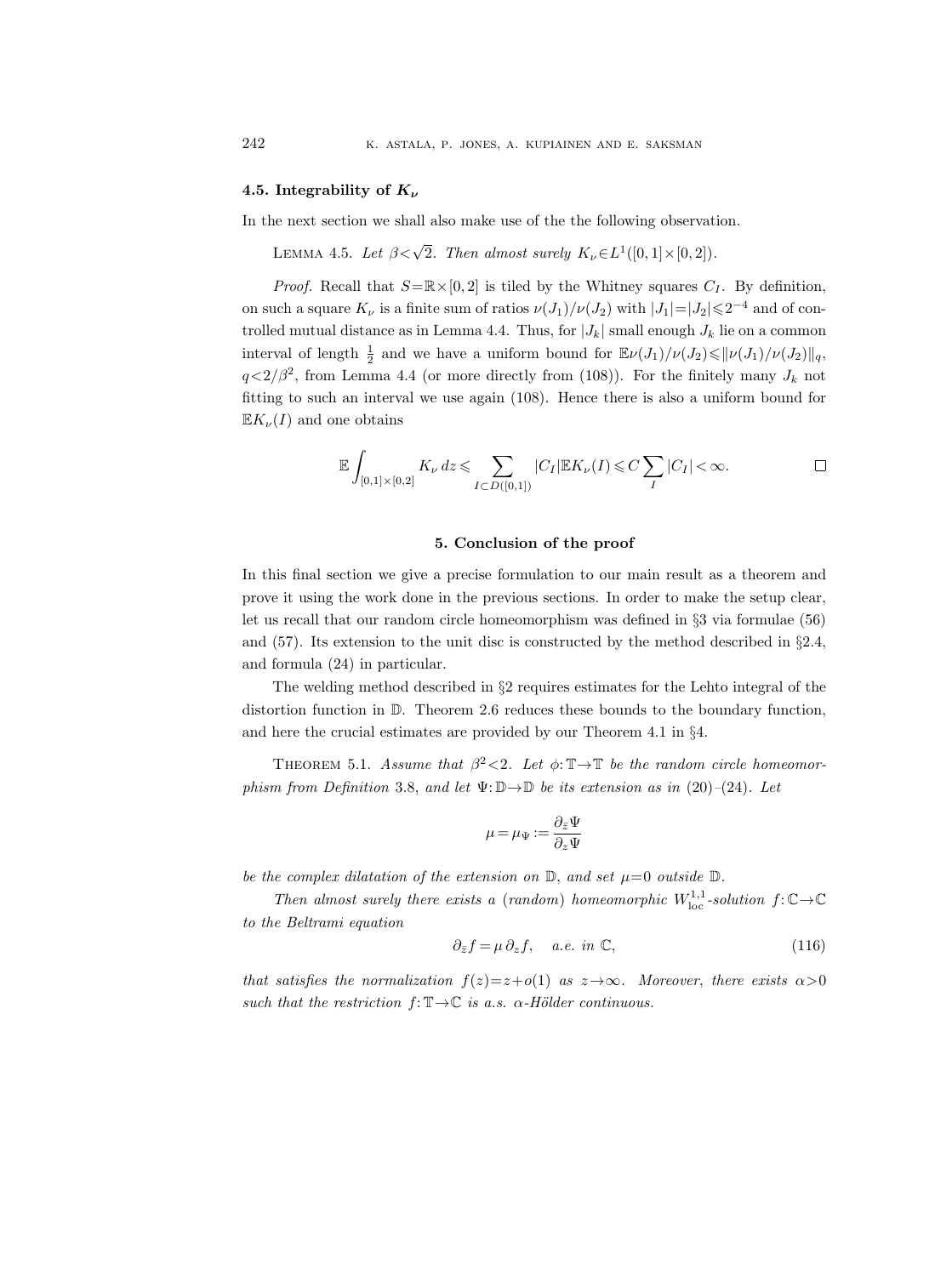### 4.5. Integrability of $K_\nu$

In the next section we shall also make use of the the following observation.

LEMMA 4.5. *Let $\beta<\sqrt{2}$. Then almost surely $K_\nu\in L^1([0,1]\times[0,2])$.*

*Proof.* Recall that $S=\mathbb{R}\times[0,2]$ is tiled by the Whitney squares $C_I$. By definition, on such a square $K_\nu$ is a finite sum of ratios $\nu(J_1)/\nu(J_2)$ with $|J_1|=|J_2|\leqslant 2^{-4}$ and of controlled mutual distance as in Lemma 4.4. Thus, for $|J_k|$ small enough $J_k$ lie on a common interval of length $\frac{1}{2}$ and we have a uniform bound for $\mathbb{E}\nu(J_1)/\nu(J_2)\leqslant\|\nu(J_1)/\nu(J_2)\|_q$, $q<2/\beta^2$, from Lemma 4.4 (or more directly from (108)). For the finitely many $J_k$ not fitting to such an interval we use again (108). Hence there is also a uniform bound for $\mathbb{E}K_\nu(I)$ and one obtains

$$\mathbb{E}\int_{[0,1]\times[0,2]} K_\nu\,dz\leqslant\sum_{I\subset D([0,1])}|C_I|\mathbb{E}K_\nu(I)\leqslant C\sum_I|C_I|<\infty. \qquad \square$$

## 5. Conclusion of the proof

In this final section we give a precise formulation to our main result as a theorem and prove it using the work done in the previous sections. In order to make the setup clear, let us recall that our random circle homeomorphism was defined in §3 via formulae (56) and (57). Its extension to the unit disc is constructed by the method described in §2.4, and formula (24) in particular.

The welding method described in §2 requires estimates for the Lehto integral of the distortion function in $\mathbb{D}$. Theorem 2.6 reduces these bounds to the boundary function, and here the crucial estimates are provided by our Theorem 4.1 in §4.

THEOREM 5.1. *Assume that $\beta^2<2$. Let $\phi:\mathbb{T}\to\mathbb{T}$ be the random circle homeomorphism from Definition* 3.8, *and let $\Psi:\mathbb{D}\to\mathbb{D}$ be its extension as in* (20)–(24). *Let*

$$\mu=\mu_\Psi:=\frac{\partial_{\bar z}\Psi}{\partial_z\Psi}$$

*be the complex dilatation of the extension on $\mathbb{D}$, and set $\mu=0$ outside $\mathbb{D}$.*

*Then almost surely there exists a* (*random*) *homeomorphic $W^{1,1}_{\mathrm{loc}}$-solution $f:\mathbb{C}\to\mathbb{C}$ to the Beltrami equation*

$$\partial_{\bar z}f=\mu\,\partial_z f,\quad \textit{a.e. in } \mathbb{C}, \tag{116}$$

*that satisfies the normalization $f(z)=z+o(1)$ as $z\to\infty$. Moreover*, *there exists $\alpha>0$ such that the restriction $f:\mathbb{T}\to\mathbb{C}$ is a.s. $\alpha$-Hölder continuous.*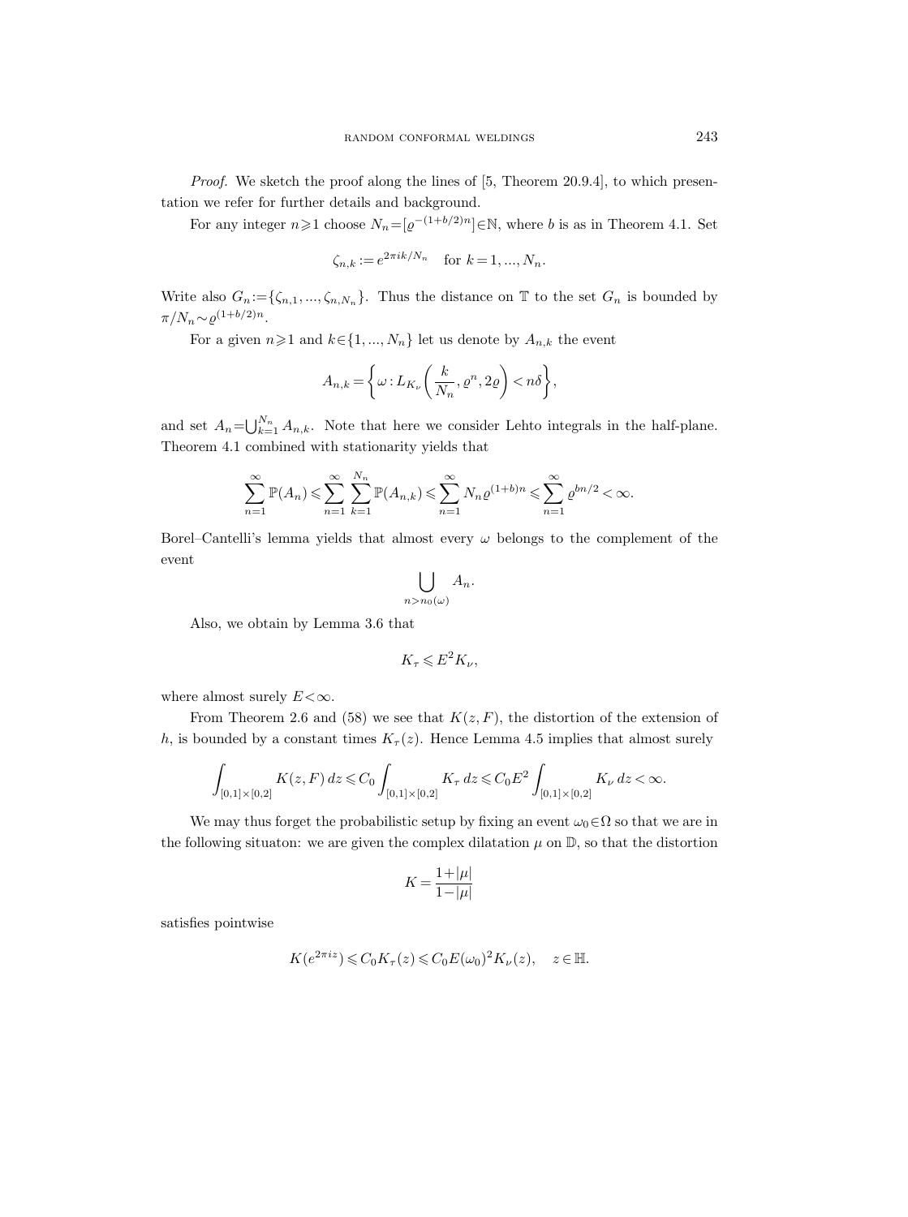*Proof.* We sketch the proof along the lines of [5, Theorem 20.9.4], to which presentation we refer for further details and background.

For any integer $n\geqslant 1$ choose $N_n=[\varrho^{-(1+b/2)n}]\in\mathbb{N}$, where $b$ is as in Theorem 4.1. Set

$$\zeta_{n,k} := e^{2\pi i k/N_n} \quad \text{for } k=1,...,N_n.$$

Write also $G_n:=\{\zeta_{n,1},...,\zeta_{n,N_n}\}$. Thus the distance on $\mathbb{T}$ to the set $G_n$ is bounded by $\pi/N_n\sim\varrho^{(1+b/2)n}$.

For a given $n\geqslant 1$ and $k\in\{1,...,N_n\}$ let us denote by $A_{n,k}$ the event

$$A_{n,k}=\left\{\omega : L_{K_\nu}\left(\frac{k}{N_n},\varrho^n,2\varrho\right)<n\delta\right\},$$

and set $A_n=\bigcup_{k=1}^{N_n} A_{n,k}$. Note that here we consider Lehto integrals in the half-plane. Theorem 4.1 combined with stationarity yields that

$$\sum_{n=1}^{\infty}\mathbb{P}(A_n)\leqslant\sum_{n=1}^{\infty}\sum_{k=1}^{N_n}\mathbb{P}(A_{n,k})\leqslant\sum_{n=1}^{\infty}N_n\varrho^{(1+b)n}\leqslant\sum_{n=1}^{\infty}\varrho^{bn/2}<\infty.$$

Borel–Cantelli's lemma yields that almost every $\omega$ belongs to the complement of the event

$$\bigcup_{n>n_0(\omega)} A_n.$$

Also, we obtain by Lemma 3.6 that

$$K_\tau\leqslant E^2K_\nu,$$

where almost surely $E<\infty$.

From Theorem 2.6 and (58) we see that $K(z,F)$, the distortion of the extension of $h$, is bounded by a constant times $K_\tau(z)$. Hence Lemma 4.5 implies that almost surely

$$\int_{[0,1]\times[0,2]}K(z,F)\,dz\leqslant C_0\int_{[0,1]\times[0,2]}K_\tau\,dz\leqslant C_0E^2\int_{[0,1]\times[0,2]}K_\nu\,dz<\infty.$$

We may thus forget the probabilistic setup by fixing an event $\omega_0\in\Omega$ so that we are in the following situaton: we are given the complex dilatation $\mu$ on $\mathbb{D}$, so that the distortion

$$K=\frac{1+|\mu|}{1-|\mu|}$$

satisfies pointwise

$$K(e^{2\pi iz})\leqslant C_0K_\tau(z)\leqslant C_0E(\omega_0)^2K_\nu(z),\quad z\in\mathbb{H}.$$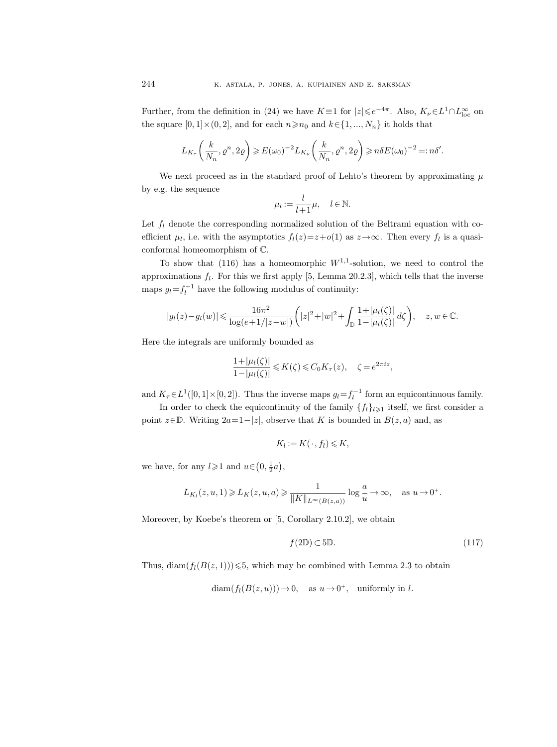Further, from the definition in (24) we have $K\equiv 1$ for $|z|\leqslant e^{-4\pi}$. Also, $K_\nu\in L^1\cap L^\infty_{\mathrm{loc}}$ on the square $[0,1]\times(0,2]$, and for each $n\geqslant n_0$ and $k\in\{1,...,N_n\}$ it holds that

$$L_{K_\tau}\left(\frac{k}{N_n},\varrho^n,2\varrho\right)\geqslant E(\omega_0)^{-2}L_{K_\nu}\left(\frac{k}{N_n},\varrho^n,2\varrho\right)\geqslant n\delta E(\omega_0)^{-2}=:n\delta'.$$

We next proceed as in the standard proof of Lehto's theorem by approximating $\mu$ by e.g. the sequence

$$\mu_l:=\frac{l}{l+1}\mu,\quad l\in\mathbb{N}.$$

Let $f_l$ denote the corresponding normalized solution of the Beltrami equation with coefficient $\mu_l$, i.e. with the asymptotics $f_l(z)=z+o(1)$ as $z\to\infty$. Then every $f_l$ is a quasiconformal homeomorphism of $\mathbb{C}$.

To show that (116) has a homeomorphic $W^{1,1}$-solution, we need to control the approximations $f_l$. For this we first apply [5, Lemma 20.2.3], which tells that the inverse maps $g_l=f_l^{-1}$ have the following modulus of continuity:

$$|g_l(z)-g_l(w)|\leqslant\frac{16\pi^2}{\log(e+1/|z-w|)}\left(|z|^2+|w|^2+\int_{\mathbb{D}}\frac{1+|\mu_l(\zeta)|}{1-|\mu_l(\zeta)|}\,d\zeta\right),\quad z,w\in\mathbb{C}.$$

Here the integrals are uniformly bounded as

$$\frac{1+|\mu_l(\zeta)|}{1-|\mu_l(\zeta)|}\leqslant K(\zeta)\leqslant C_0K_\tau(z),\quad \zeta=e^{2\pi iz},$$

and $K_\tau\in L^1([0,1]\times[0,2])$. Thus the inverse maps $g_l=f_l^{-1}$ form an equicontinuous family.

In order to check the equicontinuity of the family $\{f_l\}_{l\geqslant 1}$ itself, we first consider a point $z\in\mathbb{D}$. Writing $2a=1-|z|$, observe that $K$ is bounded in $B(z,a)$ and, as

$$K_l:=K(\cdot,f_l)\leqslant K,$$

we have, for any $l\geqslant 1$ and $u\in\left(0,\tfrac{1}{2}a\right)$,

$$L_{K_l}(z,u,1)\geqslant L_K(z,u,a)\geqslant\frac{1}{\|K\|_{L^\infty(B(z,a))}}\log\frac{a}{u}\to\infty,\quad\text{as } u\to 0^+.$$

Moreover, by Koebe's theorem or [5, Corollary 2.10.2], we obtain

$$f(2\mathbb{D})\subset 5\mathbb{D}. \tag{117}$$

Thus, $\operatorname{diam}(f_l(B(z,1)))\leqslant 5$, which may be combined with Lemma 2.3 to obtain

$$\operatorname{diam}(f_l(B(z,u)))\to 0,\quad\text{as } u\to 0^+,\quad\text{uniformly in } l.$$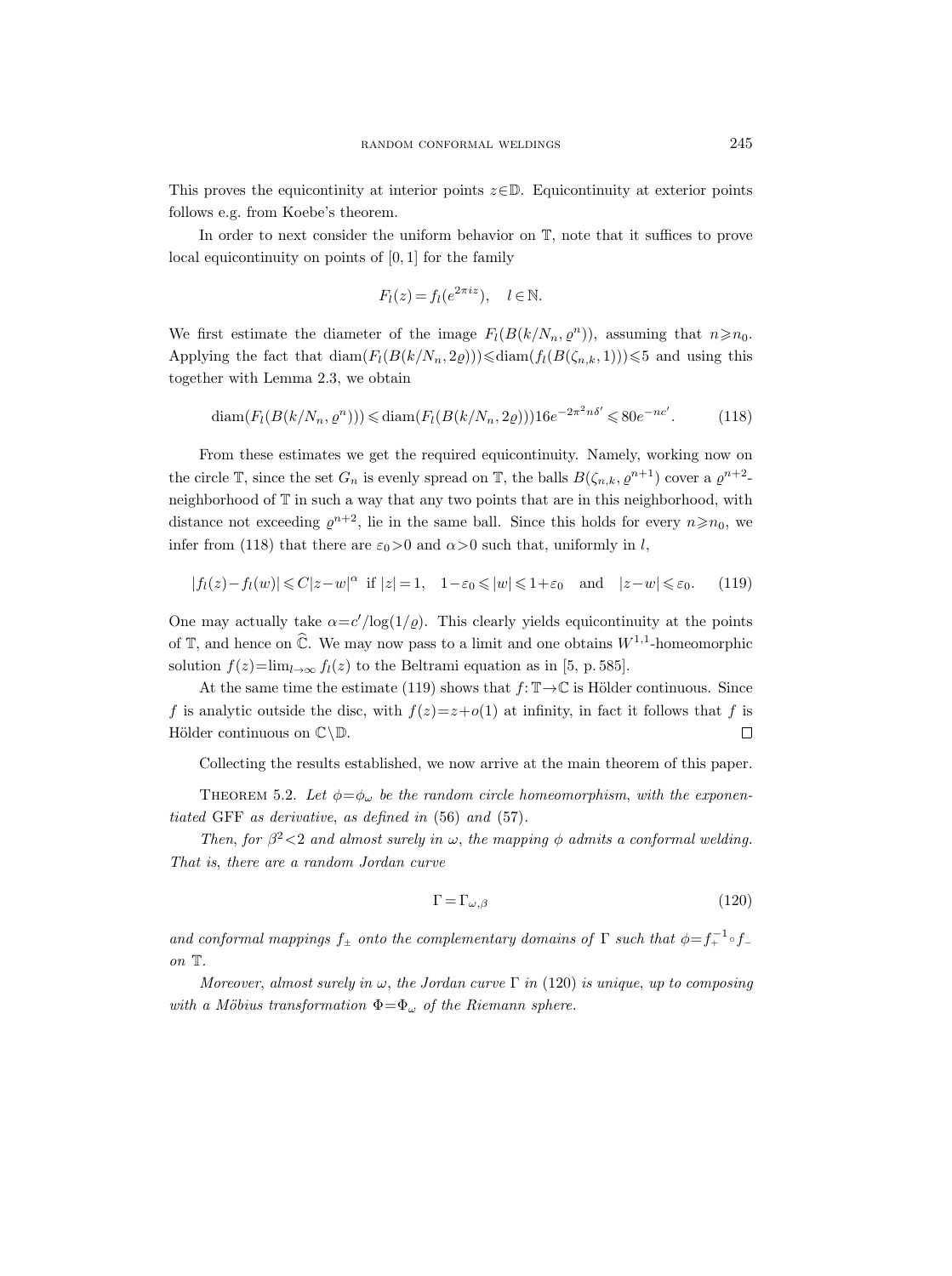This proves the equicontinuity at interior points $z\in\mathbb{D}$. Equicontinuity at exterior points follows e.g. from Koebe's theorem.

In order to next consider the uniform behavior on $\mathbb{T}$, note that it suffices to prove local equicontinuity on points of $[0,1]$ for the family

$$F_l(z) = f_l(e^{2\pi i z}), \quad l\in\mathbb{N}.$$

We first estimate the diameter of the image $F_l(B(k/N_n, \varrho^n))$, assuming that $n\geqslant n_0$. Applying the fact that $\operatorname{diam}(F_l(B(k/N_n, 2\varrho)))\leqslant \operatorname{diam}(f_l(B(\zeta_{n,k},1)))\leqslant 5$ and using this together with Lemma 2.3, we obtain

$$\operatorname{diam}(F_l(B(k/N_n,\varrho^n)))\leqslant \operatorname{diam}(F_l(B(k/N_n,2\varrho)))16e^{-2\pi^2 n\delta'}\leqslant 80e^{-nc'}. \tag{118}$$

From these estimates we get the required equicontinuity. Namely, working now on the circle $\mathbb{T}$, since the set $G_n$ is evenly spread on $\mathbb{T}$, the balls $B(\zeta_{n,k},\varrho^{n+1})$ cover a $\varrho^{n+2}$-neighborhood of $\mathbb{T}$ in such a way that any two points that are in this neighborhood, with distance not exceeding $\varrho^{n+2}$, lie in the same ball. Since this holds for every $n\geqslant n_0$, we infer from (118) that there are $\varepsilon_0>0$ and $\alpha>0$ such that, uniformly in $l$,

$$|f_l(z)-f_l(w)|\leqslant C|z-w|^\alpha \ \text{ if } |z|=1, \quad 1-\varepsilon_0\leqslant |w|\leqslant 1+\varepsilon_0 \quad \text{and} \quad |z-w|\leqslant \varepsilon_0. \tag{119}$$

One may actually take $\alpha=c'/\log(1/\varrho)$. This clearly yields equicontinuity at the points of $\mathbb{T}$, and hence on $\widehat{\mathbb{C}}$. We may now pass to a limit and one obtains $W^{1,1}$-homeomorphic solution $f(z)=\lim_{l\to\infty} f_l(z)$ to the Beltrami equation as in [5, p. 585].

At the same time the estimate (119) shows that $f\colon\mathbb{T}\to\mathbb{C}$ is Hölder continuous. Since $f$ is analytic outside the disc, with $f(z)=z+o(1)$ at infinity, in fact it follows that $f$ is Hölder continuous on $\mathbb{C}\setminus\mathbb{D}$. $\square$

Collecting the results established, we now arrive at the main theorem of this paper.

Theorem 5.2. *Let $\phi=\phi_\omega$ be the random circle homeomorphism, with the exponentiated* GFF *as derivative, as defined in* (56) *and* (57).

*Then, for $\beta^2<2$ and almost surely in $\omega$, the mapping $\phi$ admits a conformal welding. That is, there are a random Jordan curve*

$$\Gamma=\Gamma_{\omega,\beta} \tag{120}$$

*and conformal mappings $f_\pm$ onto the complementary domains of $\Gamma$ such that $\phi=f_+^{-1}\circ f_-$ on $\mathbb{T}$.*

*Moreover, almost surely in $\omega$, the Jordan curve $\Gamma$ in* (120) *is unique, up to composing with a Möbius transformation $\Phi=\Phi_\omega$ of the Riemann sphere.*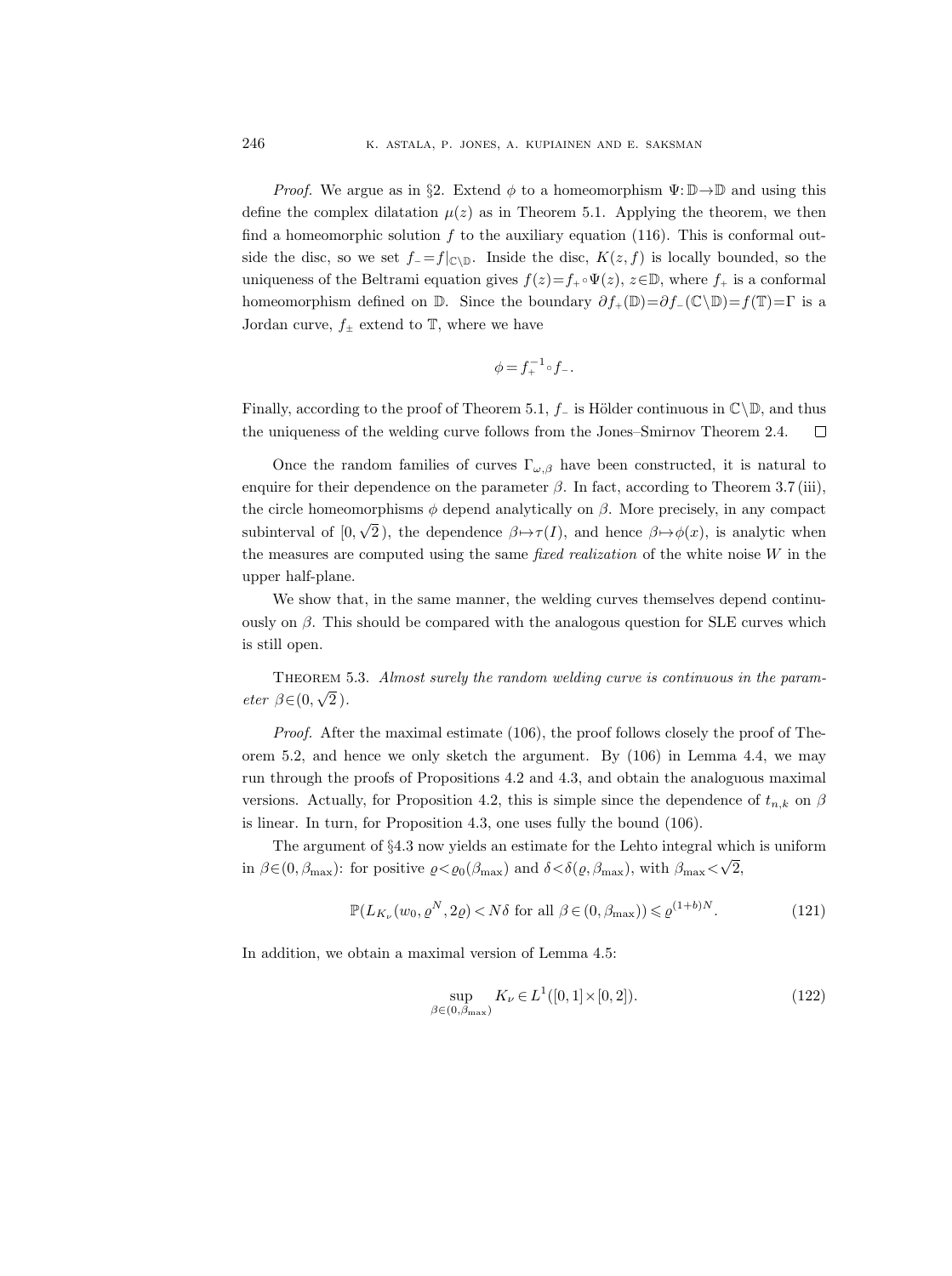*Proof.* We argue as in §2. Extend $\phi$ to a homeomorphism $\Psi: \mathbb{D} \to \mathbb{D}$ and using this define the complex dilatation $\mu(z)$ as in Theorem 5.1. Applying the theorem, we then find a homeomorphic solution $f$ to the auxiliary equation (116). This is conformal outside the disc, so we set $f_- = f|_{\mathbb{C}\setminus\mathbb{D}}$. Inside the disc, $K(z, f)$ is locally bounded, so the uniqueness of the Beltrami equation gives $f(z) = f_+ \circ \Psi(z)$, $z \in \mathbb{D}$, where $f_+$ is a conformal homeomorphism defined on $\mathbb{D}$. Since the boundary $\partial f_+(\mathbb{D}) = \partial f_-(\mathbb{C}\setminus\mathbb{D}) = f(\mathbb{T}) = \Gamma$ is a Jordan curve, $f_\pm$ extend to $\mathbb{T}$, where we have

$$\phi = f_+^{-1} \circ f_-.$$

Finally, according to the proof of Theorem 5.1, $f_-$ is Hölder continuous in $\mathbb{C}\setminus\mathbb{D}$, and thus the uniqueness of the welding curve follows from the Jones–Smirnov Theorem 2.4. $\square$

Once the random families of curves $\Gamma_{\omega,\beta}$ have been constructed, it is natural to enquire for their dependence on the parameter $\beta$. In fact, according to Theorem 3.7 (iii), the circle homeomorphisms $\phi$ depend analytically on $\beta$. More precisely, in any compact subinterval of $[0, \sqrt{2})$, the dependence $\beta \mapsto \tau(I)$, and hence $\beta \mapsto \phi(x)$, is analytic when the measures are computed using the same *fixed realization* of the white noise $W$ in the upper half-plane.

We show that, in the same manner, the welding curves themselves depend continuously on $\beta$. This should be compared with the analogous question for SLE curves which is still open.

Theorem 5.3. *Almost surely the random welding curve is continuous in the parameter* $\beta \in (0, \sqrt{2})$.

*Proof.* After the maximal estimate (106), the proof follows closely the proof of Theorem 5.2, and hence we only sketch the argument. By (106) in Lemma 4.4, we may run through the proofs of Propositions 4.2 and 4.3, and obtain the analoguous maximal versions. Actually, for Proposition 4.2, this is simple since the dependence of $t_{n,k}$ on $\beta$ is linear. In turn, for Proposition 4.3, one uses fully the bound (106).

The argument of §4.3 now yields an estimate for the Lehto integral which is uniform in $\beta \in (0, \beta_{\max})$: for positive $\varrho < \varrho_0(\beta_{\max})$ and $\delta < \delta(\varrho, \beta_{\max})$, with $\beta_{\max} < \sqrt{2}$,

$$\mathbb{P}(L_{K_\nu}(w_0, \varrho^N, 2\varrho) < N\delta \text{ for all } \beta \in (0, \beta_{\max})) \leqslant \varrho^{(1+b)N}. \tag{121}$$

In addition, we obtain a maximal version of Lemma 4.5:

$$\sup_{\beta \in (0, \beta_{\max})} K_\nu \in L^1([0,1] \times [0,2]). \tag{122}$$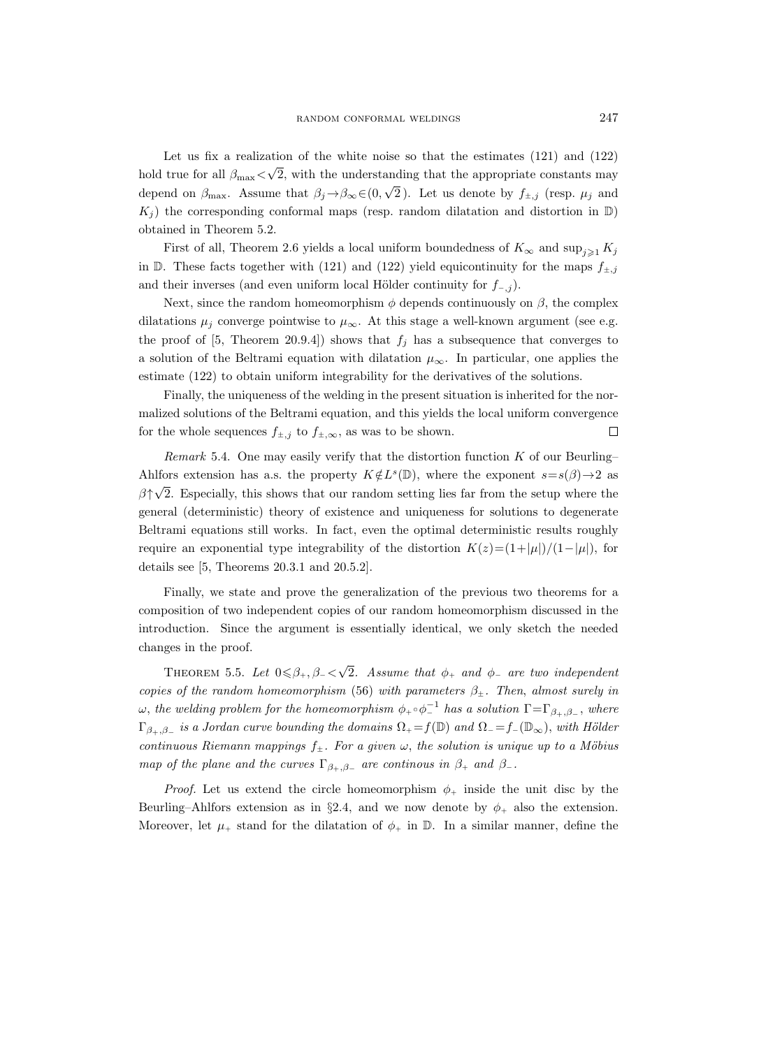Let us fix a realization of the white noise so that the estimates (121) and (122) hold true for all $\beta_{\max}<\sqrt{2}$, with the understanding that the appropriate constants may depend on $\beta_{\max}$. Assume that $\beta_j\to\beta_\infty\in(0,\sqrt{2}\,)$. Let us denote by $f_{\pm,j}$ (resp. $\mu_j$ and $K_j$) the corresponding conformal maps (resp. random dilatation and distortion in $\mathbb{D}$) obtained in Theorem 5.2.

First of all, Theorem 2.6 yields a local uniform boundedness of $K_\infty$ and $\sup_{j\geqslant 1}K_j$ in $\mathbb{D}$. These facts together with (121) and (122) yield equicontinuity for the maps $f_{\pm,j}$ and their inverses (and even uniform local Hölder continuity for $f_{-,j}$).

Next, since the random homeomorphism $\phi$ depends continuously on $\beta$, the complex dilatations $\mu_j$ converge pointwise to $\mu_\infty$. At this stage a well-known argument (see e.g. the proof of [5, Theorem 20.9.4]) shows that $f_j$ has a subsequence that converges to a solution of the Beltrami equation with dilatation $\mu_\infty$. In particular, one applies the estimate (122) to obtain uniform integrability for the derivatives of the solutions.

Finally, the uniqueness of the welding in the present situation is inherited for the normalized solutions of the Beltrami equation, and this yields the local uniform convergence for the whole sequences $f_{\pm,j}$ to $f_{\pm,\infty}$, as was to be shown. $\square$

*Remark* 5.4. One may easily verify that the distortion function $K$ of our Beurling–Ahlfors extension has a.s. the property $K\notin L^s(\mathbb{D})$, where the exponent $s=s(\beta)\to 2$ as $\beta\uparrow\sqrt{2}$. Especially, this shows that our random setting lies far from the setup where the general (deterministic) theory of existence and uniqueness for solutions to degenerate Beltrami equations still works. In fact, even the optimal deterministic results roughly require an exponential type integrability of the distortion $K(z)=(1+|\mu|)/(1-|\mu|)$, for details see [5, Theorems 20.3.1 and 20.5.2].

Finally, we state and prove the generalization of the previous two theorems for a composition of two independent copies of our random homeomorphism discussed in the introduction. Since the argument is essentially identical, we only sketch the needed changes in the proof.

THEOREM 5.5. *Let $0\leqslant\beta_+,\beta_-<\sqrt{2}$. Assume that $\phi_+$ and $\phi_-$ are two independent copies of the random homeomorphism* (56) *with parameters $\beta_\pm$. Then, almost surely in $\omega$, the welding problem for the homeomorphism $\phi_+\circ\phi_-^{-1}$ has a solution $\Gamma=\Gamma_{\beta_+,\beta_-}$, where $\Gamma_{\beta_+,\beta_-}$ is a Jordan curve bounding the domains $\Omega_+=f(\mathbb{D})$ and $\Omega_-=f_-(\mathbb{D}_\infty)$, with Hölder continuous Riemann mappings $f_\pm$. For a given $\omega$, the solution is unique up to a Möbius map of the plane and the curves $\Gamma_{\beta_+,\beta_-}$ are continous in $\beta_+$ and $\beta_-$.*

*Proof.* Let us extend the circle homeomorphism $\phi_+$ inside the unit disc by the Beurling–Ahlfors extension as in §2.4, and we now denote by $\phi_+$ also the extension. Moreover, let $\mu_+$ stand for the dilatation of $\phi_+$ in $\mathbb{D}$. In a similar manner, define the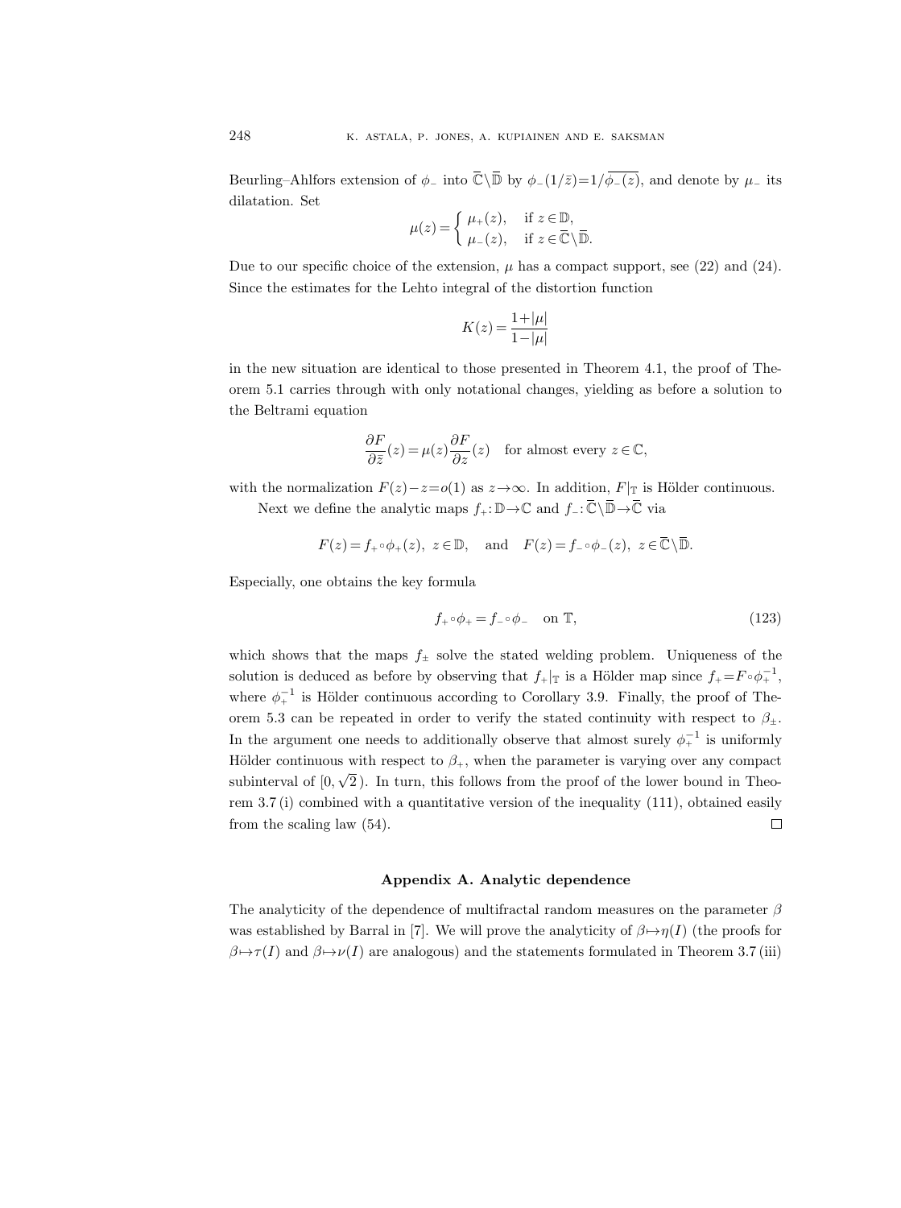Beurling–Ahlfors extension of $\phi_-$ into $\overline{\mathbb{C}}\setminus\overline{\mathbb{D}}$ by $\phi_-(1/\bar{z})=1/\overline{\phi_-(z)}$, and denote by $\mu_-$ its dilatation. Set

$$\mu(z)=\begin{cases}\mu_+(z), & \text{if } z\in\mathbb{D},\\ \mu_-(z), & \text{if } z\in\overline{\mathbb{C}}\setminus\overline{\mathbb{D}}.\end{cases}$$

Due to our specific choice of the extension, $\mu$ has a compact support, see (22) and (24). Since the estimates for the Lehto integral of the distortion function

$$K(z)=\frac{1+|\mu|}{1-|\mu|}$$

in the new situation are identical to those presented in Theorem 4.1, the proof of Theorem 5.1 carries through with only notational changes, yielding as before a solution to the Beltrami equation

$$\frac{\partial F}{\partial \bar{z}}(z)=\mu(z)\frac{\partial F}{\partial z}(z)\quad \text{for almost every } z\in\mathbb{C},$$

with the normalization $F(z)-z=o(1)$ as $z\to\infty$. In addition, $F|_{\mathbb{T}}$ is Hölder continuous.

Next we define the analytic maps $f_+:\mathbb{D}\to\mathbb{C}$ and $f_-:\overline{\mathbb{C}}\setminus\overline{\mathbb{D}}\to\overline{\mathbb{C}}$ via

$$F(z)=f_+\circ\phi_+(z),\ z\in\mathbb{D},\quad \text{and}\quad F(z)=f_-\circ\phi_-(z),\ z\in\overline{\mathbb{C}}\setminus\overline{\mathbb{D}}.$$

Especially, one obtains the key formula

$$f_+\circ\phi_+=f_-\circ\phi_-\quad \text{on } \mathbb{T}, \tag{123}$$

which shows that the maps $f_\pm$ solve the stated welding problem. Uniqueness of the solution is deduced as before by observing that $f_+|_{\mathbb{T}}$ is a Hölder map since $f_+=F\circ\phi_+^{-1}$, where $\phi_+^{-1}$ is Hölder continuous according to Corollary 3.9. Finally, the proof of Theorem 5.3 can be repeated in order to verify the stated continuity with respect to $\beta_\pm$. In the argument one needs to additionally observe that almost surely $\phi_+^{-1}$ is uniformly Hölder continuous with respect to $\beta_+$, when the parameter is varying over any compact subinterval of $[0,\sqrt{2}\,)$. In turn, this follows from the proof of the lower bound in Theorem 3.7 (i) combined with a quantitative version of the inequality (111), obtained easily from the scaling law (54). $\square$

## Appendix A. Analytic dependence

The analyticity of the dependence of multifractal random measures on the parameter $\beta$ was established by Barral in [7]. We will prove the analyticity of $\beta\mapsto\eta(I)$ (the proofs for $\beta\mapsto\tau(I)$ and $\beta\mapsto\nu(I)$ are analogous) and the statements formulated in Theorem 3.7 (iii)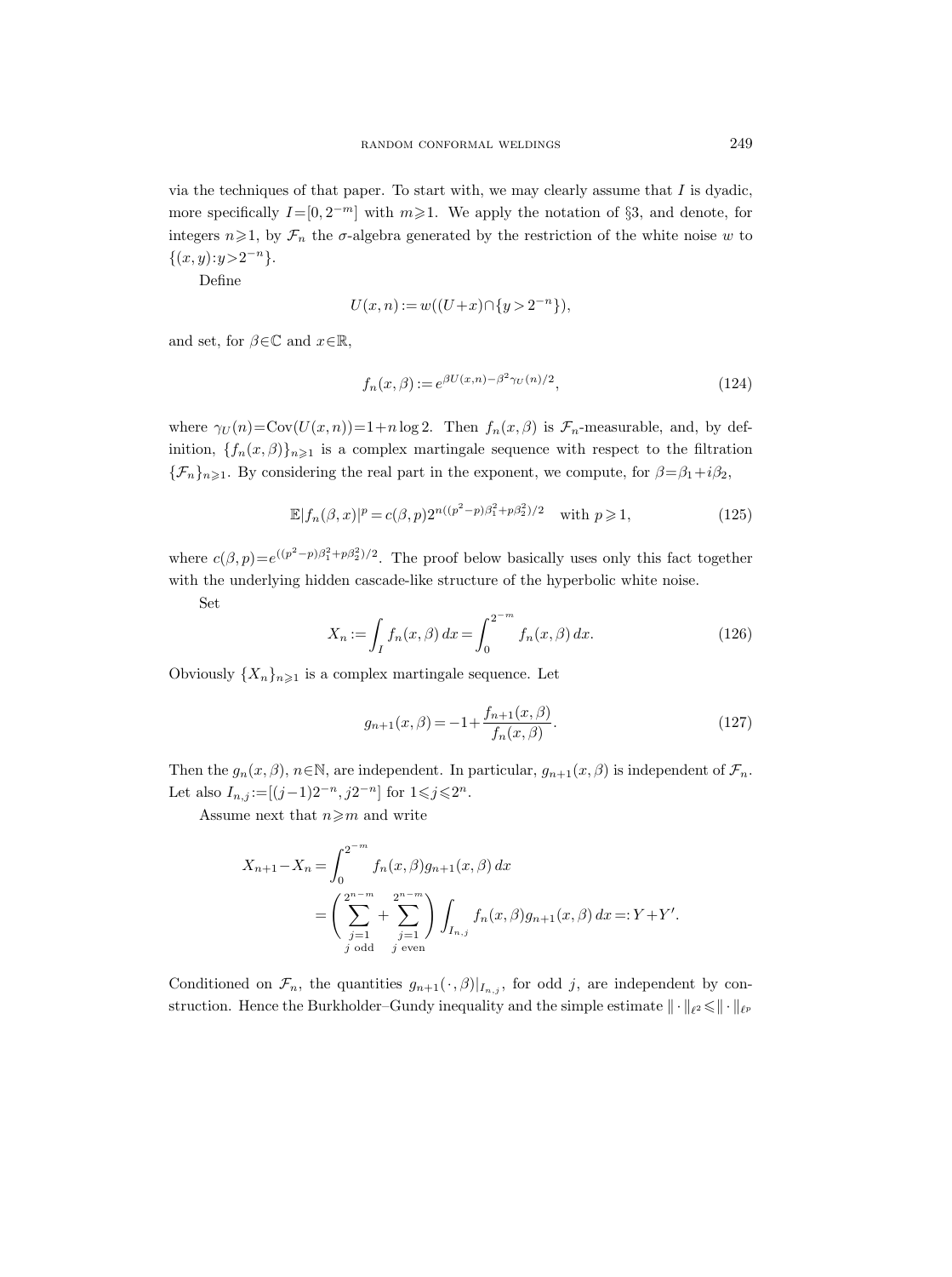via the techniques of that paper. To start with, we may clearly assume that $I$ is dyadic, more specifically $I=[0,2^{-m}]$ with $m\geqslant 1$. We apply the notation of §3, and denote, for integers $n\geqslant 1$, by $\mathcal{F}_n$ the $\sigma$-algebra generated by the restriction of the white noise $w$ to $\{(x,y):y>2^{-n}\}$.

Define

$$U(x,n) := w((U+x)\cap\{y>2^{-n}\}),$$

and set, for $\beta\in\mathbb{C}$ and $x\in\mathbb{R}$,

$$f_n(x,\beta) := e^{\beta U(x,n)-\beta^2\gamma_U(n)/2}, \tag{124}$$

where $\gamma_U(n)=\operatorname{Cov}(U(x,n))=1+n\log 2$. Then $f_n(x,\beta)$ is $\mathcal{F}_n$-measurable, and, by definition, $\{f_n(x,\beta)\}_{n\geqslant 1}$ is a complex martingale sequence with respect to the filtration $\{\mathcal{F}_n\}_{n\geqslant 1}$. By considering the real part in the exponent, we compute, for $\beta=\beta_1+i\beta_2$,

$$\mathbb{E}|f_n(\beta,x)|^p = c(\beta,p)2^{n((p^2-p)\beta_1^2+p\beta_2^2)/2} \quad \text{with } p\geqslant 1, \tag{125}$$

where $c(\beta,p)=e^{((p^2-p)\beta_1^2+p\beta_2^2)/2}$. The proof below basically uses only this fact together with the underlying hidden cascade-like structure of the hyperbolic white noise.

Set

$$X_n := \int_I f_n(x,\beta)\,dx = \int_0^{2^{-m}} f_n(x,\beta)\,dx. \tag{126}$$

Obviously $\{X_n\}_{n\geqslant 1}$ is a complex martingale sequence. Let

$$g_{n+1}(x,\beta) = -1+\frac{f_{n+1}(x,\beta)}{f_n(x,\beta)}. \tag{127}$$

Then the $g_n(x,\beta)$, $n\in\mathbb{N}$, are independent. In particular, $g_{n+1}(x,\beta)$ is independent of $\mathcal{F}_n$. Let also $I_{n,j}:=[(j-1)2^{-n}, j2^{-n}]$ for $1\leqslant j\leqslant 2^n$.

Assume next that $n\geqslant m$ and write

$$\begin{aligned}
X_{n+1}-X_n &= \int_0^{2^{-m}} f_n(x,\beta)g_{n+1}(x,\beta)\,dx \\
&= \Bigg(\sum_{\substack{j=1\\ j \text{ odd}}}^{2^{n-m}} + \sum_{\substack{j=1\\ j \text{ even}}}^{2^{n-m}}\Bigg) \int_{I_{n,j}} f_n(x,\beta)g_{n+1}(x,\beta)\,dx =: Y+Y'.
\end{aligned}$$

Conditioned on $\mathcal{F}_n$, the quantities $g_{n+1}(\,\cdot\,,\beta)|_{I_{n,j}}$, for odd $j$, are independent by construction. Hence the Burkholder–Gundy inequality and the simple estimate $\|\cdot\|_{\ell^2}\leqslant\|\cdot\|_{\ell^p}$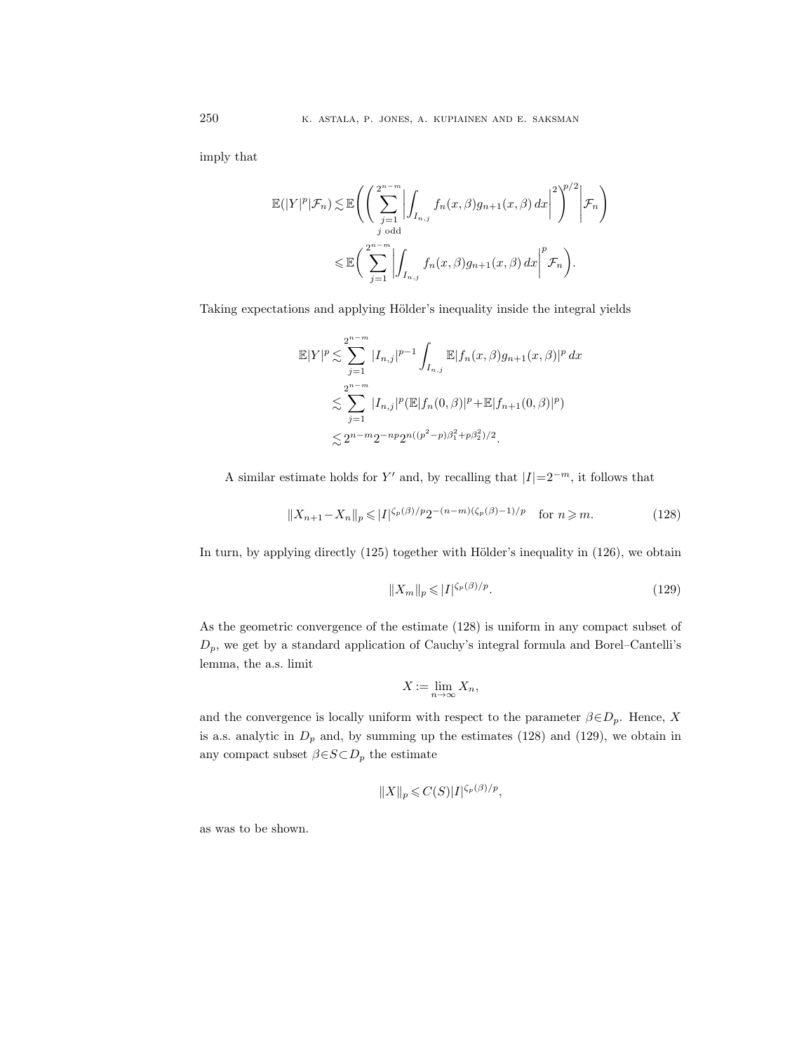imply that

$$
\begin{aligned}
\mathbb{E}(|Y|^p|\mathcal{F}_n) &\lesssim \mathbb{E}\left( \left( \sum_{\substack{j=1 \\ j \text{ odd}}}^{2^{n-m}} \left| \int_{I_{n,j}} f_n(x,\beta) g_{n+1}(x,\beta)\,dx \right|^2 \right)^{p/2} \middle| \mathcal{F}_n \right) \\
&\leqslant \mathbb{E}\left( \sum_{j=1}^{2^{n-m}} \left| \int_{I_{n,j}} f_n(x,\beta) g_{n+1}(x,\beta)\,dx \right|^p \mathcal{F}_n \right).
\end{aligned}
$$

Taking expectations and applying Hölder's inequality inside the integral yields

$$
\begin{aligned}
\mathbb{E}|Y|^p &\lesssim \sum_{j=1}^{2^{n-m}} |I_{n,j}|^{p-1} \int_{I_{n,j}} \mathbb{E}|f_n(x,\beta) g_{n+1}(x,\beta)|^p\,dx \\
&\lesssim \sum_{j=1}^{2^{n-m}} |I_{n,j}|^p (\mathbb{E}|f_n(0,\beta)|^p + \mathbb{E}|f_{n+1}(0,\beta)|^p) \\
&\lesssim 2^{n-m} 2^{-np} 2^{n((p^2-p)\beta_1^2 + p\beta_2^2)/2}.
\end{aligned}
$$

A similar estimate holds for $Y'$ and, by recalling that $|I|=2^{-m}$, it follows that

$$
\|X_{n+1} - X_n\|_p \leqslant |I|^{\zeta_p(\beta)/p} 2^{-(n-m)(\zeta_p(\beta)-1)/p} \quad \text{for } n \geqslant m. \tag{128}
$$

In turn, by applying directly (125) together with Hölder's inequality in (126), we obtain

$$
\|X_m\|_p \leqslant |I|^{\zeta_p(\beta)/p}. \tag{129}
$$

As the geometric convergence of the estimate (128) is uniform in any compact subset of $D_p$, we get by a standard application of Cauchy's integral formula and Borel–Cantelli's lemma, the a.s. limit

$$
X := \lim_{n\to\infty} X_n,
$$

and the convergence is locally uniform with respect to the parameter $\beta \in D_p$. Hence, $X$ is a.s. analytic in $D_p$ and, by summing up the estimates (128) and (129), we obtain in any compact subset $\beta \in S \subset D_p$ the estimate

$$
\|X\|_p \leqslant C(S) |I|^{\zeta_p(\beta)/p},
$$

as was to be shown.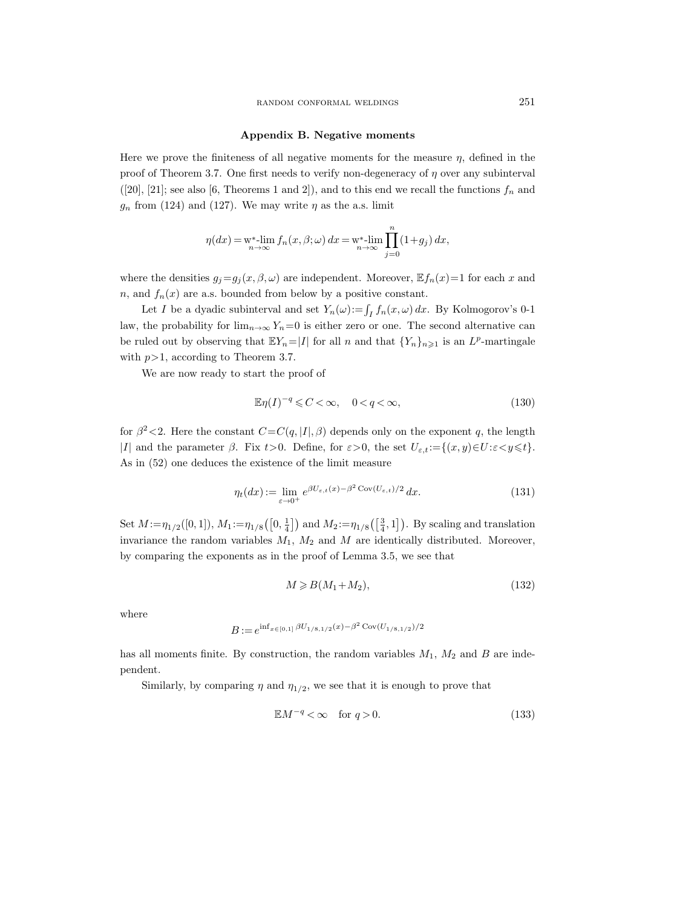## Appendix B. Negative moments

Here we prove the finiteness of all negative moments for the measure $\eta$, defined in the proof of Theorem 3.7. One first needs to verify non-degeneracy of $\eta$ over any subinterval ([20], [21]; see also [6, Theorems 1 and 2]), and to this end we recall the functions $f_n$ and $g_n$ from (124) and (127). We may write $\eta$ as the a.s. limit

$$\eta(dx) = \text{w}^*\text{-}\lim_{n\to\infty} f_n(x,\beta;\omega)\,dx = \text{w}^*\text{-}\lim_{n\to\infty} \prod_{j=0}^{n}(1+g_j)\,dx,$$

where the densities $g_j = g_j(x,\beta,\omega)$ are independent. Moreover, $\mathbb{E}f_n(x)=1$ for each $x$ and $n$, and $f_n(x)$ are a.s. bounded from below by a positive constant.

Let $I$ be a dyadic subinterval and set $Y_n(\omega) := \int_I f_n(x,\omega)\,dx$. By Kolmogorov's 0-1 law, the probability for $\lim_{n\to\infty} Y_n = 0$ is either zero or one. The second alternative can be ruled out by observing that $\mathbb{E}Y_n = |I|$ for all $n$ and that $\{Y_n\}_{n\geqslant 1}$ is an $L^p$-martingale with $p>1$, according to Theorem 3.7.

We are now ready to start the proof of

$$\mathbb{E}\eta(I)^{-q} \leqslant C < \infty, \quad 0<q<\infty, \tag{130}$$

for $\beta^2 < 2$. Here the constant $C = C(q, |I|, \beta)$ depends only on the exponent $q$, the length $|I|$ and the parameter $\beta$. Fix $t>0$. Define, for $\varepsilon>0$, the set $U_{\varepsilon,t} := \{(x,y)\in U : \varepsilon < y \leqslant t\}$. As in (52) one deduces the existence of the limit measure

$$\eta_t(dx) := \lim_{\varepsilon\to 0^+} e^{\beta U_{\varepsilon,t}(x) - \beta^2 \operatorname{Cov}(U_{\varepsilon,t})/2}\,dx. \tag{131}$$

Set $M := \eta_{1/2}([0,1])$, $M_1 := \eta_{1/8}\big(\big[0,\frac{1}{4}\big]\big)$ and $M_2 := \eta_{1/8}\big(\big[\frac{3}{4},1\big]\big)$. By scaling and translation invariance the random variables $M_1$, $M_2$ and $M$ are identically distributed. Moreover, by comparing the exponents as in the proof of Lemma 3.5, we see that

$$M \geqslant B(M_1 + M_2), \tag{132}$$

where

$$B := e^{\inf_{x\in[0,1]} \beta U_{1/8,1/2}(x) - \beta^2 \operatorname{Cov}(U_{1/8,1/2})/2}$$

has all moments finite. By construction, the random variables $M_1$, $M_2$ and $B$ are independent.

Similarly, by comparing $\eta$ and $\eta_{1/2}$, we see that it is enough to prove that

$$\mathbb{E}M^{-q} < \infty \quad \text{for } q>0. \tag{133}$$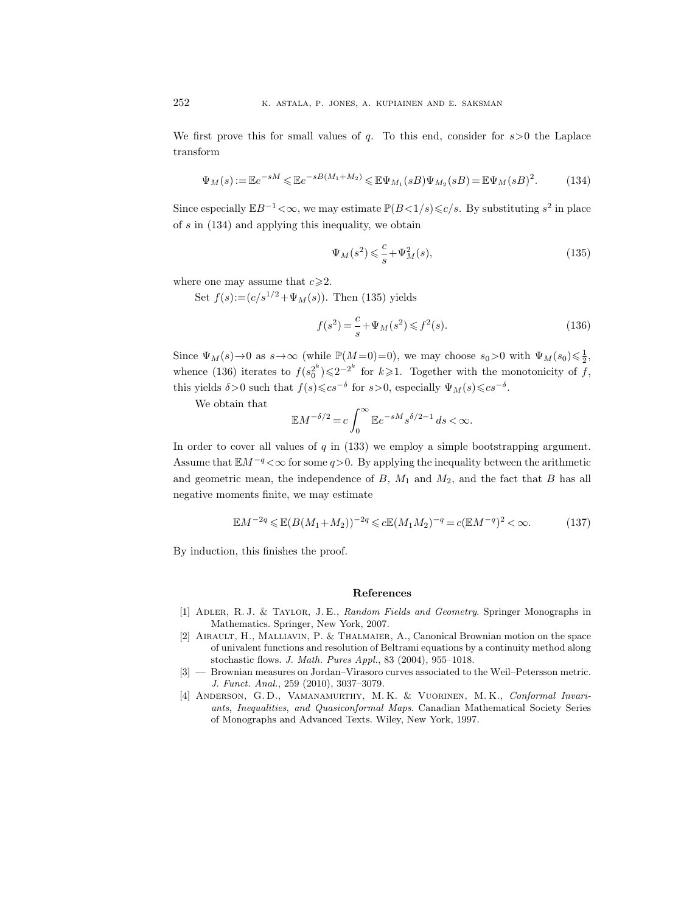We first prove this for small values of $q$. To this end, consider for $s>0$ the Laplace transform

$$\Psi_M(s) := \mathbb{E}e^{-sM} \leqslant \mathbb{E}e^{-sB(M_1+M_2)} \leqslant \mathbb{E}\Psi_{M_1}(sB)\Psi_{M_2}(sB) = \mathbb{E}\Psi_M(sB)^2. \tag{134}$$

Since especially $\mathbb{E}B^{-1}<\infty$, we may estimate $\mathbb{P}(B<1/s)\leqslant c/s$. By substituting $s^2$ in place of $s$ in (134) and applying this inequality, we obtain

$$\Psi_M(s^2) \leqslant \frac{c}{s} + \Psi_M^2(s), \tag{135}$$

where one may assume that $c\geqslant 2$.

Set $f(s):=(c/s^{1/2}+\Psi_M(s))$. Then (135) yields

$$f(s^2) = \frac{c}{s} + \Psi_M(s^2) \leqslant f^2(s). \tag{136}$$

Since $\Psi_M(s)\to 0$ as $s\to\infty$ (while $\mathbb{P}(M=0)=0$), we may choose $s_0>0$ with $\Psi_M(s_0)\leqslant \frac{1}{2}$, whence (136) iterates to $f(s_0^{2^k})\leqslant 2^{-2^k}$ for $k\geqslant 1$. Together with the monotonicity of $f$, this yields $\delta>0$ such that $f(s)\leqslant cs^{-\delta}$ for $s>0$, especially $\Psi_M(s)\leqslant cs^{-\delta}$.

We obtain that

$$\mathbb{E}M^{-\delta/2} = c\int_0^\infty \mathbb{E}e^{-sM} s^{\delta/2-1}\, ds < \infty.$$

In order to cover all values of $q$ in (133) we employ a simple bootstrapping argument. Assume that $\mathbb{E}M^{-q}<\infty$ for some $q>0$. By applying the inequality between the arithmetic and geometric mean, the independence of $B$, $M_1$ and $M_2$, and the fact that $B$ has all negative moments finite, we may estimate

$$\mathbb{E}M^{-2q} \leqslant \mathbb{E}(B(M_1+M_2))^{-2q} \leqslant c\mathbb{E}(M_1M_2)^{-q} = c(\mathbb{E}M^{-q})^2 < \infty. \tag{137}$$

By induction, this finishes the proof.

## References

[1] Adler, R. J. & Taylor, J. E., *Random Fields and Geometry*. Springer Monographs in Mathematics. Springer, New York, 2007.

[2] Airault, H., Malliavin, P. & Thalmaier, A., Canonical Brownian motion on the space of univalent functions and resolution of Beltrami equations by a continuity method along stochastic flows. *J. Math. Pures Appl.*, 83 (2004), 955–1018.

[3] — Brownian measures on Jordan–Virasoro curves associated to the Weil–Petersson metric. *J. Funct. Anal.*, 259 (2010), 3037–3079.

[4] Anderson, G. D., Vamanamurthy, M. K. & Vuorinen, M. K., *Conformal Invariants, Inequalities, and Quasiconformal Maps*. Canadian Mathematical Society Series of Monographs and Advanced Texts. Wiley, New York, 1997.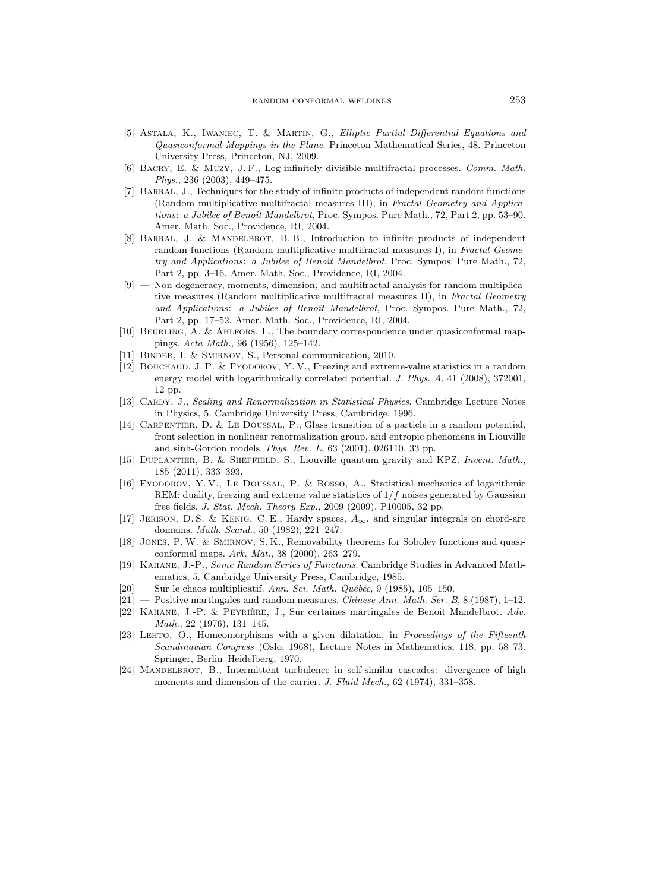[5] Astala, K., Iwaniec, T. & Martin, G., *Elliptic Partial Differential Equations and Quasiconformal Mappings in the Plane*. Princeton Mathematical Series, 48. Princeton University Press, Princeton, NJ, 2009.

[6] Bacry, E. & Muzy, J. F., Log-infinitely divisible multifractal processes. *Comm. Math. Phys.*, 236 (2003), 449–475.

[7] Barral, J., Techniques for the study of infinite products of independent random functions (Random multiplicative multifractal measures III), in *Fractal Geometry and Applications: a Jubilee of Benoît Mandelbrot*, Proc. Sympos. Pure Math., 72, Part 2, pp. 53–90. Amer. Math. Soc., Providence, RI, 2004.

[8] Barral, J. & Mandelbrot, B. B., Introduction to infinite products of independent random functions (Random multiplicative multifractal measures I), in *Fractal Geometry and Applications: a Jubilee of Benoît Mandelbrot*, Proc. Sympos. Pure Math., 72, Part 2, pp. 3–16. Amer. Math. Soc., Providence, RI, 2004.

[9] — Non-degeneracy, moments, dimension, and multifractal analysis for random multiplicative measures (Random multiplicative multifractal measures II), in *Fractal Geometry and Applications: a Jubilee of Benoît Mandelbrot*, Proc. Sympos. Pure Math., 72, Part 2, pp. 17–52. Amer. Math. Soc., Providence, RI, 2004.

[10] Beurling, A. & Ahlfors, L., The boundary correspondence under quasiconformal mappings. *Acta Math.*, 96 (1956), 125–142.

[11] Binder, I. & Smirnov, S., Personal communication, 2010.

[12] Bouchaud, J. P. & Fyodorov, Y. V., Freezing and extreme-value statistics in a random energy model with logarithmically correlated potential. *J. Phys. A*, 41 (2008), 372001, 12 pp.

[13] Cardy, J., *Scaling and Renormalization in Statistical Physics*. Cambridge Lecture Notes in Physics, 5. Cambridge University Press, Cambridge, 1996.

[14] Carpentier, D. & Le Doussal, P., Glass transition of a particle in a random potential, front selection in nonlinear renormalization group, and entropic phenomena in Liouville and sinh-Gordon models. *Phys. Rev. E*, 63 (2001), 026110, 33 pp.

[15] Duplantier, B. & Sheffield, S., Liouville quantum gravity and KPZ. *Invent. Math.*, 185 (2011), 333–393.

[16] Fyodorov, Y. V., Le Doussal, P. & Rosso, A., Statistical mechanics of logarithmic REM: duality, freezing and extreme value statistics of $1/f$ noises generated by Gaussian free fields. *J. Stat. Mech. Theory Exp.*, 2009 (2009), P10005, 32 pp.

[17] Jerison, D. S. & Kenig, C. E., Hardy spaces, $A_\infty$, and singular integrals on chord-arc domains. *Math. Scand.*, 50 (1982), 221–247.

[18] Jones, P. W. & Smirnov, S. K., Removability theorems for Sobolev functions and quasiconformal maps. *Ark. Mat.*, 38 (2000), 263–279.

[19] Kahane, J.-P., *Some Random Series of Functions*. Cambridge Studies in Advanced Mathematics, 5. Cambridge University Press, Cambridge, 1985.

[20] — Sur le chaos multiplicatif. *Ann. Sci. Math. Québec*, 9 (1985), 105–150.

[21] — Positive martingales and random measures. *Chinese Ann. Math. Ser. B*, 8 (1987), 1–12.

[22] Kahane, J.-P. & Peyrière, J., Sur certaines martingales de Benoit Mandelbrot. *Adv. Math.*, 22 (1976), 131–145.

[23] Lehto, O., Homeomorphisms with a given dilatation, in *Proceedings of the Fifteenth Scandinavian Congress* (Oslo, 1968), Lecture Notes in Mathematics, 118, pp. 58–73. Springer, Berlin–Heidelberg, 1970.

[24] Mandelbrot, B., Intermittent turbulence in self-similar cascades: divergence of high moments and dimension of the carrier. *J. Fluid Mech.*, 62 (1974), 331–358.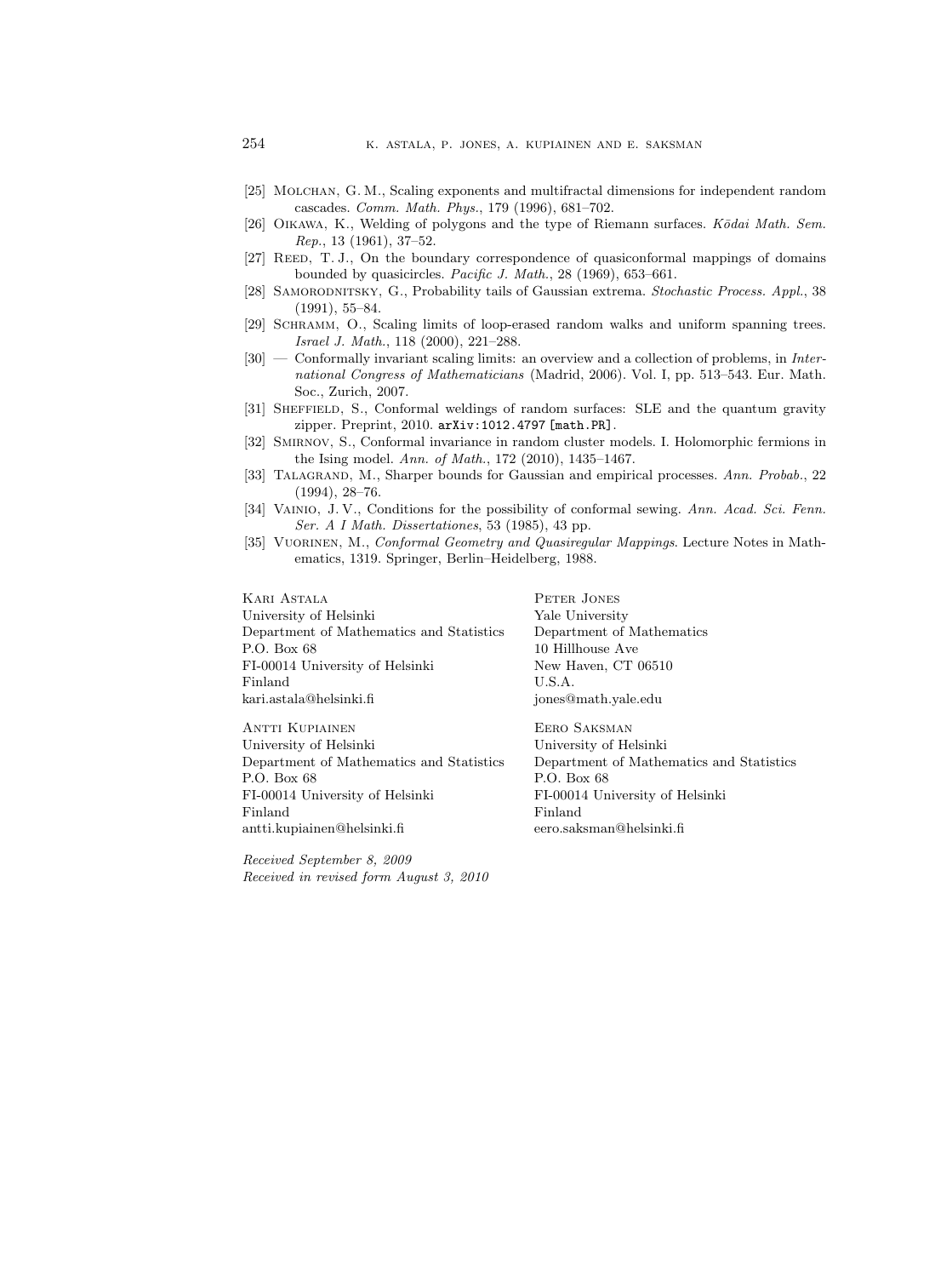[25] Molchan, G. M., Scaling exponents and multifractal dimensions for independent random cascades. *Comm. Math. Phys.*, 179 (1996), 681–702.

[26] Oikawa, K., Welding of polygons and the type of Riemann surfaces. *Kōdai Math. Sem. Rep.*, 13 (1961), 37–52.

[27] Reed, T. J., On the boundary correspondence of quasiconformal mappings of domains bounded by quasicircles. *Pacific J. Math.*, 28 (1969), 653–661.

[28] Samorodnitsky, G., Probability tails of Gaussian extrema. *Stochastic Process. Appl.*, 38 (1991), 55–84.

[29] Schramm, O., Scaling limits of loop-erased random walks and uniform spanning trees. *Israel J. Math.*, 118 (2000), 221–288.

[30] — Conformally invariant scaling limits: an overview and a collection of problems, in *International Congress of Mathematicians* (Madrid, 2006). Vol. I, pp. 513–543. Eur. Math. Soc., Zurich, 2007.

[31] Sheffield, S., Conformal weldings of random surfaces: SLE and the quantum gravity zipper. Preprint, 2010. `arXiv:1012.4797 [math.PR]`.

[32] Smirnov, S., Conformal invariance in random cluster models. I. Holomorphic fermions in the Ising model. *Ann. of Math.*, 172 (2010), 1435–1467.

[33] Talagrand, M., Sharper bounds for Gaussian and empirical processes. *Ann. Probab.*, 22 (1994), 28–76.

[34] Vainio, J. V., Conditions for the possibility of conformal sewing. *Ann. Acad. Sci. Fenn. Ser. A I Math. Dissertationes*, 53 (1985), 43 pp.

[35] Vuorinen, M., *Conformal Geometry and Quasiregular Mappings*. Lecture Notes in Mathematics, 1319. Springer, Berlin–Heidelberg, 1988.

Kari Astala
University of Helsinki
Department of Mathematics and Statistics
P.O. Box 68
FI-00014 University of Helsinki
Finland
kari.astala@helsinki.fi

Peter Jones
Yale University
Department of Mathematics
10 Hillhouse Ave
New Haven, CT 06510
U.S.A.
jones@math.yale.edu

Antti Kupiainen
University of Helsinki
Department of Mathematics and Statistics
P.O. Box 68
FI-00014 University of Helsinki
Finland
antti.kupiainen@helsinki.fi

Eero Saksman
University of Helsinki
Department of Mathematics and Statistics
P.O. Box 68
FI-00014 University of Helsinki
Finland
eero.saksman@helsinki.fi

*Received September 8, 2009*
*Received in revised form August 3, 2010*